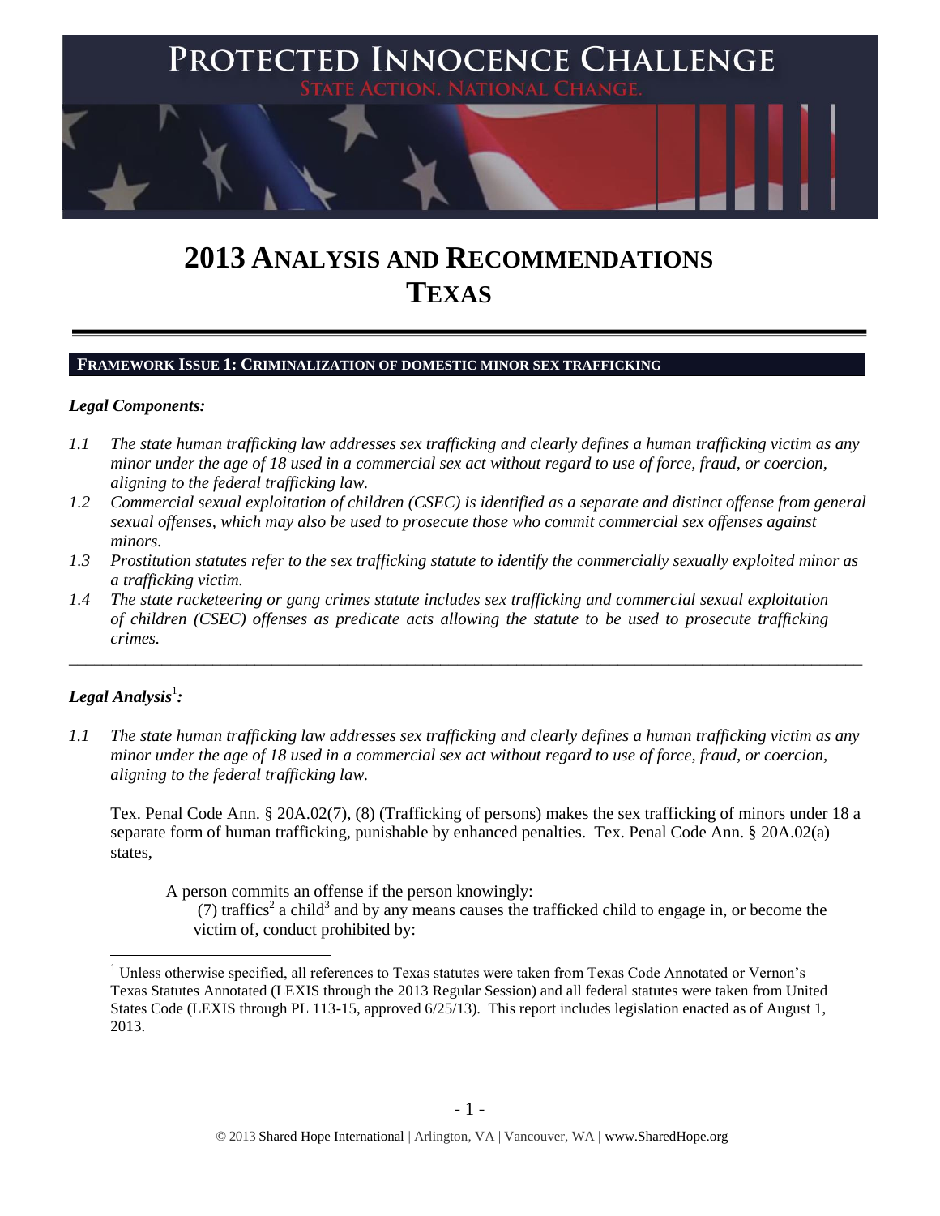# PROTECTED INNOCENCE CHALLENGE

STATE ACTION. NATIONAL CHANGE.

# 2013 ANALYSIS AND RECOMMENDATIONS
# TEXAS

## FRAMEWORK ISSUE 1: CRIMINALIZATION OF DOMESTIC MINOR SEX TRAFFICKING

### *Legal Components:*

*1.1 The state human trafficking law addresses sex trafficking and clearly defines a human trafficking victim as any minor under the age of 18 used in a commercial sex act without regard to use of force, fraud, or coercion, aligning to the federal trafficking law.*

*1.2 Commercial sexual exploitation of children (CSEC) is identified as a separate and distinct offense from general sexual offenses, which may also be used to prosecute those who commit commercial sex offenses against minors.*

*1.3 Prostitution statutes refer to the sex trafficking statute to identify the commercially sexually exploited minor as a trafficking victim.*

*1.4 The state racketeering or gang crimes statute includes sex trafficking and commercial sexual exploitation of children (CSEC) offenses as predicate acts allowing the statute to be used to prosecute trafficking crimes.*

---

### *Legal Analysis*[1]*:*

*1.1 The state human trafficking law addresses sex trafficking and clearly defines a human trafficking victim as any minor under the age of 18 used in a commercial sex act without regard to use of force, fraud, or coercion, aligning to the federal trafficking law.*

Tex. Penal Code Ann. § 20A.02(7), (8) (Trafficking of persons) makes the sex trafficking of minors under 18 a separate form of human trafficking, punishable by enhanced penalties. Tex. Penal Code Ann. § 20A.02(a) states,

> A person commits an offense if the person knowingly:
>
> (7) traffics[2] a child[3] and by any means causes the trafficked child to engage in, or become the victim of, conduct prohibited by:

---

[1] Unless otherwise specified, all references to Texas statutes were taken from Texas Code Annotated or Vernon's Texas Statutes Annotated (LEXIS through the 2013 Regular Session) and all federal statutes were taken from United States Code (LEXIS through PL 113-15, approved 6/25/13). This report includes legislation enacted as of August 1, 2013.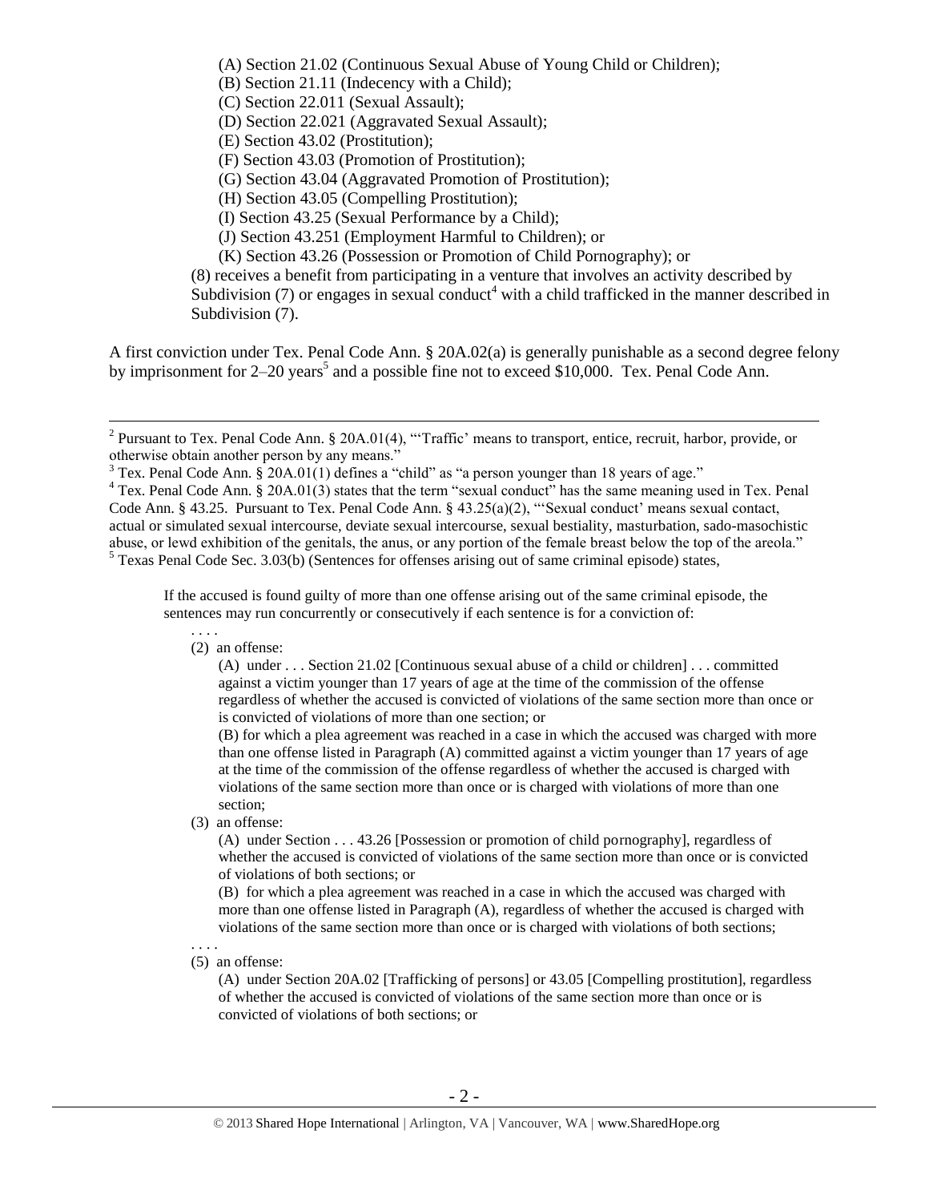(A) Section 21.02 (Continuous Sexual Abuse of Young Child or Children);
(B) Section 21.11 (Indecency with a Child);
(C) Section 22.011 (Sexual Assault);
(D) Section 22.021 (Aggravated Sexual Assault);
(E) Section 43.02 (Prostitution);
(F) Section 43.03 (Promotion of Prostitution);
(G) Section 43.04 (Aggravated Promotion of Prostitution);
(H) Section 43.05 (Compelling Prostitution);
(I) Section 43.25 (Sexual Performance by a Child);
(J) Section 43.251 (Employment Harmful to Children); or
(K) Section 43.26 (Possession or Promotion of Child Pornography); or

(8) receives a benefit from participating in a venture that involves an activity described by Subdivision (7) or engages in sexual conduct[4] with a child trafficked in the manner described in Subdivision (7).

A first conviction under Tex. Penal Code Ann. § 20A.02(a) is generally punishable as a second degree felony by imprisonment for 2–20 years[5] and a possible fine not to exceed $10,000. Tex. Penal Code Ann.

---

[2] Pursuant to Tex. Penal Code Ann. § 20A.01(4), "'Traffic' means to transport, entice, recruit, harbor, provide, or otherwise obtain another person by any means."

[3] Tex. Penal Code Ann. § 20A.01(1) defines a "child" as "a person younger than 18 years of age."

[4] Tex. Penal Code Ann. § 20A.01(3) states that the term "sexual conduct" has the same meaning used in Tex. Penal Code Ann. § 43.25. Pursuant to Tex. Penal Code Ann. § 43.25(a)(2), "'Sexual conduct' means sexual contact, actual or simulated sexual intercourse, deviate sexual intercourse, sexual bestiality, masturbation, sado-masochistic abuse, or lewd exhibition of the genitals, the anus, or any portion of the female breast below the top of the areola."

[5] Texas Penal Code Sec. 3.03(b) (Sentences for offenses arising out of same criminal episode) states,

> If the accused is found guilty of more than one offense arising out of the same criminal episode, the sentences may run concurrently or consecutively if each sentence is for a conviction of:
>
> . . . .
>
> (2) an offense:
>
> (A) under . . . Section 21.02 [Continuous sexual abuse of a child or children] . . . committed against a victim younger than 17 years of age at the time of the commission of the offense regardless of whether the accused is convicted of violations of the same section more than once or is convicted of violations of more than one section; or
>
> (B) for which a plea agreement was reached in a case in which the accused was charged with more than one offense listed in Paragraph (A) committed against a victim younger than 17 years of age at the time of the commission of the offense regardless of whether the accused is charged with violations of the same section more than once or is charged with violations of more than one section;
>
> (3) an offense:
>
> (A) under Section . . . 43.26 [Possession or promotion of child pornography], regardless of whether the accused is convicted of violations of the same section more than once or is convicted of violations of both sections; or
>
> (B) for which a plea agreement was reached in a case in which the accused was charged with more than one offense listed in Paragraph (A), regardless of whether the accused is charged with violations of the same section more than once or is charged with violations of both sections;
>
> . . . .
>
> (5) an offense:
>
> (A) under Section 20A.02 [Trafficking of persons] or 43.05 [Compelling prostitution], regardless of whether the accused is convicted of violations of the same section more than once or is convicted of violations of both sections; or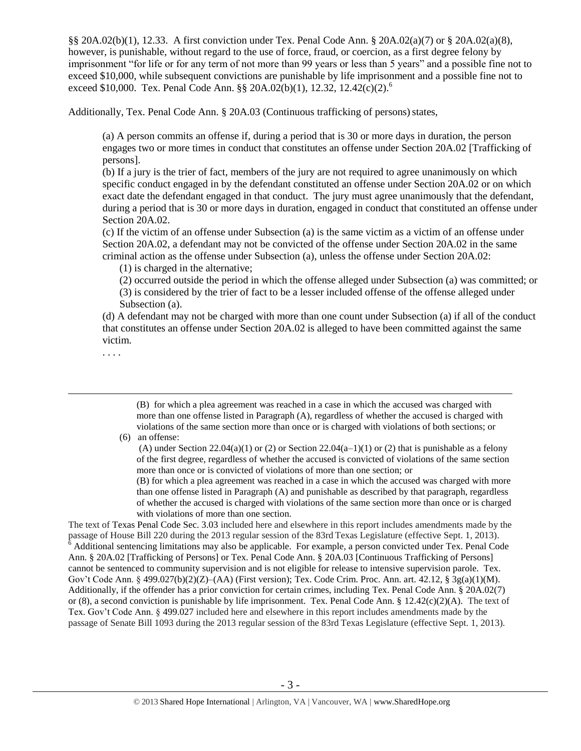§§ 20A.02(b)(1), 12.33. A first conviction under Tex. Penal Code Ann. § 20A.02(a)(7) or § 20A.02(a)(8), however, is punishable, without regard to the use of force, fraud, or coercion, as a first degree felony by imprisonment "for life or for any term of not more than 99 years or less than 5 years" and a possible fine not to exceed $10,000, while subsequent convictions are punishable by life imprisonment and a possible fine not to exceed $10,000. Tex. Penal Code Ann. §§ 20A.02(b)(1), 12.32, 12.42(c)(2).[6]

Additionally, Tex. Penal Code Ann. § 20A.03 (Continuous trafficking of persons) states,

> (a) A person commits an offense if, during a period that is 30 or more days in duration, the person engages two or more times in conduct that constitutes an offense under Section 20A.02 [Trafficking of persons].
>
> (b) If a jury is the trier of fact, members of the jury are not required to agree unanimously on which specific conduct engaged in by the defendant constituted an offense under Section 20A.02 or on which exact date the defendant engaged in that conduct. The jury must agree unanimously that the defendant, during a period that is 30 or more days in duration, engaged in conduct that constituted an offense under Section 20A.02.
>
> (c) If the victim of an offense under Subsection (a) is the same victim as a victim of an offense under Section 20A.02, a defendant may not be convicted of the offense under Section 20A.02 in the same criminal action as the offense under Subsection (a), unless the offense under Section 20A.02:
>
> (1) is charged in the alternative;
>
> (2) occurred outside the period in which the offense alleged under Subsection (a) was committed; or
>
> (3) is considered by the trier of fact to be a lesser included offense of the offense alleged under Subsection (a).
>
> (d) A defendant may not be charged with more than one count under Subsection (a) if all of the conduct that constitutes an offense under Section 20A.02 is alleged to have been committed against the same victim.
>
> . . . .

---

> (B) for which a plea agreement was reached in a case in which the accused was charged with more than one offense listed in Paragraph (A), regardless of whether the accused is charged with violations of the same section more than once or is charged with violations of both sections; or
>
> (6) an offense:
>
> (A) under Section 22.04(a)(1) or (2) or Section 22.04(a–1)(1) or (2) that is punishable as a felony of the first degree, regardless of whether the accused is convicted of violations of the same section more than once or is convicted of violations of more than one section; or
>
> (B) for which a plea agreement was reached in a case in which the accused was charged with more than one offense listed in Paragraph (A) and punishable as described by that paragraph, regardless of whether the accused is charged with violations of the same section more than once or is charged with violations of more than one section.

The text of Texas Penal Code Sec. 3.03 included here and elsewhere in this report includes amendments made by the passage of House Bill 220 during the 2013 regular session of the 83rd Texas Legislature (effective Sept. 1, 2013).

[6] Additional sentencing limitations may also be applicable. For example, a person convicted under Tex. Penal Code Ann. § 20A.02 [Trafficking of Persons] or Tex. Penal Code Ann. § 20A.03 [Continuous Trafficking of Persons] cannot be sentenced to community supervision and is not eligible for release to intensive supervision parole. Tex. Gov't Code Ann. § 499.027(b)(2)(Z)–(AA) (First version); Tex. Code Crim. Proc. Ann. art. 42.12, § 3g(a)(1)(M). Additionally, if the offender has a prior conviction for certain crimes, including Tex. Penal Code Ann. § 20A.02(7) or (8), a second conviction is punishable by life imprisonment. Tex. Penal Code Ann. § 12.42(c)(2)(A). The text of Tex. Gov't Code Ann. § 499.027 included here and elsewhere in this report includes amendments made by the passage of Senate Bill 1093 during the 2013 regular session of the 83rd Texas Legislature (effective Sept. 1, 2013).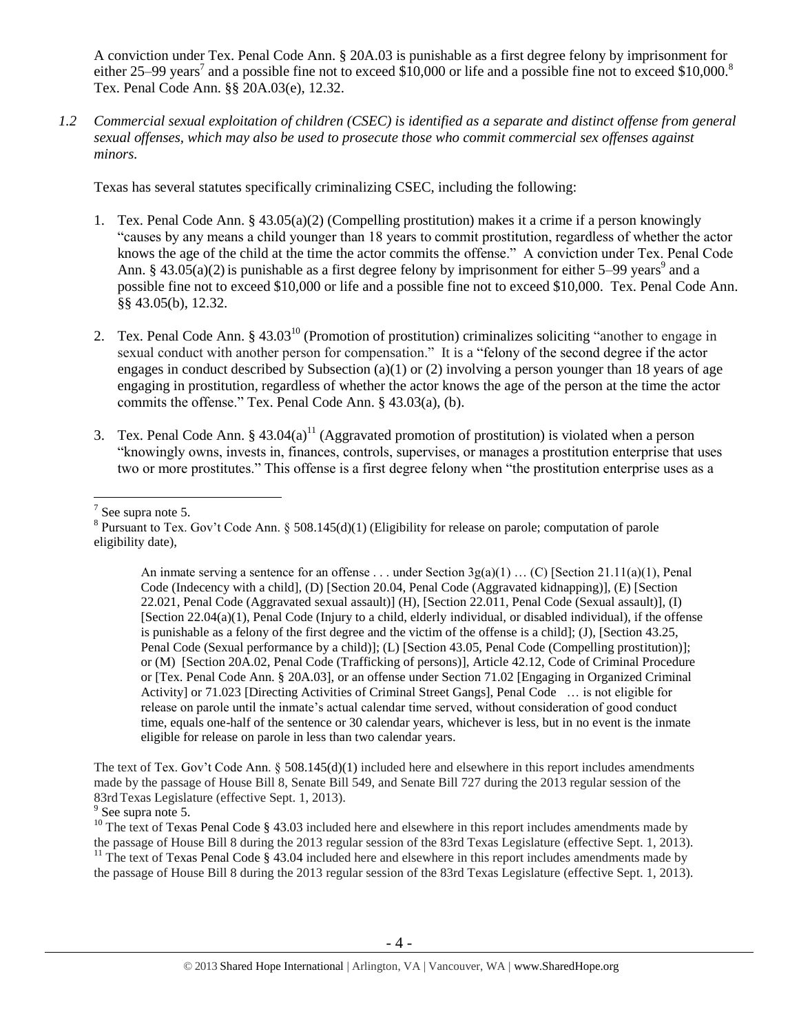A conviction under Tex. Penal Code Ann. § 20A.03 is punishable as a first degree felony by imprisonment for either 25–99 years[7] and a possible fine not to exceed $10,000 or life and a possible fine not to exceed $10,000.[8] Tex. Penal Code Ann. §§ 20A.03(e), 12.32.

*1.2 Commercial sexual exploitation of children (CSEC) is identified as a separate and distinct offense from general sexual offenses, which may also be used to prosecute those who commit commercial sex offenses against minors.*

Texas has several statutes specifically criminalizing CSEC, including the following:

1. Tex. Penal Code Ann. § 43.05(a)(2) (Compelling prostitution) makes it a crime if a person knowingly "causes by any means a child younger than 18 years to commit prostitution, regardless of whether the actor knows the age of the child at the time the actor commits the offense." A conviction under Tex. Penal Code Ann. § 43.05(a)(2) is punishable as a first degree felony by imprisonment for either 5–99 years[9] and a possible fine not to exceed $10,000 or life and a possible fine not to exceed $10,000. Tex. Penal Code Ann. §§ 43.05(b), 12.32.

2. Tex. Penal Code Ann. § 43.03[10] (Promotion of prostitution) criminalizes soliciting "another to engage in sexual conduct with another person for compensation." It is a "felony of the second degree if the actor engages in conduct described by Subsection (a)(1) or (2) involving a person younger than 18 years of age engaging in prostitution, regardless of whether the actor knows the age of the person at the time the actor commits the offense." Tex. Penal Code Ann. § 43.03(a), (b).

3. Tex. Penal Code Ann. § 43.04(a)[11] (Aggravated promotion of prostitution) is violated when a person "knowingly owns, invests in, finances, controls, supervises, or manages a prostitution enterprise that uses two or more prostitutes." This offense is a first degree felony when "the prostitution enterprise uses as a

---

[7] See supra note 5.

[8] Pursuant to Tex. Gov't Code Ann. § 508.145(d)(1) (Eligibility for release on parole; computation of parole eligibility date),

> An inmate serving a sentence for an offense . . . under Section 3g(a)(1) … (C) [Section 21.11(a)(1), Penal Code (Indecency with a child], (D) [Section 20.04, Penal Code (Aggravated kidnapping)], (E) [Section 22.021, Penal Code (Aggravated sexual assault)] (H), [Section 22.011, Penal Code (Sexual assault)], (I) [Section 22.04(a)(1), Penal Code (Injury to a child, elderly individual, or disabled individual), if the offense is punishable as a felony of the first degree and the victim of the offense is a child]; (J), [Section 43.25, Penal Code (Sexual performance by a child)]; (L) [Section 43.05, Penal Code (Compelling prostitution)]; or (M) [Section 20A.02, Penal Code (Trafficking of persons)], Article 42.12, Code of Criminal Procedure or [Tex. Penal Code Ann. § 20A.03], or an offense under Section 71.02 [Engaging in Organized Criminal Activity] or 71.023 [Directing Activities of Criminal Street Gangs], Penal Code … is not eligible for release on parole until the inmate's actual calendar time served, without consideration of good conduct time, equals one-half of the sentence or 30 calendar years, whichever is less, but in no event is the inmate eligible for release on parole in less than two calendar years.

The text of Tex. Gov't Code Ann. § 508.145(d)(1) included here and elsewhere in this report includes amendments made by the passage of House Bill 8, Senate Bill 549, and Senate Bill 727 during the 2013 regular session of the 83rd Texas Legislature (effective Sept. 1, 2013).

[9] See supra note 5.

[10] The text of Texas Penal Code § 43.03 included here and elsewhere in this report includes amendments made by the passage of House Bill 8 during the 2013 regular session of the 83rd Texas Legislature (effective Sept. 1, 2013).

[11] The text of Texas Penal Code § 43.04 included here and elsewhere in this report includes amendments made by the passage of House Bill 8 during the 2013 regular session of the 83rd Texas Legislature (effective Sept. 1, 2013).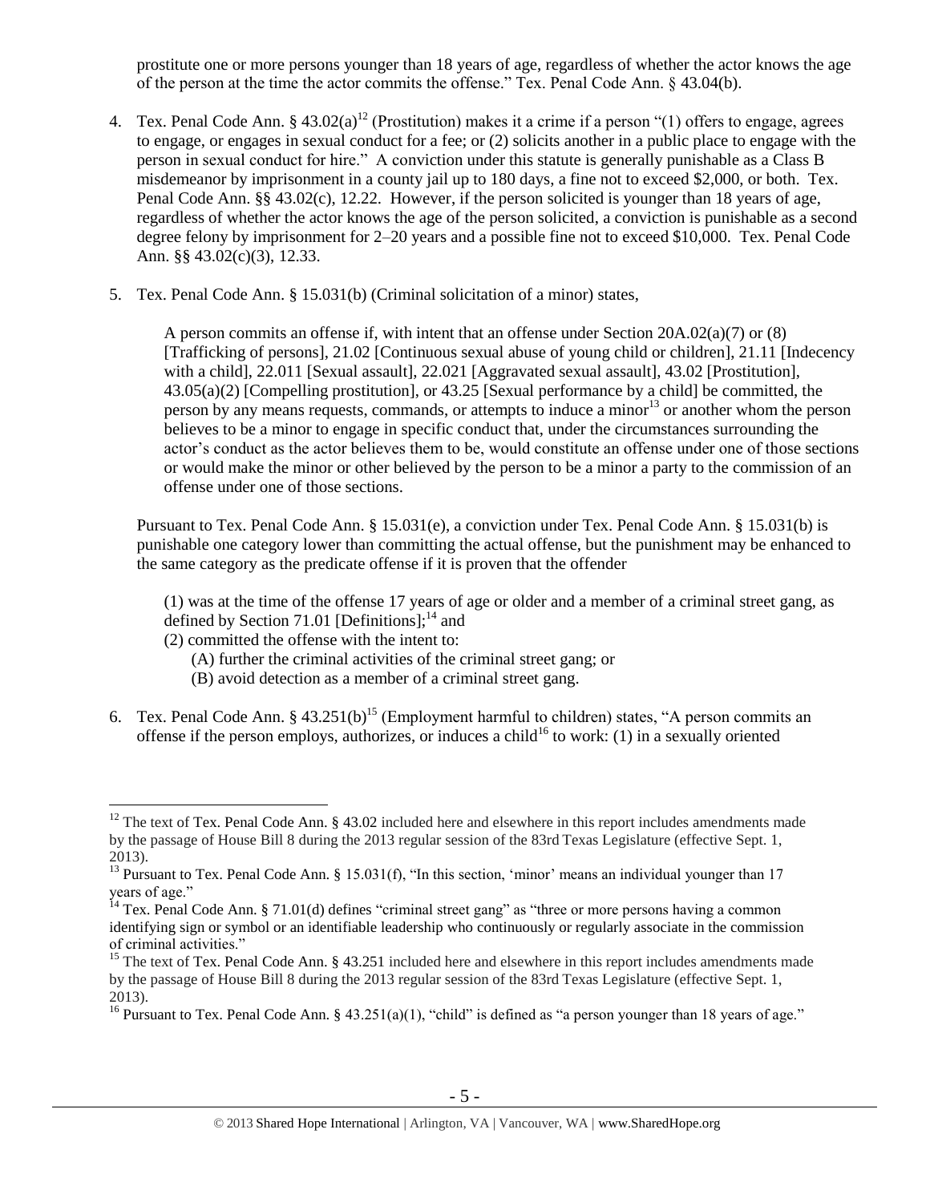prostitute one or more persons younger than 18 years of age, regardless of whether the actor knows the age of the person at the time the actor commits the offense." Tex. Penal Code Ann. § 43.04(b).

4. Tex. Penal Code Ann. § 43.02(a)[12] (Prostitution) makes it a crime if a person "(1) offers to engage, agrees to engage, or engages in sexual conduct for a fee; or (2) solicits another in a public place to engage with the person in sexual conduct for hire." A conviction under this statute is generally punishable as a Class B misdemeanor by imprisonment in a county jail up to 180 days, a fine not to exceed $2,000, or both. Tex. Penal Code Ann. §§ 43.02(c), 12.22. However, if the person solicited is younger than 18 years of age, regardless of whether the actor knows the age of the person solicited, a conviction is punishable as a second degree felony by imprisonment for 2–20 years and a possible fine not to exceed $10,000. Tex. Penal Code Ann. §§ 43.02(c)(3), 12.33.

5. Tex. Penal Code Ann. § 15.031(b) (Criminal solicitation of a minor) states,

   > A person commits an offense if, with intent that an offense under Section 20A.02(a)(7) or (8) [Trafficking of persons], 21.02 [Continuous sexual abuse of young child or children], 21.11 [Indecency with a child], 22.011 [Sexual assault], 22.021 [Aggravated sexual assault], 43.02 [Prostitution], 43.05(a)(2) [Compelling prostitution], or 43.25 [Sexual performance by a child] be committed, the person by any means requests, commands, or attempts to induce a minor[13] or another whom the person believes to be a minor to engage in specific conduct that, under the circumstances surrounding the actor's conduct as the actor believes them to be, would constitute an offense under one of those sections or would make the minor or other believed by the person to be a minor a party to the commission of an offense under one of those sections.

   Pursuant to Tex. Penal Code Ann. § 15.031(e), a conviction under Tex. Penal Code Ann. § 15.031(b) is punishable one category lower than committing the actual offense, but the punishment may be enhanced to the same category as the predicate offense if it is proven that the offender

   > (1) was at the time of the offense 17 years of age or older and a member of a criminal street gang, as defined by Section 71.01 [Definitions];[14] and
   > (2) committed the offense with the intent to:
   > (A) further the criminal activities of the criminal street gang; or
   > (B) avoid detection as a member of a criminal street gang.

6. Tex. Penal Code Ann. § 43.251(b)[15] (Employment harmful to children) states, "A person commits an offense if the person employs, authorizes, or induces a child[16] to work: (1) in a sexually oriented

---

[12] The text of Tex. Penal Code Ann. § 43.02 included here and elsewhere in this report includes amendments made by the passage of House Bill 8 during the 2013 regular session of the 83rd Texas Legislature (effective Sept. 1, 2013).

[13] Pursuant to Tex. Penal Code Ann. § 15.031(f), "In this section, 'minor' means an individual younger than 17 years of age."

[14] Tex. Penal Code Ann. § 71.01(d) defines "criminal street gang" as "three or more persons having a common identifying sign or symbol or an identifiable leadership who continuously or regularly associate in the commission of criminal activities."

[15] The text of Tex. Penal Code Ann. § 43.251 included here and elsewhere in this report includes amendments made by the passage of House Bill 8 during the 2013 regular session of the 83rd Texas Legislature (effective Sept. 1, 2013).

[16] Pursuant to Tex. Penal Code Ann. § 43.251(a)(1), "child" is defined as "a person younger than 18 years of age."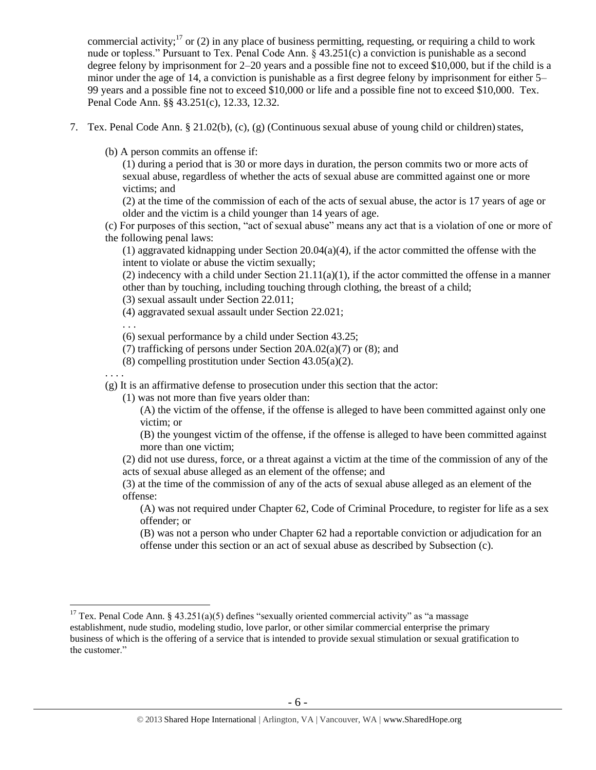commercial activity;[17] or (2) in any place of business permitting, requesting, or requiring a child to work nude or topless." Pursuant to Tex. Penal Code Ann. § 43.251(c) a conviction is punishable as a second degree felony by imprisonment for 2–20 years and a possible fine not to exceed $10,000, but if the child is a minor under the age of 14, a conviction is punishable as a first degree felony by imprisonment for either 5–99 years and a possible fine not to exceed $10,000 or life and a possible fine not to exceed $10,000. Tex. Penal Code Ann. §§ 43.251(c), 12.33, 12.32.

7. Tex. Penal Code Ann. § 21.02(b), (c), (g) (Continuous sexual abuse of young child or children) states,

   (b) A person commits an offense if:

   (1) during a period that is 30 or more days in duration, the person commits two or more acts of sexual abuse, regardless of whether the acts of sexual abuse are committed against one or more victims; and

   (2) at the time of the commission of each of the acts of sexual abuse, the actor is 17 years of age or older and the victim is a child younger than 14 years of age.

   (c) For purposes of this section, "act of sexual abuse" means any act that is a violation of one or more of the following penal laws:

   (1) aggravated kidnapping under Section 20.04(a)(4), if the actor committed the offense with the intent to violate or abuse the victim sexually;

   (2) indecency with a child under Section 21.11(a)(1), if the actor committed the offense in a manner other than by touching, including touching through clothing, the breast of a child;

   (3) sexual assault under Section 22.011;

   (4) aggravated sexual assault under Section 22.021;

   . . .

   (6) sexual performance by a child under Section 43.25;

   (7) trafficking of persons under Section 20A.02(a)(7) or (8); and

   (8) compelling prostitution under Section 43.05(a)(2).

   . . . .

   (g) It is an affirmative defense to prosecution under this section that the actor:

   (1) was not more than five years older than:

   (A) the victim of the offense, if the offense is alleged to have been committed against only one victim; or

   (B) the youngest victim of the offense, if the offense is alleged to have been committed against more than one victim;

   (2) did not use duress, force, or a threat against a victim at the time of the commission of any of the acts of sexual abuse alleged as an element of the offense; and

   (3) at the time of the commission of any of the acts of sexual abuse alleged as an element of the offense:

   (A) was not required under Chapter 62, Code of Criminal Procedure, to register for life as a sex offender; or

   (B) was not a person who under Chapter 62 had a reportable conviction or adjudication for an offense under this section or an act of sexual abuse as described by Subsection (c).

[17] Tex. Penal Code Ann. § 43.251(a)(5) defines "sexually oriented commercial activity" as "a massage establishment, nude studio, modeling studio, love parlor, or other similar commercial enterprise the primary business of which is the offering of a service that is intended to provide sexual stimulation or sexual gratification to the customer."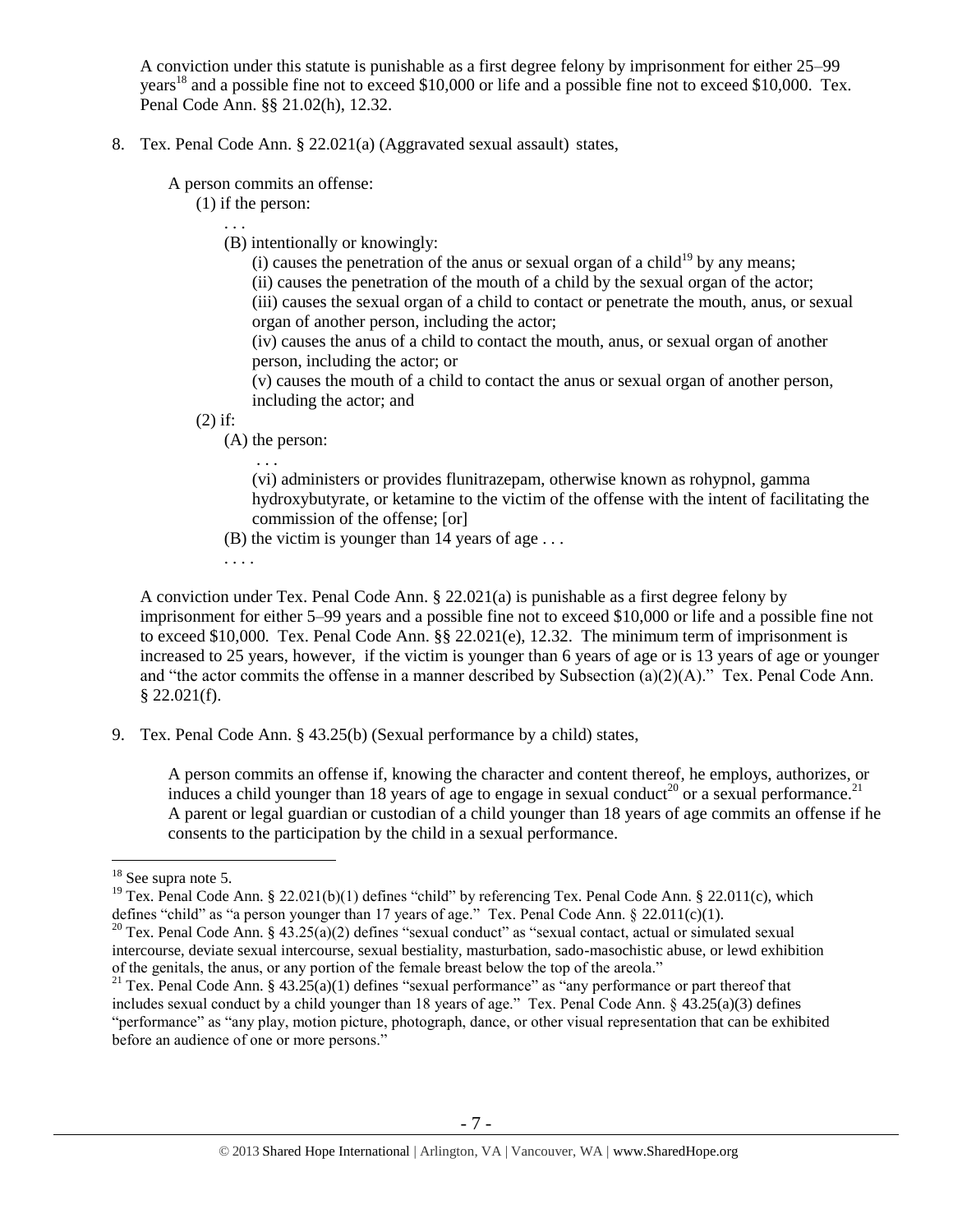A conviction under this statute is punishable as a first degree felony by imprisonment for either 25–99 years[18] and a possible fine not to exceed $10,000 or life and a possible fine not to exceed $10,000. Tex. Penal Code Ann. §§ 21.02(h), 12.32.

8. Tex. Penal Code Ann. § 22.021(a) (Aggravated sexual assault) states,

   A person commits an offense:
   
   (1) if the person:
   
   . . .
   
   (B) intentionally or knowingly:
   
   (i) causes the penetration of the anus or sexual organ of a child[19] by any means;
   
   (ii) causes the penetration of the mouth of a child by the sexual organ of the actor;
   
   (iii) causes the sexual organ of a child to contact or penetrate the mouth, anus, or sexual organ of another person, including the actor;
   
   (iv) causes the anus of a child to contact the mouth, anus, or sexual organ of another person, including the actor; or
   
   (v) causes the mouth of a child to contact the anus or sexual organ of another person, including the actor; and
   
   (2) if:
   
   (A) the person:
   
   . . .
   
   (vi) administers or provides flunitrazepam, otherwise known as rohypnol, gamma hydroxybutyrate, or ketamine to the victim of the offense with the intent of facilitating the commission of the offense; [or]
   
   (B) the victim is younger than 14 years of age . . .
   
   . . . .

   A conviction under Tex. Penal Code Ann. § 22.021(a) is punishable as a first degree felony by imprisonment for either 5–99 years and a possible fine not to exceed $10,000 or life and a possible fine not to exceed $10,000. Tex. Penal Code Ann. §§ 22.021(e), 12.32. The minimum term of imprisonment is increased to 25 years, however, if the victim is younger than 6 years of age or is 13 years of age or younger and "the actor commits the offense in a manner described by Subsection (a)(2)(A)." Tex. Penal Code Ann. § 22.021(f).

9. Tex. Penal Code Ann. § 43.25(b) (Sexual performance by a child) states,

   A person commits an offense if, knowing the character and content thereof, he employs, authorizes, or induces a child younger than 18 years of age to engage in sexual conduct[20] or a sexual performance.[21] A parent or legal guardian or custodian of a child younger than 18 years of age commits an offense if he consents to the participation by the child in a sexual performance.

---

[18] See supra note 5.

[19] Tex. Penal Code Ann. § 22.021(b)(1) defines "child" by referencing Tex. Penal Code Ann. § 22.011(c), which defines "child" as "a person younger than 17 years of age." Tex. Penal Code Ann. § 22.011(c)(1).

[20] Tex. Penal Code Ann. § 43.25(a)(2) defines "sexual conduct" as "sexual contact, actual or simulated sexual intercourse, deviate sexual intercourse, sexual bestiality, masturbation, sado-masochistic abuse, or lewd exhibition of the genitals, the anus, or any portion of the female breast below the top of the areola."

[21] Tex. Penal Code Ann. § 43.25(a)(1) defines "sexual performance" as "any performance or part thereof that includes sexual conduct by a child younger than 18 years of age." Tex. Penal Code Ann. § 43.25(a)(3) defines "performance" as "any play, motion picture, photograph, dance, or other visual representation that can be exhibited before an audience of one or more persons."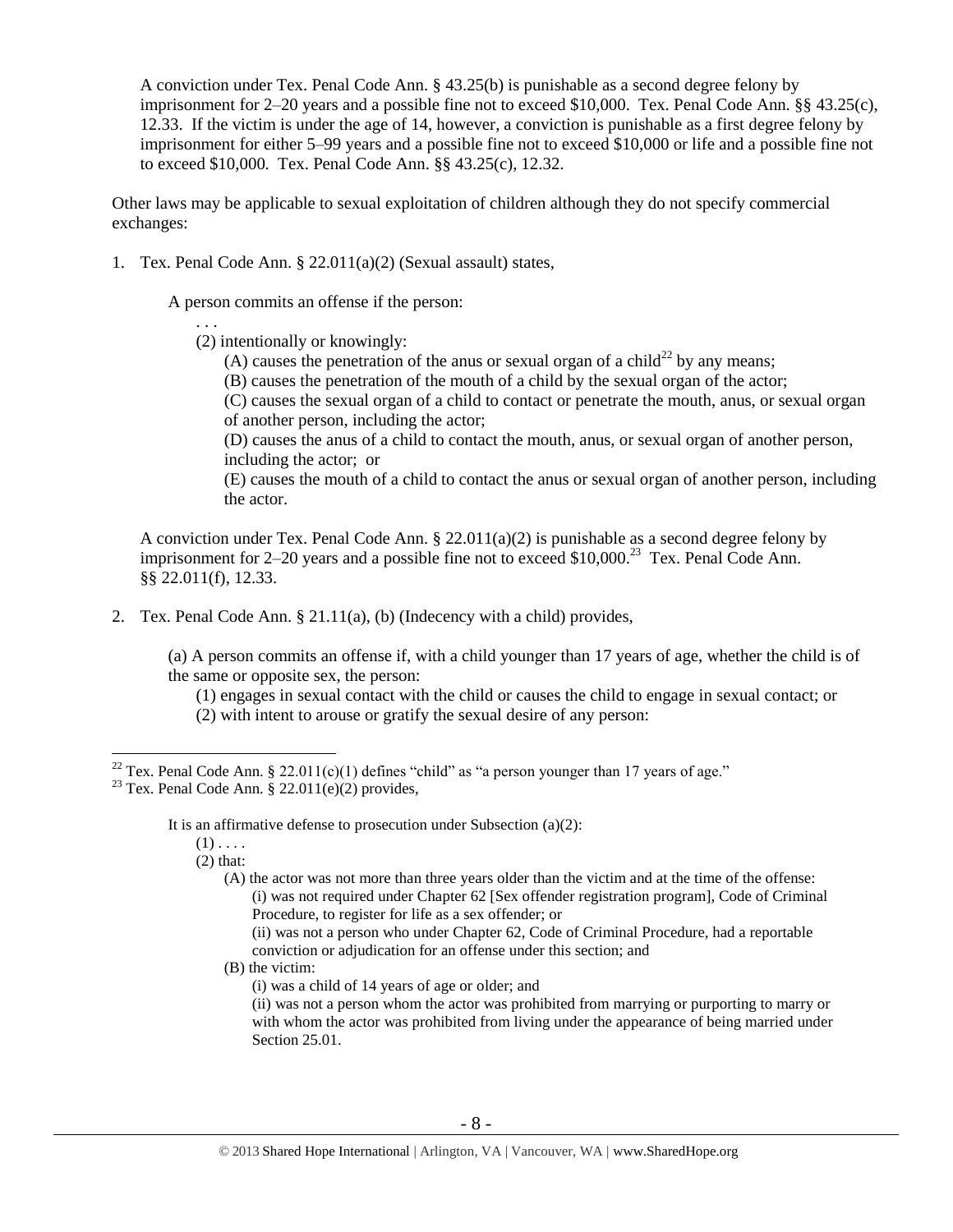A conviction under Tex. Penal Code Ann. § 43.25(b) is punishable as a second degree felony by imprisonment for 2–20 years and a possible fine not to exceed $10,000. Tex. Penal Code Ann. §§ 43.25(c), 12.33. If the victim is under the age of 14, however, a conviction is punishable as a first degree felony by imprisonment for either 5–99 years and a possible fine not to exceed $10,000 or life and a possible fine not to exceed $10,000. Tex. Penal Code Ann. §§ 43.25(c), 12.32.

Other laws may be applicable to sexual exploitation of children although they do not specify commercial exchanges:

1. Tex. Penal Code Ann. § 22.011(a)(2) (Sexual assault) states,

    A person commits an offense if the person:

    . . .

    (2) intentionally or knowingly:

    (A) causes the penetration of the anus or sexual organ of a child[22] by any means;

    (B) causes the penetration of the mouth of a child by the sexual organ of the actor;

    (C) causes the sexual organ of a child to contact or penetrate the mouth, anus, or sexual organ of another person, including the actor;

    (D) causes the anus of a child to contact the mouth, anus, or sexual organ of another person, including the actor; or

    (E) causes the mouth of a child to contact the anus or sexual organ of another person, including the actor.

    A conviction under Tex. Penal Code Ann. § 22.011(a)(2) is punishable as a second degree felony by imprisonment for 2–20 years and a possible fine not to exceed $10,000.[23] Tex. Penal Code Ann. §§ 22.011(f), 12.33.

2. Tex. Penal Code Ann. § 21.11(a), (b) (Indecency with a child) provides,

    (a) A person commits an offense if, with a child younger than 17 years of age, whether the child is of the same or opposite sex, the person:

    (1) engages in sexual contact with the child or causes the child to engage in sexual contact; or

    (2) with intent to arouse or gratify the sexual desire of any person:

---

[22] Tex. Penal Code Ann. § 22.011(c)(1) defines "child" as "a person younger than 17 years of age."

[23] Tex. Penal Code Ann. § 22.011(e)(2) provides,

It is an affirmative defense to prosecution under Subsection (a)(2):

(1) . . . .

(2) that:

(A) the actor was not more than three years older than the victim and at the time of the offense:

(i) was not required under Chapter 62 [Sex offender registration program], Code of Criminal Procedure, to register for life as a sex offender; or

(ii) was not a person who under Chapter 62, Code of Criminal Procedure, had a reportable conviction or adjudication for an offense under this section; and

(B) the victim:

(i) was a child of 14 years of age or older; and

(ii) was not a person whom the actor was prohibited from marrying or purporting to marry or with whom the actor was prohibited from living under the appearance of being married under Section 25.01.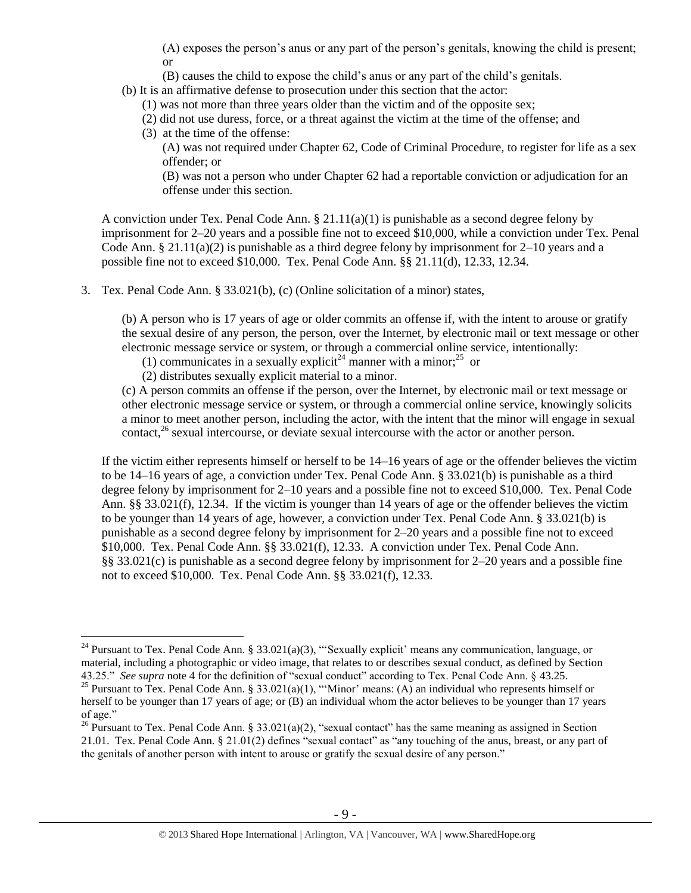(A) exposes the person's anus or any part of the person's genitals, knowing the child is present; or

(B) causes the child to expose the child's anus or any part of the child's genitals.

(b) It is an affirmative defense to prosecution under this section that the actor:

(1) was not more than three years older than the victim and of the opposite sex;

(2) did not use duress, force, or a threat against the victim at the time of the offense; and

(3) at the time of the offense:

(A) was not required under Chapter 62, Code of Criminal Procedure, to register for life as a sex offender; or

(B) was not a person who under Chapter 62 had a reportable conviction or adjudication for an offense under this section.

A conviction under Tex. Penal Code Ann. § 21.11(a)(1) is punishable as a second degree felony by imprisonment for 2–20 years and a possible fine not to exceed $10,000, while a conviction under Tex. Penal Code Ann. § 21.11(a)(2) is punishable as a third degree felony by imprisonment for 2–10 years and a possible fine not to exceed $10,000. Tex. Penal Code Ann. §§ 21.11(d), 12.33, 12.34.

3. Tex. Penal Code Ann. § 33.021(b), (c) (Online solicitation of a minor) states,

(b) A person who is 17 years of age or older commits an offense if, with the intent to arouse or gratify the sexual desire of any person, the person, over the Internet, by electronic mail or text message or other electronic message service or system, or through a commercial online service, intentionally:

(1) communicates in a sexually explicit[24] manner with a minor;[25] or

(2) distributes sexually explicit material to a minor.

(c) A person commits an offense if the person, over the Internet, by electronic mail or text message or other electronic message service or system, or through a commercial online service, knowingly solicits a minor to meet another person, including the actor, with the intent that the minor will engage in sexual contact,[26] sexual intercourse, or deviate sexual intercourse with the actor or another person.

If the victim either represents himself or herself to be 14–16 years of age or the offender believes the victim to be 14–16 years of age, a conviction under Tex. Penal Code Ann. § 33.021(b) is punishable as a third degree felony by imprisonment for 2–10 years and a possible fine not to exceed $10,000. Tex. Penal Code Ann. §§ 33.021(f), 12.34. If the victim is younger than 14 years of age or the offender believes the victim to be younger than 14 years of age, however, a conviction under Tex. Penal Code Ann. § 33.021(b) is punishable as a second degree felony by imprisonment for 2–20 years and a possible fine not to exceed $10,000. Tex. Penal Code Ann. §§ 33.021(f), 12.33. A conviction under Tex. Penal Code Ann. §§ 33.021(c) is punishable as a second degree felony by imprisonment for 2–20 years and a possible fine not to exceed $10,000. Tex. Penal Code Ann. §§ 33.021(f), 12.33.

---

[24] Pursuant to Tex. Penal Code Ann. § 33.021(a)(3), "'Sexually explicit' means any communication, language, or material, including a photographic or video image, that relates to or describes sexual conduct, as defined by Section 43.25." *See supra* note 4 for the definition of "sexual conduct" according to Tex. Penal Code Ann. § 43.25.

[25] Pursuant to Tex. Penal Code Ann. § 33.021(a)(1), "'Minor' means: (A) an individual who represents himself or herself to be younger than 17 years of age; or (B) an individual whom the actor believes to be younger than 17 years of age."

[26] Pursuant to Tex. Penal Code Ann. § 33.021(a)(2), "sexual contact" has the same meaning as assigned in Section 21.01. Tex. Penal Code Ann. § 21.01(2) defines "sexual contact" as "any touching of the anus, breast, or any part of the genitals of another person with intent to arouse or gratify the sexual desire of any person."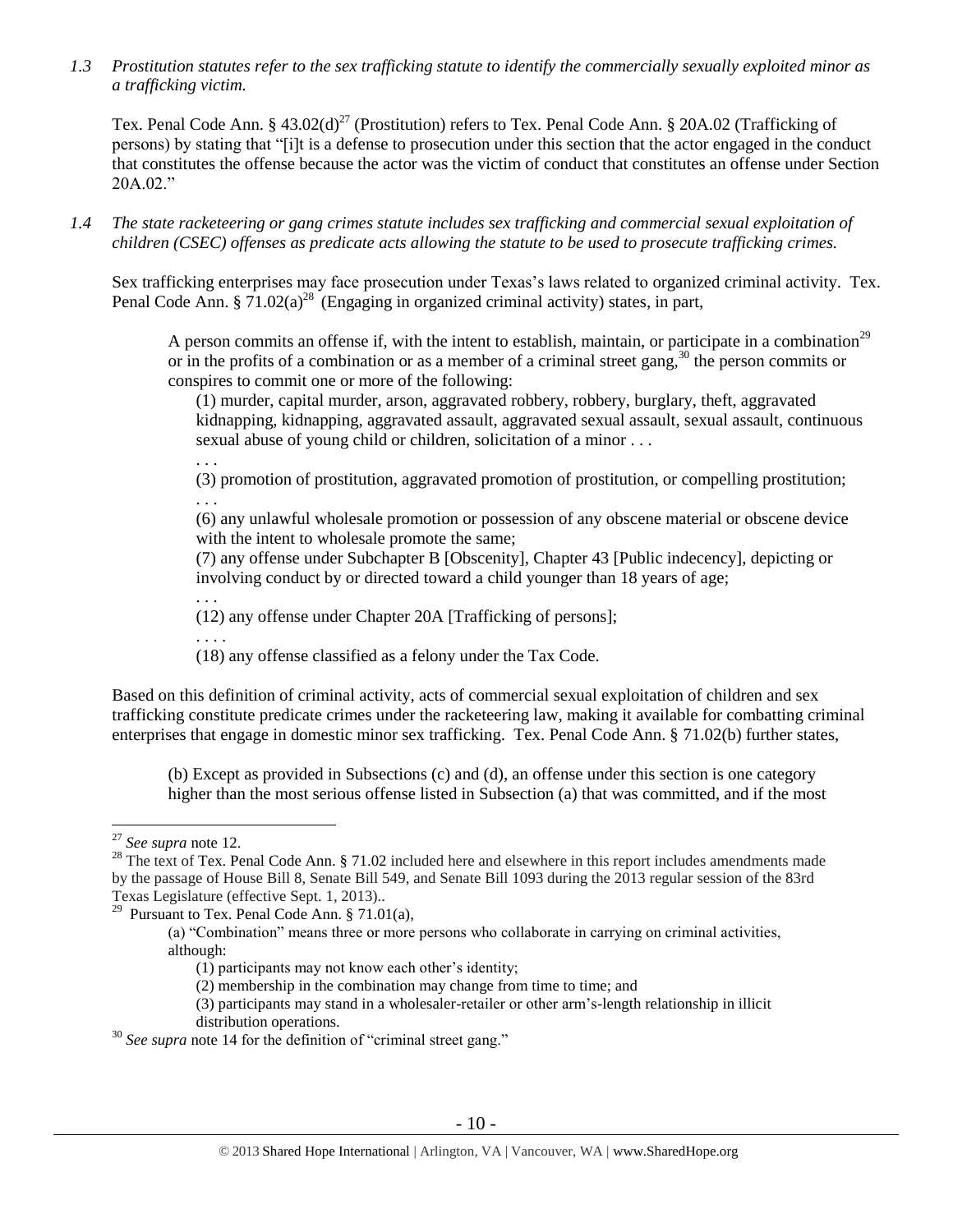*1.3 Prostitution statutes refer to the sex trafficking statute to identify the commercially sexually exploited minor as a trafficking victim.*

Tex. Penal Code Ann. § 43.02(d)[27] (Prostitution) refers to Tex. Penal Code Ann. § 20A.02 (Trafficking of persons) by stating that "[i]t is a defense to prosecution under this section that the actor engaged in the conduct that constitutes the offense because the actor was the victim of conduct that constitutes an offense under Section 20A.02."

*1.4 The state racketeering or gang crimes statute includes sex trafficking and commercial sexual exploitation of children (CSEC) offenses as predicate acts allowing the statute to be used to prosecute trafficking crimes.*

Sex trafficking enterprises may face prosecution under Texas's laws related to organized criminal activity. Tex. Penal Code Ann. § 71.02(a)[28] (Engaging in organized criminal activity) states, in part,

> A person commits an offense if, with the intent to establish, maintain, or participate in a combination[29] or in the profits of a combination or as a member of a criminal street gang,[30] the person commits or conspires to commit one or more of the following:
>
> (1) murder, capital murder, arson, aggravated robbery, robbery, burglary, theft, aggravated kidnapping, kidnapping, aggravated assault, aggravated sexual assault, sexual assault, continuous sexual abuse of young child or children, solicitation of a minor . . .
>
> . . .
>
> (3) promotion of prostitution, aggravated promotion of prostitution, or compelling prostitution;
>
> . . .
>
> (6) any unlawful wholesale promotion or possession of any obscene material or obscene device with the intent to wholesale promote the same;
>
> (7) any offense under Subchapter B [Obscenity], Chapter 43 [Public indecency], depicting or involving conduct by or directed toward a child younger than 18 years of age;
>
> . . .
>
> (12) any offense under Chapter 20A [Trafficking of persons];
>
> . . . .
>
> (18) any offense classified as a felony under the Tax Code.

Based on this definition of criminal activity, acts of commercial sexual exploitation of children and sex trafficking constitute predicate crimes under the racketeering law, making it available for combatting criminal enterprises that engage in domestic minor sex trafficking. Tex. Penal Code Ann. § 71.02(b) further states,

> (b) Except as provided in Subsections (c) and (d), an offense under this section is one category higher than the most serious offense listed in Subsection (a) that was committed, and if the most

---

[27] *See supra* note 12.

[28] The text of Tex. Penal Code Ann. § 71.02 included here and elsewhere in this report includes amendments made by the passage of House Bill 8, Senate Bill 549, and Senate Bill 1093 during the 2013 regular session of the 83rd Texas Legislature (effective Sept. 1, 2013)..

[29] Pursuant to Tex. Penal Code Ann. § 71.01(a),

> (a) "Combination" means three or more persons who collaborate in carrying on criminal activities, although:
>
> (1) participants may not know each other's identity;
>
> (2) membership in the combination may change from time to time; and
>
> (3) participants may stand in a wholesaler-retailer or other arm's-length relationship in illicit distribution operations.

[30] *See supra* note 14 for the definition of "criminal street gang."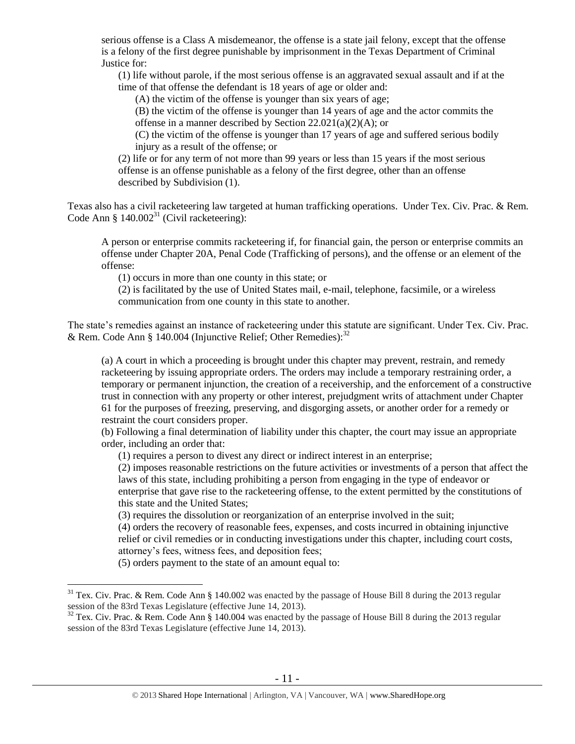serious offense is a Class A misdemeanor, the offense is a state jail felony, except that the offense is a felony of the first degree punishable by imprisonment in the Texas Department of Criminal Justice for:

> (1) life without parole, if the most serious offense is an aggravated sexual assault and if at the time of that offense the defendant is 18 years of age or older and:
>
> > (A) the victim of the offense is younger than six years of age;
> >
> > (B) the victim of the offense is younger than 14 years of age and the actor commits the offense in a manner described by Section 22.021(a)(2)(A); or
> >
> > (C) the victim of the offense is younger than 17 years of age and suffered serious bodily injury as a result of the offense; or
>
> (2) life or for any term of not more than 99 years or less than 15 years if the most serious offense is an offense punishable as a felony of the first degree, other than an offense described by Subdivision (1).

Texas also has a civil racketeering law targeted at human trafficking operations. Under Tex. Civ. Prac. & Rem. Code Ann § 140.002[31] (Civil racketeering):

> A person or enterprise commits racketeering if, for financial gain, the person or enterprise commits an offense under Chapter 20A, Penal Code (Trafficking of persons), and the offense or an element of the offense:
>
> (1) occurs in more than one county in this state; or
>
> (2) is facilitated by the use of United States mail, e-mail, telephone, facsimile, or a wireless communication from one county in this state to another.

The state's remedies against an instance of racketeering under this statute are significant. Under Tex. Civ. Prac. & Rem. Code Ann § 140.004 (Injunctive Relief; Other Remedies):[32]

> (a) A court in which a proceeding is brought under this chapter may prevent, restrain, and remedy racketeering by issuing appropriate orders. The orders may include a temporary restraining order, a temporary or permanent injunction, the creation of a receivership, and the enforcement of a constructive trust in connection with any property or other interest, prejudgment writs of attachment under Chapter 61 for the purposes of freezing, preserving, and disgorging assets, or another order for a remedy or restraint the court considers proper.
>
> (b) Following a final determination of liability under this chapter, the court may issue an appropriate order, including an order that:
>
> > (1) requires a person to divest any direct or indirect interest in an enterprise;
> >
> > (2) imposes reasonable restrictions on the future activities or investments of a person that affect the laws of this state, including prohibiting a person from engaging in the type of endeavor or enterprise that gave rise to the racketeering offense, to the extent permitted by the constitutions of this state and the United States;
> >
> > (3) requires the dissolution or reorganization of an enterprise involved in the suit;
> >
> > (4) orders the recovery of reasonable fees, expenses, and costs incurred in obtaining injunctive relief or civil remedies or in conducting investigations under this chapter, including court costs, attorney's fees, witness fees, and deposition fees;
> >
> > (5) orders payment to the state of an amount equal to:

---

[31] Tex. Civ. Prac. & Rem. Code Ann § 140.002 was enacted by the passage of House Bill 8 during the 2013 regular session of the 83rd Texas Legislature (effective June 14, 2013).

[32] Tex. Civ. Prac. & Rem. Code Ann § 140.004 was enacted by the passage of House Bill 8 during the 2013 regular session of the 83rd Texas Legislature (effective June 14, 2013).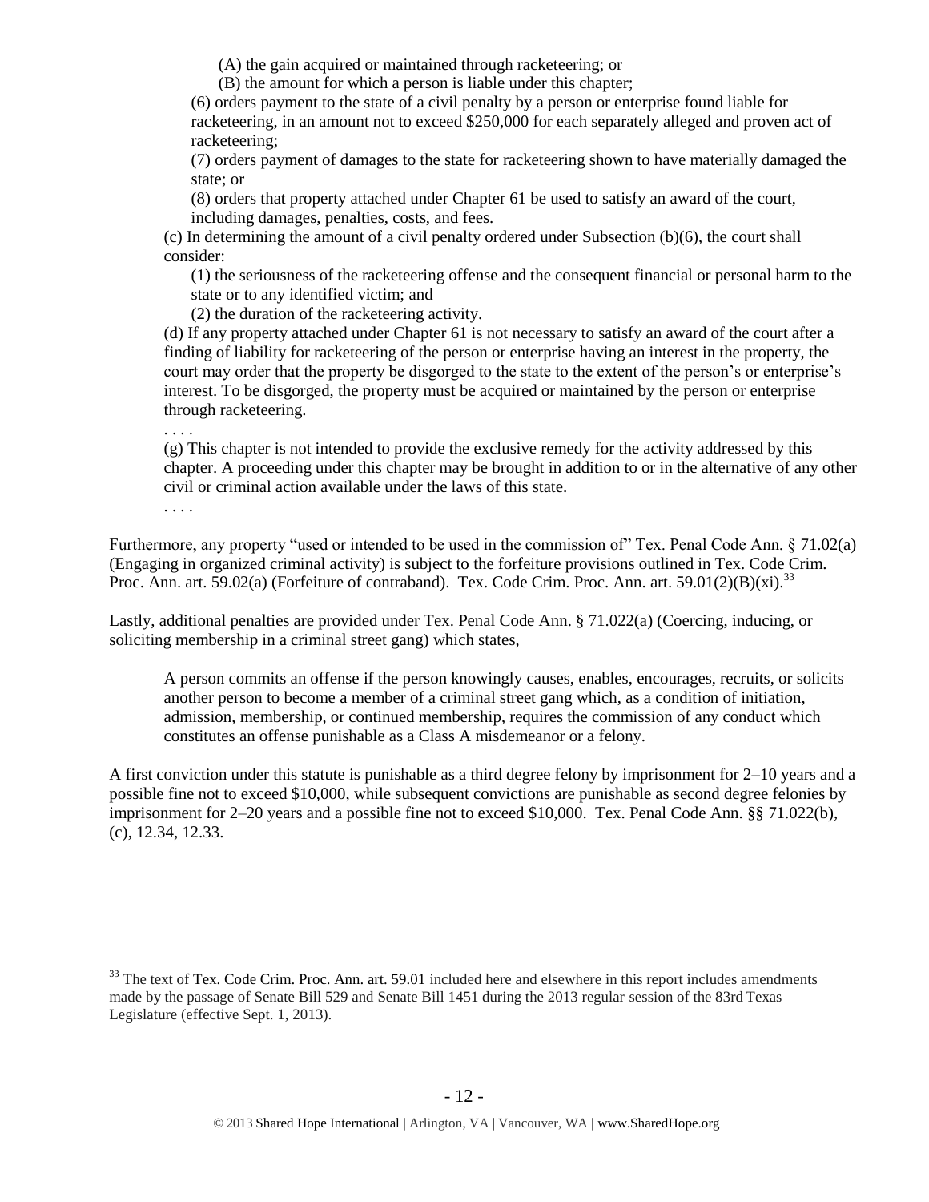(A) the gain acquired or maintained through racketeering; or

(B) the amount for which a person is liable under this chapter;

(6) orders payment to the state of a civil penalty by a person or enterprise found liable for racketeering, in an amount not to exceed $250,000 for each separately alleged and proven act of racketeering;

(7) orders payment of damages to the state for racketeering shown to have materially damaged the state; or

(8) orders that property attached under Chapter 61 be used to satisfy an award of the court, including damages, penalties, costs, and fees.

(c) In determining the amount of a civil penalty ordered under Subsection (b)(6), the court shall consider:

(1) the seriousness of the racketeering offense and the consequent financial or personal harm to the state or to any identified victim; and

(2) the duration of the racketeering activity.

(d) If any property attached under Chapter 61 is not necessary to satisfy an award of the court after a finding of liability for racketeering of the person or enterprise having an interest in the property, the court may order that the property be disgorged to the state to the extent of the person's or enterprise's interest. To be disgorged, the property must be acquired or maintained by the person or enterprise through racketeering.

. . . .

(g) This chapter is not intended to provide the exclusive remedy for the activity addressed by this chapter. A proceeding under this chapter may be brought in addition to or in the alternative of any other civil or criminal action available under the laws of this state.

. . . .

Furthermore, any property "used or intended to be used in the commission of" Tex. Penal Code Ann. § 71.02(a) (Engaging in organized criminal activity) is subject to the forfeiture provisions outlined in Tex. Code Crim. Proc. Ann. art. 59.02(a) (Forfeiture of contraband). Tex. Code Crim. Proc. Ann. art. 59.01(2)(B)(xi).[33]

Lastly, additional penalties are provided under Tex. Penal Code Ann. § 71.022(a) (Coercing, inducing, or soliciting membership in a criminal street gang) which states,

> A person commits an offense if the person knowingly causes, enables, encourages, recruits, or solicits another person to become a member of a criminal street gang which, as a condition of initiation, admission, membership, or continued membership, requires the commission of any conduct which constitutes an offense punishable as a Class A misdemeanor or a felony.

A first conviction under this statute is punishable as a third degree felony by imprisonment for 2–10 years and a possible fine not to exceed $10,000, while subsequent convictions are punishable as second degree felonies by imprisonment for 2–20 years and a possible fine not to exceed $10,000. Tex. Penal Code Ann. §§ 71.022(b), (c), 12.34, 12.33.

---

[33] The text of Tex. Code Crim. Proc. Ann. art. 59.01 included here and elsewhere in this report includes amendments made by the passage of Senate Bill 529 and Senate Bill 1451 during the 2013 regular session of the 83rd Texas Legislature (effective Sept. 1, 2013).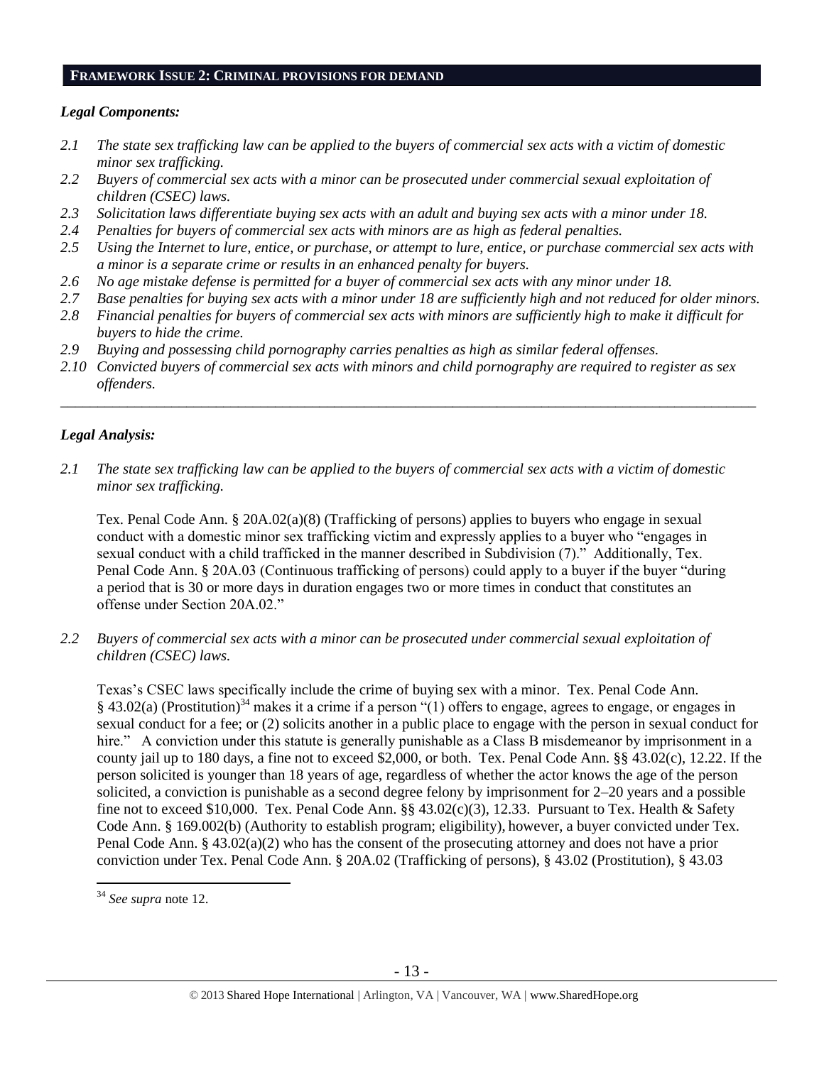## FRAMEWORK ISSUE 2: CRIMINAL PROVISIONS FOR DEMAND

### *Legal Components:*

*2.1 The state sex trafficking law can be applied to the buyers of commercial sex acts with a victim of domestic minor sex trafficking.*

*2.2 Buyers of commercial sex acts with a minor can be prosecuted under commercial sexual exploitation of children (CSEC) laws.*

*2.3 Solicitation laws differentiate buying sex acts with an adult and buying sex acts with a minor under 18.*

*2.4 Penalties for buyers of commercial sex acts with minors are as high as federal penalties.*

*2.5 Using the Internet to lure, entice, or purchase, or attempt to lure, entice, or purchase commercial sex acts with a minor is a separate crime or results in an enhanced penalty for buyers.*

*2.6 No age mistake defense is permitted for a buyer of commercial sex acts with any minor under 18.*

*2.7 Base penalties for buying sex acts with a minor under 18 are sufficiently high and not reduced for older minors.*

*2.8 Financial penalties for buyers of commercial sex acts with minors are sufficiently high to make it difficult for buyers to hide the crime.*

*2.9 Buying and possessing child pornography carries penalties as high as similar federal offenses.*

*2.10 Convicted buyers of commercial sex acts with minors and child pornography are required to register as sex offenders.*

---

### *Legal Analysis:*

*2.1 The state sex trafficking law can be applied to the buyers of commercial sex acts with a victim of domestic minor sex trafficking.*

Tex. Penal Code Ann. § 20A.02(a)(8) (Trafficking of persons) applies to buyers who engage in sexual conduct with a domestic minor sex trafficking victim and expressly applies to a buyer who "engages in sexual conduct with a child trafficked in the manner described in Subdivision (7)." Additionally, Tex. Penal Code Ann. § 20A.03 (Continuous trafficking of persons) could apply to a buyer if the buyer "during a period that is 30 or more days in duration engages two or more times in conduct that constitutes an offense under Section 20A.02."

*2.2 Buyers of commercial sex acts with a minor can be prosecuted under commercial sexual exploitation of children (CSEC) laws.*

Texas's CSEC laws specifically include the crime of buying sex with a minor. Tex. Penal Code Ann. § 43.02(a) (Prostitution)[34] makes it a crime if a person "(1) offers to engage, agrees to engage, or engages in sexual conduct for a fee; or (2) solicits another in a public place to engage with the person in sexual conduct for hire." A conviction under this statute is generally punishable as a Class B misdemeanor by imprisonment in a county jail up to 180 days, a fine not to exceed $2,000, or both. Tex. Penal Code Ann. §§ 43.02(c), 12.22. If the person solicited is younger than 18 years of age, regardless of whether the actor knows the age of the person solicited, a conviction is punishable as a second degree felony by imprisonment for 2–20 years and a possible fine not to exceed $10,000. Tex. Penal Code Ann. §§ 43.02(c)(3), 12.33. Pursuant to Tex. Health & Safety Code Ann. § 169.002(b) (Authority to establish program; eligibility), however, a buyer convicted under Tex. Penal Code Ann. § 43.02(a)(2) who has the consent of the prosecuting attorney and does not have a prior conviction under Tex. Penal Code Ann. § 20A.02 (Trafficking of persons), § 43.02 (Prostitution), § 43.03

[34] *See supra* note 12.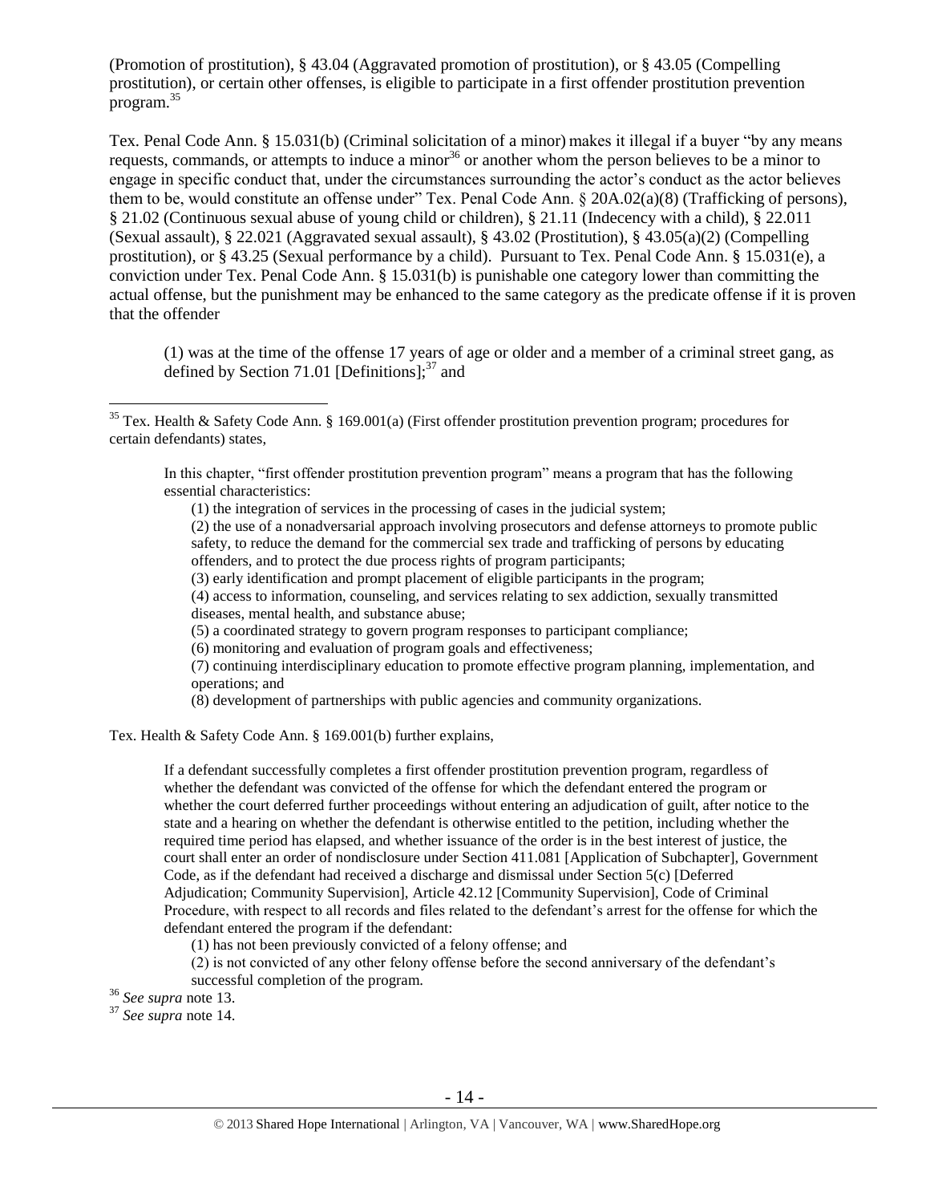(Promotion of prostitution), § 43.04 (Aggravated promotion of prostitution), or § 43.05 (Compelling prostitution), or certain other offenses, is eligible to participate in a first offender prostitution prevention program.[35]

Tex. Penal Code Ann. § 15.031(b) (Criminal solicitation of a minor) makes it illegal if a buyer "by any means requests, commands, or attempts to induce a minor[36] or another whom the person believes to be a minor to engage in specific conduct that, under the circumstances surrounding the actor's conduct as the actor believes them to be, would constitute an offense under" Tex. Penal Code Ann. § 20A.02(a)(8) (Trafficking of persons), § 21.02 (Continuous sexual abuse of young child or children), § 21.11 (Indecency with a child), § 22.011 (Sexual assault), § 22.021 (Aggravated sexual assault), § 43.02 (Prostitution), § 43.05(a)(2) (Compelling prostitution), or § 43.25 (Sexual performance by a child). Pursuant to Tex. Penal Code Ann. § 15.031(e), a conviction under Tex. Penal Code Ann. § 15.031(b) is punishable one category lower than committing the actual offense, but the punishment may be enhanced to the same category as the predicate offense if it is proven that the offender

> (1) was at the time of the offense 17 years of age or older and a member of a criminal street gang, as defined by Section 71.01 [Definitions];[37] and

---

[35] Tex. Health & Safety Code Ann. § 169.001(a) (First offender prostitution prevention program; procedures for certain defendants) states,

> In this chapter, "first offender prostitution prevention program" means a program that has the following essential characteristics:
>
> (1) the integration of services in the processing of cases in the judicial system;
> (2) the use of a nonadversarial approach involving prosecutors and defense attorneys to promote public safety, to reduce the demand for the commercial sex trade and trafficking of persons by educating offenders, and to protect the due process rights of program participants;
> (3) early identification and prompt placement of eligible participants in the program;
> (4) access to information, counseling, and services relating to sex addiction, sexually transmitted diseases, mental health, and substance abuse;
> (5) a coordinated strategy to govern program responses to participant compliance;
> (6) monitoring and evaluation of program goals and effectiveness;
> (7) continuing interdisciplinary education to promote effective program planning, implementation, and operations; and
> (8) development of partnerships with public agencies and community organizations.

Tex. Health & Safety Code Ann. § 169.001(b) further explains,

> If a defendant successfully completes a first offender prostitution prevention program, regardless of whether the defendant was convicted of the offense for which the defendant entered the program or whether the court deferred further proceedings without entering an adjudication of guilt, after notice to the state and a hearing on whether the defendant is otherwise entitled to the petition, including whether the required time period has elapsed, and whether issuance of the order is in the best interest of justice, the court shall enter an order of nondisclosure under Section 411.081 [Application of Subchapter], Government Code, as if the defendant had received a discharge and dismissal under Section 5(c) [Deferred Adjudication; Community Supervision], Article 42.12 [Community Supervision], Code of Criminal Procedure, with respect to all records and files related to the defendant's arrest for the offense for which the defendant entered the program if the defendant:
>
> (1) has not been previously convicted of a felony offense; and
> (2) is not convicted of any other felony offense before the second anniversary of the defendant's successful completion of the program.

[36] *See supra* note 13.

[37] *See supra* note 14.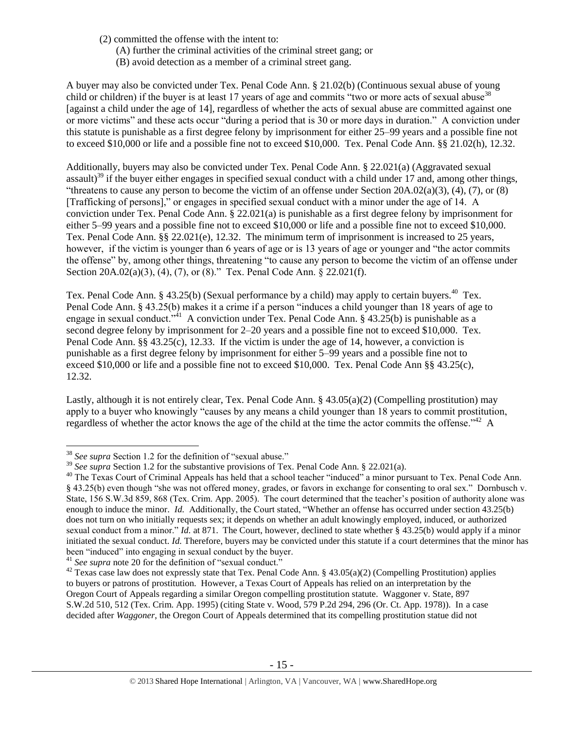(2) committed the offense with the intent to:
  (A) further the criminal activities of the criminal street gang; or
  (B) avoid detection as a member of a criminal street gang.

A buyer may also be convicted under Tex. Penal Code Ann. § 21.02(b) (Continuous sexual abuse of young child or children) if the buyer is at least 17 years of age and commits "two or more acts of sexual abuse[38] [against a child under the age of 14], regardless of whether the acts of sexual abuse are committed against one or more victims" and these acts occur "during a period that is 30 or more days in duration." A conviction under this statute is punishable as a first degree felony by imprisonment for either 25–99 years and a possible fine not to exceed $10,000 or life and a possible fine not to exceed $10,000. Tex. Penal Code Ann. §§ 21.02(h), 12.32.

Additionally, buyers may also be convicted under Tex. Penal Code Ann. § 22.021(a) (Aggravated sexual assault)[39] if the buyer either engages in specified sexual conduct with a child under 17 and, among other things, "threatens to cause any person to become the victim of an offense under Section 20A.02(a)(3), (4), (7), or (8) [Trafficking of persons]," or engages in specified sexual conduct with a minor under the age of 14. A conviction under Tex. Penal Code Ann. § 22.021(a) is punishable as a first degree felony by imprisonment for either 5–99 years and a possible fine not to exceed $10,000 or life and a possible fine not to exceed $10,000. Tex. Penal Code Ann. §§ 22.021(e), 12.32. The minimum term of imprisonment is increased to 25 years, however, if the victim is younger than 6 years of age or is 13 years of age or younger and "the actor commits the offense" by, among other things, threatening "to cause any person to become the victim of an offense under Section 20A.02(a)(3), (4), (7), or (8)." Tex. Penal Code Ann. § 22.021(f).

Tex. Penal Code Ann. § 43.25(b) (Sexual performance by a child) may apply to certain buyers.[40] Tex. Penal Code Ann. § 43.25(b) makes it a crime if a person "induces a child younger than 18 years of age to engage in sexual conduct."[41] A conviction under Tex. Penal Code Ann. § 43.25(b) is punishable as a second degree felony by imprisonment for 2–20 years and a possible fine not to exceed $10,000. Tex. Penal Code Ann. §§ 43.25(c), 12.33. If the victim is under the age of 14, however, a conviction is punishable as a first degree felony by imprisonment for either 5–99 years and a possible fine not to exceed $10,000 or life and a possible fine not to exceed $10,000. Tex. Penal Code Ann §§ 43.25(c), 12.32.

Lastly, although it is not entirely clear, Tex. Penal Code Ann. § 43.05(a)(2) (Compelling prostitution) may apply to a buyer who knowingly "causes by any means a child younger than 18 years to commit prostitution, regardless of whether the actor knows the age of the child at the time the actor commits the offense."[42] A

---

[38] *See supra* Section 1.2 for the definition of "sexual abuse."

[39] *See supra* Section 1.2 for the substantive provisions of Tex. Penal Code Ann. § 22.021(a).

[40] The Texas Court of Criminal Appeals has held that a school teacher "induced" a minor pursuant to Tex. Penal Code Ann. § 43.25(b) even though "she was not offered money, grades, or favors in exchange for consenting to oral sex." Dornbusch v. State, 156 S.W.3d 859, 868 (Tex. Crim. App. 2005). The court determined that the teacher's position of authority alone was enough to induce the minor. *Id.* Additionally, the Court stated, "Whether an offense has occurred under section 43.25(b) does not turn on who initially requests sex; it depends on whether an adult knowingly employed, induced, or authorized sexual conduct from a minor." *Id.* at 871. The Court, however, declined to state whether § 43.25(b) would apply if a minor initiated the sexual conduct. *Id.* Therefore, buyers may be convicted under this statute if a court determines that the minor has been "induced" into engaging in sexual conduct by the buyer.

[41] *See supra* note 20 for the definition of "sexual conduct."

[42] Texas case law does not expressly state that Tex. Penal Code Ann. § 43.05(a)(2) (Compelling Prostitution) applies to buyers or patrons of prostitution. However, a Texas Court of Appeals has relied on an interpretation by the Oregon Court of Appeals regarding a similar Oregon compelling prostitution statute. Waggoner v. State, 897 S.W.2d 510, 512 (Tex. Crim. App. 1995) (citing State v. Wood, 579 P.2d 294, 296 (Or. Ct. App. 1978)). In a case decided after *Waggoner*, the Oregon Court of Appeals determined that its compelling prostitution statue did not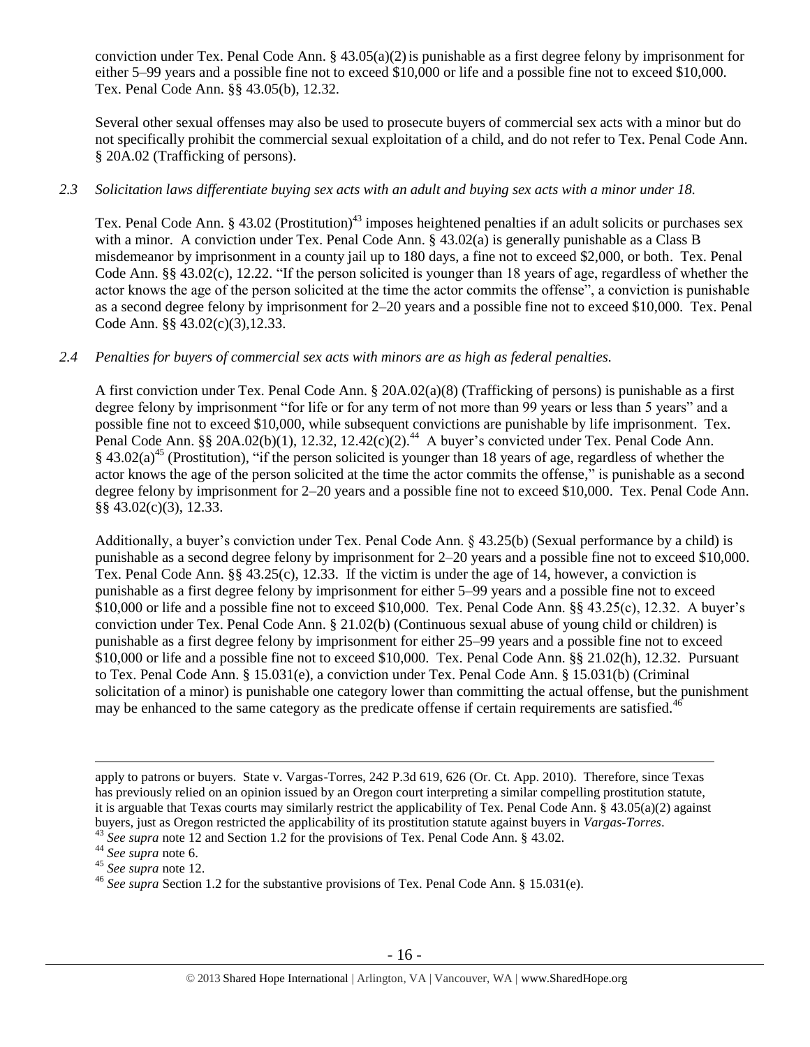conviction under Tex. Penal Code Ann. § 43.05(a)(2) is punishable as a first degree felony by imprisonment for either 5–99 years and a possible fine not to exceed $10,000 or life and a possible fine not to exceed $10,000. Tex. Penal Code Ann. §§ 43.05(b), 12.32.

Several other sexual offenses may also be used to prosecute buyers of commercial sex acts with a minor but do not specifically prohibit the commercial sexual exploitation of a child, and do not refer to Tex. Penal Code Ann. § 20A.02 (Trafficking of persons).

*2.3 Solicitation laws differentiate buying sex acts with an adult and buying sex acts with a minor under 18.*

Tex. Penal Code Ann. § 43.02 (Prostitution)[43] imposes heightened penalties if an adult solicits or purchases sex with a minor. A conviction under Tex. Penal Code Ann. § 43.02(a) is generally punishable as a Class B misdemeanor by imprisonment in a county jail up to 180 days, a fine not to exceed $2,000, or both. Tex. Penal Code Ann. §§ 43.02(c), 12.22. "If the person solicited is younger than 18 years of age, regardless of whether the actor knows the age of the person solicited at the time the actor commits the offense", a conviction is punishable as a second degree felony by imprisonment for 2–20 years and a possible fine not to exceed $10,000. Tex. Penal Code Ann. §§ 43.02(c)(3),12.33.

*2.4 Penalties for buyers of commercial sex acts with minors are as high as federal penalties.*

A first conviction under Tex. Penal Code Ann. § 20A.02(a)(8) (Trafficking of persons) is punishable as a first degree felony by imprisonment "for life or for any term of not more than 99 years or less than 5 years" and a possible fine not to exceed $10,000, while subsequent convictions are punishable by life imprisonment. Tex. Penal Code Ann. §§ 20A.02(b)(1), 12.32, 12.42(c)(2).[44] A buyer's convicted under Tex. Penal Code Ann. § 43.02(a)[45] (Prostitution), "if the person solicited is younger than 18 years of age, regardless of whether the actor knows the age of the person solicited at the time the actor commits the offense," is punishable as a second degree felony by imprisonment for 2–20 years and a possible fine not to exceed $10,000. Tex. Penal Code Ann. §§ 43.02(c)(3), 12.33.

Additionally, a buyer's conviction under Tex. Penal Code Ann. § 43.25(b) (Sexual performance by a child) is punishable as a second degree felony by imprisonment for 2–20 years and a possible fine not to exceed $10,000. Tex. Penal Code Ann. §§ 43.25(c), 12.33. If the victim is under the age of 14, however, a conviction is punishable as a first degree felony by imprisonment for either 5–99 years and a possible fine not to exceed $10,000 or life and a possible fine not to exceed $10,000. Tex. Penal Code Ann. §§ 43.25(c), 12.32. A buyer's conviction under Tex. Penal Code Ann. § 21.02(b) (Continuous sexual abuse of young child or children) is punishable as a first degree felony by imprisonment for either 25–99 years and a possible fine not to exceed $10,000 or life and a possible fine not to exceed $10,000. Tex. Penal Code Ann. §§ 21.02(h), 12.32. Pursuant to Tex. Penal Code Ann. § 15.031(e), a conviction under Tex. Penal Code Ann. § 15.031(b) (Criminal solicitation of a minor) is punishable one category lower than committing the actual offense, but the punishment may be enhanced to the same category as the predicate offense if certain requirements are satisfied.[46]

---

apply to patrons or buyers. State v. Vargas-Torres, 242 P.3d 619, 626 (Or. Ct. App. 2010). Therefore, since Texas has previously relied on an opinion issued by an Oregon court interpreting a similar compelling prostitution statute, it is arguable that Texas courts may similarly restrict the applicability of Tex. Penal Code Ann. § 43.05(a)(2) against buyers, just as Oregon restricted the applicability of its prostitution statute against buyers in *Vargas-Torres*.

[43] *See supra* note 12 and Section 1.2 for the provisions of Tex. Penal Code Ann. § 43.02.

[44] *See supra* note 6.

[45] *See supra* note 12.

[46] *See supra* Section 1.2 for the substantive provisions of Tex. Penal Code Ann. § 15.031(e).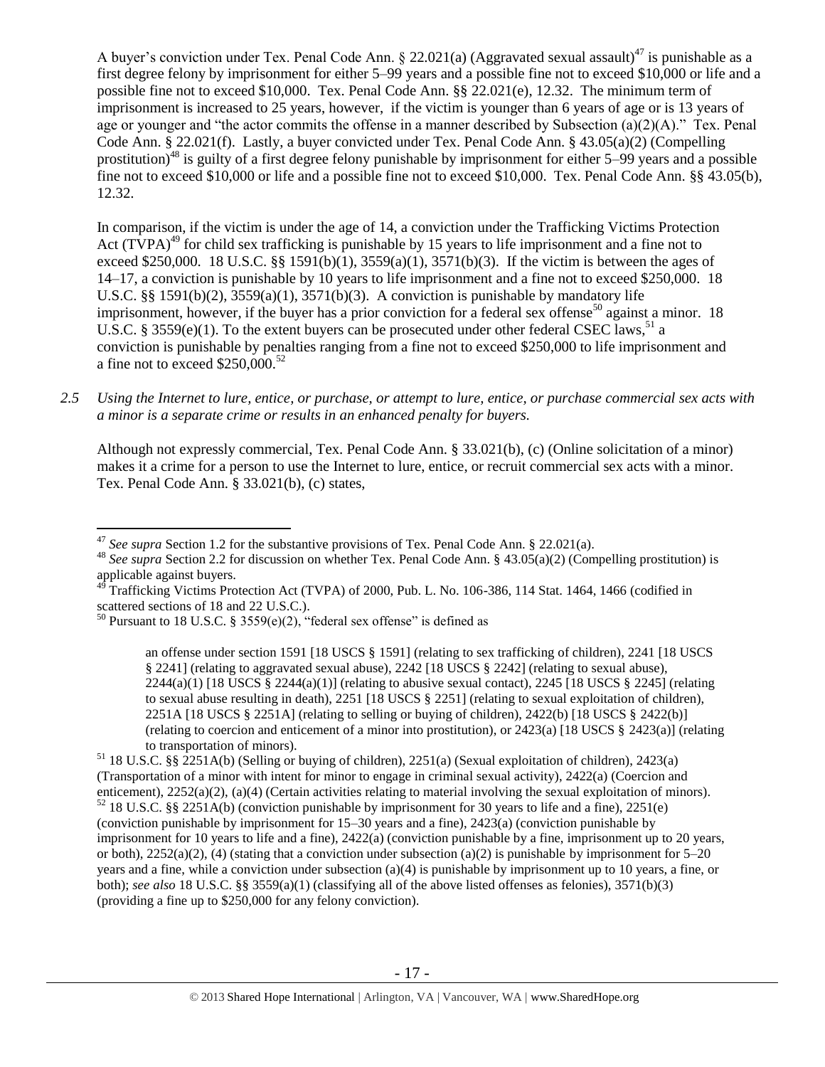A buyer's conviction under Tex. Penal Code Ann. § 22.021(a) (Aggravated sexual assault)[47] is punishable as a first degree felony by imprisonment for either 5–99 years and a possible fine not to exceed $10,000 or life and a possible fine not to exceed $10,000. Tex. Penal Code Ann. §§ 22.021(e), 12.32. The minimum term of imprisonment is increased to 25 years, however, if the victim is younger than 6 years of age or is 13 years of age or younger and "the actor commits the offense in a manner described by Subsection (a)(2)(A)." Tex. Penal Code Ann. § 22.021(f). Lastly, a buyer convicted under Tex. Penal Code Ann. § 43.05(a)(2) (Compelling prostitution)[48] is guilty of a first degree felony punishable by imprisonment for either 5–99 years and a possible fine not to exceed $10,000 or life and a possible fine not to exceed $10,000. Tex. Penal Code Ann. §§ 43.05(b), 12.32.

In comparison, if the victim is under the age of 14, a conviction under the Trafficking Victims Protection Act (TVPA)[49] for child sex trafficking is punishable by 15 years to life imprisonment and a fine not to exceed $250,000. 18 U.S.C. §§ 1591(b)(1), 3559(a)(1), 3571(b)(3). If the victim is between the ages of 14–17, a conviction is punishable by 10 years to life imprisonment and a fine not to exceed $250,000. 18 U.S.C. §§ 1591(b)(2), 3559(a)(1), 3571(b)(3). A conviction is punishable by mandatory life imprisonment, however, if the buyer has a prior conviction for a federal sex offense[50] against a minor. 18 U.S.C. § 3559(e)(1). To the extent buyers can be prosecuted under other federal CSEC laws,[51] a conviction is punishable by penalties ranging from a fine not to exceed $250,000 to life imprisonment and a fine not to exceed $250,000.[52]

*2.5 Using the Internet to lure, entice, or purchase, or attempt to lure, entice, or purchase commercial sex acts with a minor is a separate crime or results in an enhanced penalty for buyers.*

Although not expressly commercial, Tex. Penal Code Ann. § 33.021(b), (c) (Online solicitation of a minor) makes it a crime for a person to use the Internet to lure, entice, or recruit commercial sex acts with a minor. Tex. Penal Code Ann. § 33.021(b), (c) states,

---

[47] *See supra* Section 1.2 for the substantive provisions of Tex. Penal Code Ann. § 22.021(a).

[48] *See supra* Section 2.2 for discussion on whether Tex. Penal Code Ann. § 43.05(a)(2) (Compelling prostitution) is applicable against buyers.

[49] Trafficking Victims Protection Act (TVPA) of 2000, Pub. L. No. 106-386, 114 Stat. 1464, 1466 (codified in scattered sections of 18 and 22 U.S.C.).

[50] Pursuant to 18 U.S.C. § 3559(e)(2), "federal sex offense" is defined as

> an offense under section 1591 [18 USCS § 1591] (relating to sex trafficking of children), 2241 [18 USCS § 2241] (relating to aggravated sexual abuse), 2242 [18 USCS § 2242] (relating to sexual abuse), 2244(a)(1) [18 USCS § 2244(a)(1)] (relating to abusive sexual contact), 2245 [18 USCS § 2245] (relating to sexual abuse resulting in death), 2251 [18 USCS § 2251] (relating to sexual exploitation of children), 2251A [18 USCS § 2251A] (relating to selling or buying of children), 2422(b) [18 USCS § 2422(b)] (relating to coercion and enticement of a minor into prostitution), or 2423(a) [18 USCS § 2423(a)] (relating to transportation of minors).

[51] 18 U.S.C. §§ 2251A(b) (Selling or buying of children), 2251(a) (Sexual exploitation of children), 2423(a) (Transportation of a minor with intent for minor to engage in criminal sexual activity), 2422(a) (Coercion and enticement), 2252(a)(2), (a)(4) (Certain activities relating to material involving the sexual exploitation of minors).

[52] 18 U.S.C. §§ 2251A(b) (conviction punishable by imprisonment for 30 years to life and a fine), 2251(e) (conviction punishable by imprisonment for 15–30 years and a fine), 2423(a) (conviction punishable by imprisonment for 10 years to life and a fine), 2422(a) (conviction punishable by a fine, imprisonment up to 20 years, or both), 2252(a)(2), (4) (stating that a conviction under subsection (a)(2) is punishable by imprisonment for 5–20 years and a fine, while a conviction under subsection (a)(4) is punishable by imprisonment up to 10 years, a fine, or both); *see also* 18 U.S.C. §§ 3559(a)(1) (classifying all of the above listed offenses as felonies), 3571(b)(3) (providing a fine up to $250,000 for any felony conviction).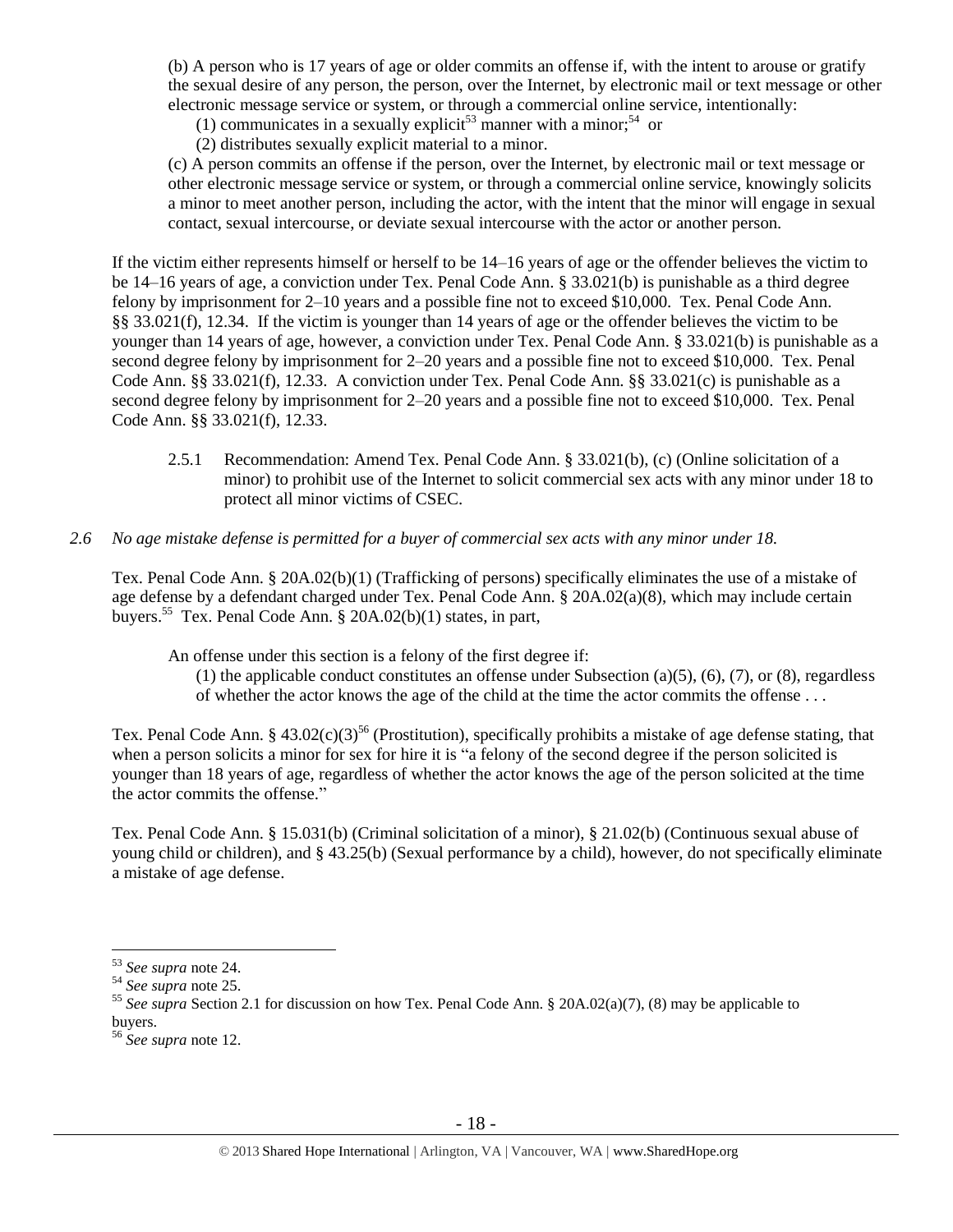(b) A person who is 17 years of age or older commits an offense if, with the intent to arouse or gratify the sexual desire of any person, the person, over the Internet, by electronic mail or text message or other electronic message service or system, or through a commercial online service, intentionally:

(1) communicates in a sexually explicit[53] manner with a minor;[54] or

(2) distributes sexually explicit material to a minor.

(c) A person commits an offense if the person, over the Internet, by electronic mail or text message or other electronic message service or system, or through a commercial online service, knowingly solicits a minor to meet another person, including the actor, with the intent that the minor will engage in sexual contact, sexual intercourse, or deviate sexual intercourse with the actor or another person.

If the victim either represents himself or herself to be 14–16 years of age or the offender believes the victim to be 14–16 years of age, a conviction under Tex. Penal Code Ann. § 33.021(b) is punishable as a third degree felony by imprisonment for 2–10 years and a possible fine not to exceed $10,000. Tex. Penal Code Ann. §§ 33.021(f), 12.34. If the victim is younger than 14 years of age or the offender believes the victim to be younger than 14 years of age, however, a conviction under Tex. Penal Code Ann. § 33.021(b) is punishable as a second degree felony by imprisonment for 2–20 years and a possible fine not to exceed $10,000. Tex. Penal Code Ann. §§ 33.021(f), 12.33. A conviction under Tex. Penal Code Ann. §§ 33.021(c) is punishable as a second degree felony by imprisonment for 2–20 years and a possible fine not to exceed $10,000. Tex. Penal Code Ann. §§ 33.021(f), 12.33.

2.5.1 Recommendation: Amend Tex. Penal Code Ann. § 33.021(b), (c) (Online solicitation of a minor) to prohibit use of the Internet to solicit commercial sex acts with any minor under 18 to protect all minor victims of CSEC.

*2.6 No age mistake defense is permitted for a buyer of commercial sex acts with any minor under 18.*

Tex. Penal Code Ann. § 20A.02(b)(1) (Trafficking of persons) specifically eliminates the use of a mistake of age defense by a defendant charged under Tex. Penal Code Ann. § 20A.02(a)(8), which may include certain buyers.[55] Tex. Penal Code Ann. § 20A.02(b)(1) states, in part,

An offense under this section is a felony of the first degree if:

(1) the applicable conduct constitutes an offense under Subsection (a)(5), (6), (7), or (8), regardless of whether the actor knows the age of the child at the time the actor commits the offense . . .

Tex. Penal Code Ann. § 43.02(c)(3)[56] (Prostitution), specifically prohibits a mistake of age defense stating, that when a person solicits a minor for sex for hire it is "a felony of the second degree if the person solicited is younger than 18 years of age, regardless of whether the actor knows the age of the person solicited at the time the actor commits the offense."

Tex. Penal Code Ann. § 15.031(b) (Criminal solicitation of a minor), § 21.02(b) (Continuous sexual abuse of young child or children), and § 43.25(b) (Sexual performance by a child), however, do not specifically eliminate a mistake of age defense.

---

[53] *See supra* note 24.

[54] *See supra* note 25.

[55] *See supra* Section 2.1 for discussion on how Tex. Penal Code Ann. § 20A.02(a)(7), (8) may be applicable to buyers.

[56] *See supra* note 12.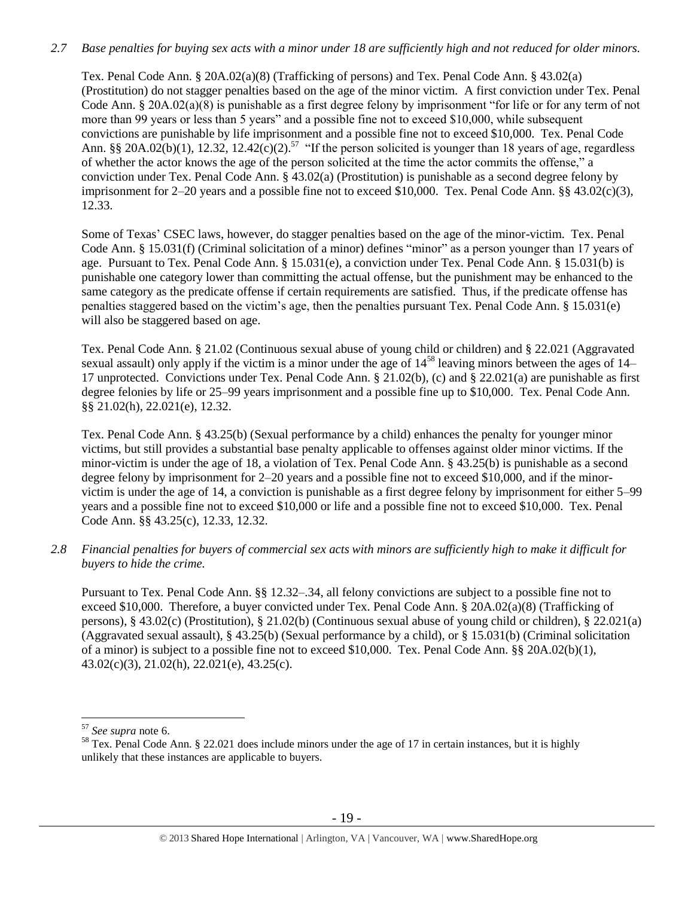*2.7 Base penalties for buying sex acts with a minor under 18 are sufficiently high and not reduced for older minors.*

Tex. Penal Code Ann. § 20A.02(a)(8) (Trafficking of persons) and Tex. Penal Code Ann. § 43.02(a) (Prostitution) do not stagger penalties based on the age of the minor victim. A first conviction under Tex. Penal Code Ann. § 20A.02(a)(8) is punishable as a first degree felony by imprisonment "for life or for any term of not more than 99 years or less than 5 years" and a possible fine not to exceed $10,000, while subsequent convictions are punishable by life imprisonment and a possible fine not to exceed $10,000. Tex. Penal Code Ann. §§ 20A.02(b)(1), 12.32, 12.42(c)(2).[57] "If the person solicited is younger than 18 years of age, regardless of whether the actor knows the age of the person solicited at the time the actor commits the offense," a conviction under Tex. Penal Code Ann. § 43.02(a) (Prostitution) is punishable as a second degree felony by imprisonment for 2–20 years and a possible fine not to exceed $10,000. Tex. Penal Code Ann. §§ 43.02(c)(3), 12.33.

Some of Texas' CSEC laws, however, do stagger penalties based on the age of the minor-victim. Tex. Penal Code Ann. § 15.031(f) (Criminal solicitation of a minor) defines "minor" as a person younger than 17 years of age. Pursuant to Tex. Penal Code Ann. § 15.031(e), a conviction under Tex. Penal Code Ann. § 15.031(b) is punishable one category lower than committing the actual offense, but the punishment may be enhanced to the same category as the predicate offense if certain requirements are satisfied. Thus, if the predicate offense has penalties staggered based on the victim's age, then the penalties pursuant Tex. Penal Code Ann. § 15.031(e) will also be staggered based on age.

Tex. Penal Code Ann. § 21.02 (Continuous sexual abuse of young child or children) and § 22.021 (Aggravated sexual assault) only apply if the victim is a minor under the age of 14[58] leaving minors between the ages of 14–17 unprotected. Convictions under Tex. Penal Code Ann. § 21.02(b), (c) and § 22.021(a) are punishable as first degree felonies by life or 25–99 years imprisonment and a possible fine up to $10,000. Tex. Penal Code Ann. §§ 21.02(h), 22.021(e), 12.32.

Tex. Penal Code Ann. § 43.25(b) (Sexual performance by a child) enhances the penalty for younger minor victims, but still provides a substantial base penalty applicable to offenses against older minor victims. If the minor-victim is under the age of 18, a violation of Tex. Penal Code Ann. § 43.25(b) is punishable as a second degree felony by imprisonment for 2–20 years and a possible fine not to exceed $10,000, and if the minor-victim is under the age of 14, a conviction is punishable as a first degree felony by imprisonment for either 5–99 years and a possible fine not to exceed $10,000 or life and a possible fine not to exceed $10,000. Tex. Penal Code Ann. §§ 43.25(c), 12.33, 12.32.

*2.8 Financial penalties for buyers of commercial sex acts with minors are sufficiently high to make it difficult for buyers to hide the crime.*

Pursuant to Tex. Penal Code Ann. §§ 12.32–.34, all felony convictions are subject to a possible fine not to exceed $10,000. Therefore, a buyer convicted under Tex. Penal Code Ann. § 20A.02(a)(8) (Trafficking of persons), § 43.02(c) (Prostitution), § 21.02(b) (Continuous sexual abuse of young child or children), § 22.021(a) (Aggravated sexual assault), § 43.25(b) (Sexual performance by a child), or § 15.031(b) (Criminal solicitation of a minor) is subject to a possible fine not to exceed $10,000. Tex. Penal Code Ann. §§ 20A.02(b)(1), 43.02(c)(3), 21.02(h), 22.021(e), 43.25(c).

---

[57] *See supra* note 6.

[58] Tex. Penal Code Ann. § 22.021 does include minors under the age of 17 in certain instances, but it is highly unlikely that these instances are applicable to buyers.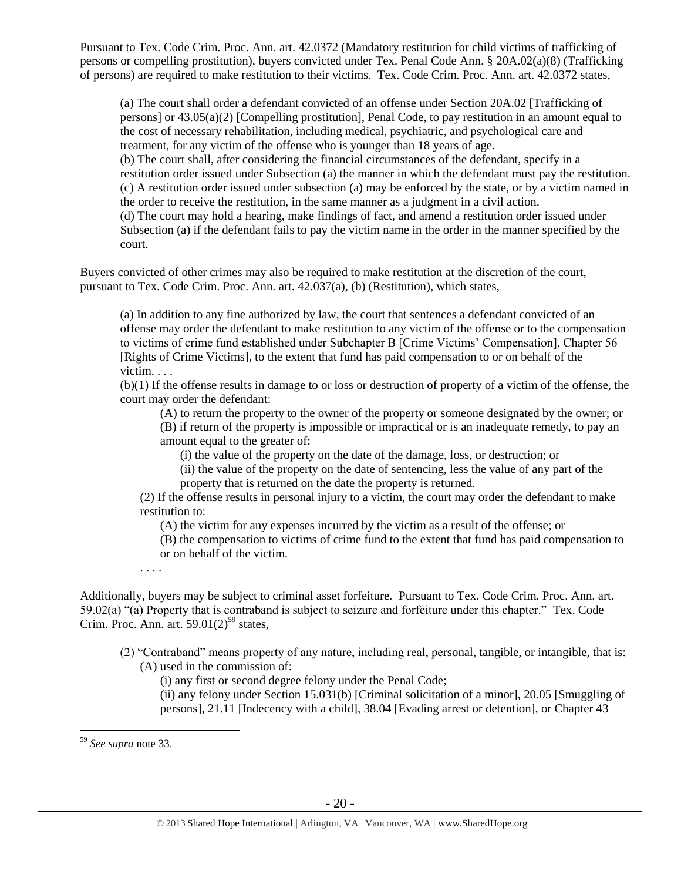Pursuant to Tex. Code Crim. Proc. Ann. art. 42.0372 (Mandatory restitution for child victims of trafficking of persons or compelling prostitution), buyers convicted under Tex. Penal Code Ann. § 20A.02(a)(8) (Trafficking of persons) are required to make restitution to their victims. Tex. Code Crim. Proc. Ann. art. 42.0372 states,

> (a) The court shall order a defendant convicted of an offense under Section 20A.02 [Trafficking of persons] or 43.05(a)(2) [Compelling prostitution], Penal Code, to pay restitution in an amount equal to the cost of necessary rehabilitation, including medical, psychiatric, and psychological care and treatment, for any victim of the offense who is younger than 18 years of age.
> (b) The court shall, after considering the financial circumstances of the defendant, specify in a restitution order issued under Subsection (a) the manner in which the defendant must pay the restitution.
> (c) A restitution order issued under subsection (a) may be enforced by the state, or by a victim named in the order to receive the restitution, in the same manner as a judgment in a civil action.
> (d) The court may hold a hearing, make findings of fact, and amend a restitution order issued under Subsection (a) if the defendant fails to pay the victim name in the order in the manner specified by the court.

Buyers convicted of other crimes may also be required to make restitution at the discretion of the court, pursuant to Tex. Code Crim. Proc. Ann. art. 42.037(a), (b) (Restitution), which states,

> (a) In addition to any fine authorized by law, the court that sentences a defendant convicted of an offense may order the defendant to make restitution to any victim of the offense or to the compensation to victims of crime fund established under Subchapter B [Crime Victims' Compensation], Chapter 56 [Rights of Crime Victims], to the extent that fund has paid compensation to or on behalf of the victim. . . .
> (b)(1) If the offense results in damage to or loss or destruction of property of a victim of the offense, the court may order the defendant:
>
> > (A) to return the property to the owner of the property or someone designated by the owner; or
> > (B) if return of the property is impossible or impractical or is an inadequate remedy, to pay an amount equal to the greater of:
> >
> > > (i) the value of the property on the date of the damage, loss, or destruction; or
> > > (ii) the value of the property on the date of sentencing, less the value of any part of the property that is returned on the date the property is returned.
>
> (2) If the offense results in personal injury to a victim, the court may order the defendant to make restitution to:
>
> > (A) the victim for any expenses incurred by the victim as a result of the offense; or
> > (B) the compensation to victims of crime fund to the extent that fund has paid compensation to or on behalf of the victim.
>
> . . . .

Additionally, buyers may be subject to criminal asset forfeiture. Pursuant to Tex. Code Crim. Proc. Ann. art. 59.02(a) "(a) Property that is contraband is subject to seizure and forfeiture under this chapter." Tex. Code Crim. Proc. Ann. art. 59.01(2)[59] states,

> (2) "Contraband" means property of any nature, including real, personal, tangible, or intangible, that is:
>
> > (A) used in the commission of:
> >
> > > (i) any first or second degree felony under the Penal Code;
> > > (ii) any felony under Section 15.031(b) [Criminal solicitation of a minor], 20.05 [Smuggling of persons], 21.11 [Indecency with a child], 38.04 [Evading arrest or detention], or Chapter 43

---

[59] *See supra* note 33.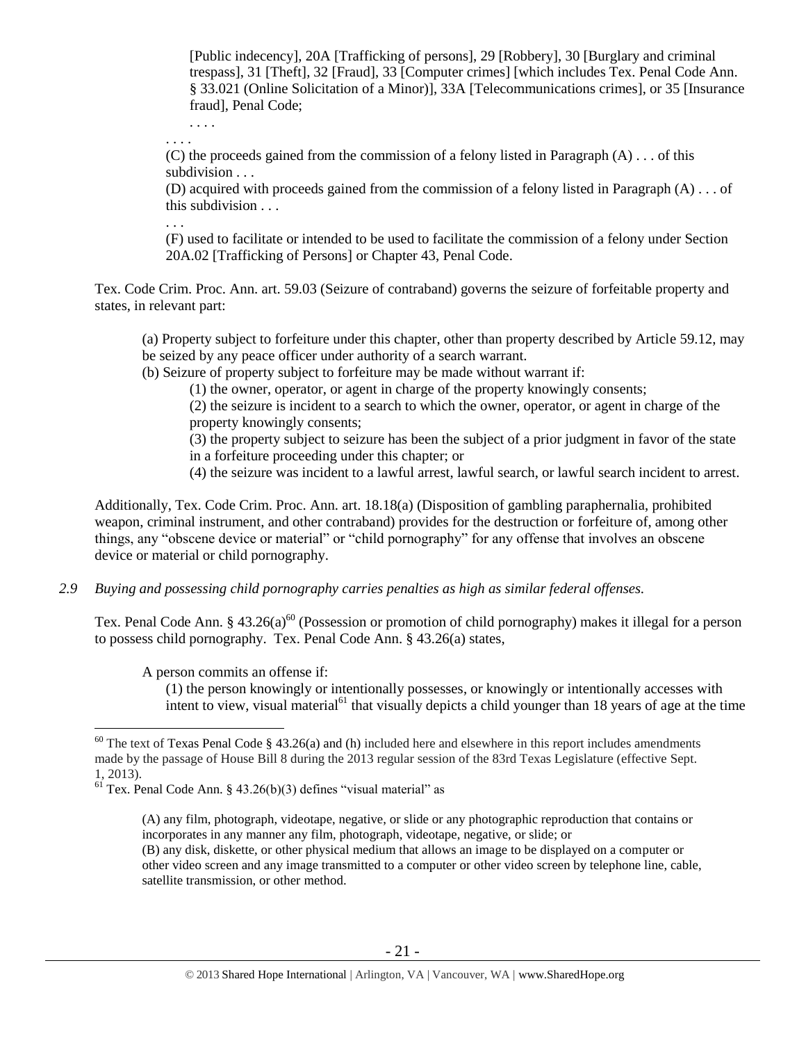[Public indecency], 20A [Trafficking of persons], 29 [Robbery], 30 [Burglary and criminal trespass], 31 [Theft], 32 [Fraud], 33 [Computer crimes] [which includes Tex. Penal Code Ann. § 33.021 (Online Solicitation of a Minor)], 33A [Telecommunications crimes], or 35 [Insurance fraud], Penal Code;

. . . .

. . . .

(C) the proceeds gained from the commission of a felony listed in Paragraph (A) . . . of this subdivision . . .

(D) acquired with proceeds gained from the commission of a felony listed in Paragraph (A) . . . of this subdivision . . .

. . .

(F) used to facilitate or intended to be used to facilitate the commission of a felony under Section 20A.02 [Trafficking of Persons] or Chapter 43, Penal Code.

Tex. Code Crim. Proc. Ann. art. 59.03 (Seizure of contraband) governs the seizure of forfeitable property and states, in relevant part:

(a) Property subject to forfeiture under this chapter, other than property described by Article 59.12, may be seized by any peace officer under authority of a search warrant.

(b) Seizure of property subject to forfeiture may be made without warrant if:

(1) the owner, operator, or agent in charge of the property knowingly consents;

(2) the seizure is incident to a search to which the owner, operator, or agent in charge of the property knowingly consents;

(3) the property subject to seizure has been the subject of a prior judgment in favor of the state in a forfeiture proceeding under this chapter; or

(4) the seizure was incident to a lawful arrest, lawful search, or lawful search incident to arrest.

Additionally, Tex. Code Crim. Proc. Ann. art. 18.18(a) (Disposition of gambling paraphernalia, prohibited weapon, criminal instrument, and other contraband) provides for the destruction or forfeiture of, among other things, any "obscene device or material" or "child pornography" for any offense that involves an obscene device or material or child pornography.

*2.9 Buying and possessing child pornography carries penalties as high as similar federal offenses.*

Tex. Penal Code Ann. § 43.26(a)[60] (Possession or promotion of child pornography) makes it illegal for a person to possess child pornography. Tex. Penal Code Ann. § 43.26(a) states,

A person commits an offense if:

(1) the person knowingly or intentionally possesses, or knowingly or intentionally accesses with intent to view, visual material[61] that visually depicts a child younger than 18 years of age at the time

---

[60] The text of Texas Penal Code § 43.26(a) and (h) included here and elsewhere in this report includes amendments made by the passage of House Bill 8 during the 2013 regular session of the 83rd Texas Legislature (effective Sept. 1, 2013).

[61] Tex. Penal Code Ann. § 43.26(b)(3) defines "visual material" as

(A) any film, photograph, videotape, negative, or slide or any photographic reproduction that contains or incorporates in any manner any film, photograph, videotape, negative, or slide; or

(B) any disk, diskette, or other physical medium that allows an image to be displayed on a computer or other video screen and any image transmitted to a computer or other video screen by telephone line, cable, satellite transmission, or other method.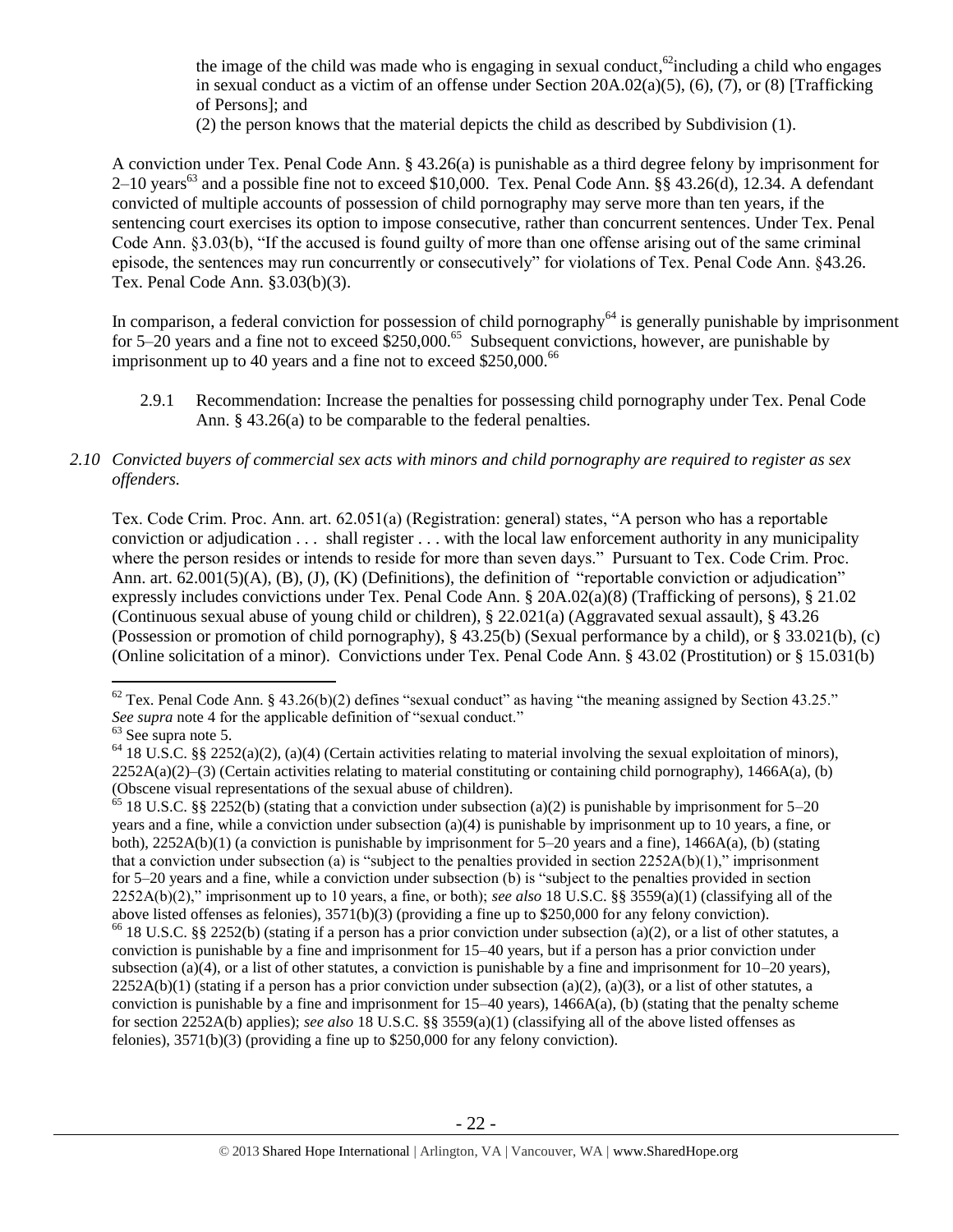the image of the child was made who is engaging in sexual conduct,[62] including a child who engages in sexual conduct as a victim of an offense under Section 20A.02(a)(5), (6), (7), or (8) [Trafficking of Persons]; and

(2) the person knows that the material depicts the child as described by Subdivision (1).

A conviction under Tex. Penal Code Ann. § 43.26(a) is punishable as a third degree felony by imprisonment for 2–10 years[63] and a possible fine not to exceed $10,000. Tex. Penal Code Ann. §§ 43.26(d), 12.34. A defendant convicted of multiple accounts of possession of child pornography may serve more than ten years, if the sentencing court exercises its option to impose consecutive, rather than concurrent sentences. Under Tex. Penal Code Ann. §3.03(b), "If the accused is found guilty of more than one offense arising out of the same criminal episode, the sentences may run concurrently or consecutively" for violations of Tex. Penal Code Ann. §43.26. Tex. Penal Code Ann. §3.03(b)(3).

In comparison, a federal conviction for possession of child pornography[64] is generally punishable by imprisonment for 5–20 years and a fine not to exceed $250,000.[65] Subsequent convictions, however, are punishable by imprisonment up to 40 years and a fine not to exceed $250,000.[66]

2.9.1 Recommendation: Increase the penalties for possessing child pornography under Tex. Penal Code Ann. § 43.26(a) to be comparable to the federal penalties.

*2.10 Convicted buyers of commercial sex acts with minors and child pornography are required to register as sex offenders.*

Tex. Code Crim. Proc. Ann. art. 62.051(a) (Registration: general) states, "A person who has a reportable conviction or adjudication . . . shall register . . . with the local law enforcement authority in any municipality where the person resides or intends to reside for more than seven days." Pursuant to Tex. Code Crim. Proc. Ann. art. 62.001(5)(A), (B), (J), (K) (Definitions), the definition of "reportable conviction or adjudication" expressly includes convictions under Tex. Penal Code Ann. § 20A.02(a)(8) (Trafficking of persons), § 21.02 (Continuous sexual abuse of young child or children), § 22.021(a) (Aggravated sexual assault), § 43.26 (Possession or promotion of child pornography), § 43.25(b) (Sexual performance by a child), or § 33.021(b), (c) (Online solicitation of a minor). Convictions under Tex. Penal Code Ann. § 43.02 (Prostitution) or § 15.031(b)

---

[62] Tex. Penal Code Ann. § 43.26(b)(2) defines "sexual conduct" as having "the meaning assigned by Section 43.25." *See supra* note 4 for the applicable definition of "sexual conduct."

[63] See supra note 5.

[64] 18 U.S.C. §§ 2252(a)(2), (a)(4) (Certain activities relating to material involving the sexual exploitation of minors), 2252A(a)(2)–(3) (Certain activities relating to material constituting or containing child pornography), 1466A(a), (b) (Obscene visual representations of the sexual abuse of children).

[65] 18 U.S.C. §§ 2252(b) (stating that a conviction under subsection (a)(2) is punishable by imprisonment for 5–20 years and a fine, while a conviction under subsection (a)(4) is punishable by imprisonment up to 10 years, a fine, or both), 2252A(b)(1) (a conviction is punishable by imprisonment for 5–20 years and a fine), 1466A(a), (b) (stating that a conviction under subsection (a) is "subject to the penalties provided in section 2252A(b)(1)," imprisonment for 5–20 years and a fine, while a conviction under subsection (b) is "subject to the penalties provided in section 2252A(b)(2)," imprisonment up to 10 years, a fine, or both); *see also* 18 U.S.C. §§ 3559(a)(1) (classifying all of the above listed offenses as felonies), 3571(b)(3) (providing a fine up to $250,000 for any felony conviction).

[66] 18 U.S.C. §§ 2252(b) (stating if a person has a prior conviction under subsection (a)(2), or a list of other statutes, a conviction is punishable by a fine and imprisonment for 15–40 years, but if a person has a prior conviction under subsection (a)(4), or a list of other statutes, a conviction is punishable by a fine and imprisonment for 10–20 years), 2252A(b)(1) (stating if a person has a prior conviction under subsection (a)(2), (a)(3), or a list of other statutes, a conviction is punishable by a fine and imprisonment for 15–40 years), 1466A(a), (b) (stating that the penalty scheme for section 2252A(b) applies); *see also* 18 U.S.C. §§ 3559(a)(1) (classifying all of the above listed offenses as felonies), 3571(b)(3) (providing a fine up to $250,000 for any felony conviction).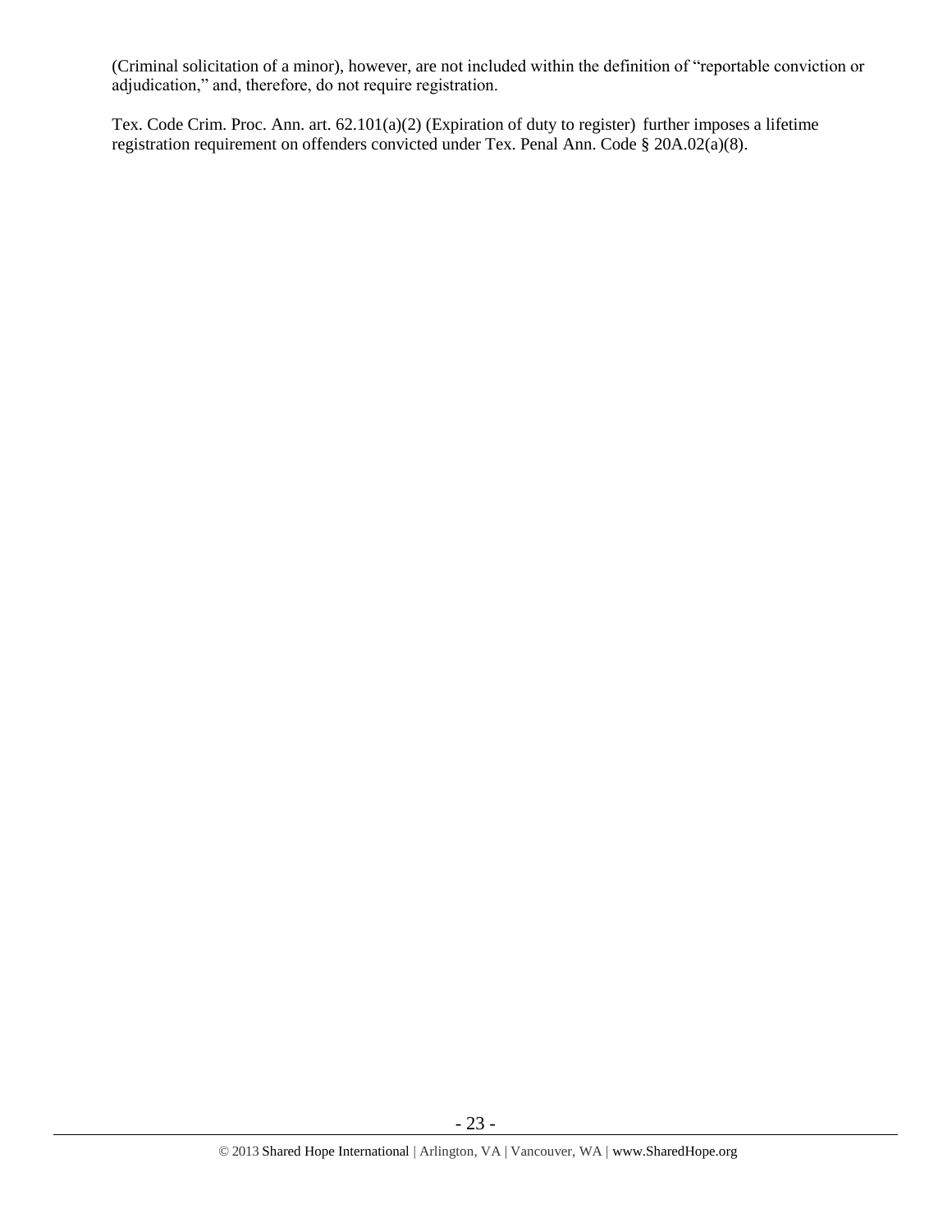(Criminal solicitation of a minor), however, are not included within the definition of "reportable conviction or adjudication," and, therefore, do not require registration.

Tex. Code Crim. Proc. Ann. art. 62.101(a)(2) (Expiration of duty to register) further imposes a lifetime registration requirement on offenders convicted under Tex. Penal Ann. Code § 20A.02(a)(8).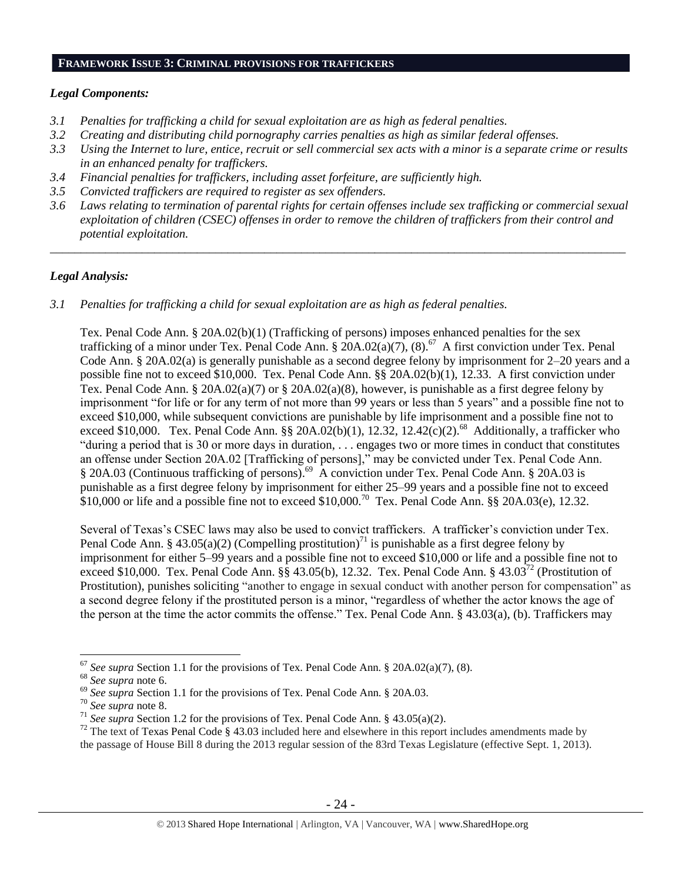## FRAMEWORK ISSUE 3: CRIMINAL PROVISIONS FOR TRAFFICKERS

### *Legal Components:*

- *3.1 Penalties for trafficking a child for sexual exploitation are as high as federal penalties.*
- *3.2 Creating and distributing child pornography carries penalties as high as similar federal offenses.*
- *3.3 Using the Internet to lure, entice, recruit or sell commercial sex acts with a minor is a separate crime or results in an enhanced penalty for traffickers.*
- *3.4 Financial penalties for traffickers, including asset forfeiture, are sufficiently high.*
- *3.5 Convicted traffickers are required to register as sex offenders.*
- *3.6 Laws relating to termination of parental rights for certain offenses include sex trafficking or commercial sexual exploitation of children (CSEC) offenses in order to remove the children of traffickers from their control and potential exploitation.*

---

### *Legal Analysis:*

*3.1 Penalties for trafficking a child for sexual exploitation are as high as federal penalties.*

Tex. Penal Code Ann. § 20A.02(b)(1) (Trafficking of persons) imposes enhanced penalties for the sex trafficking of a minor under Tex. Penal Code Ann. § 20A.02(a)(7), (8).[67] A first conviction under Tex. Penal Code Ann. § 20A.02(a) is generally punishable as a second degree felony by imprisonment for 2–20 years and a possible fine not to exceed $10,000. Tex. Penal Code Ann. §§ 20A.02(b)(1), 12.33. A first conviction under Tex. Penal Code Ann. § 20A.02(a)(7) or § 20A.02(a)(8), however, is punishable as a first degree felony by imprisonment "for life or for any term of not more than 99 years or less than 5 years" and a possible fine not to exceed $10,000, while subsequent convictions are punishable by life imprisonment and a possible fine not to exceed $10,000. Tex. Penal Code Ann. §§ 20A.02(b)(1), 12.32, 12.42(c)(2).[68] Additionally, a trafficker who "during a period that is 30 or more days in duration, . . . engages two or more times in conduct that constitutes an offense under Section 20A.02 [Trafficking of persons]," may be convicted under Tex. Penal Code Ann. § 20A.03 (Continuous trafficking of persons).[69] A conviction under Tex. Penal Code Ann. § 20A.03 is punishable as a first degree felony by imprisonment for either 25–99 years and a possible fine not to exceed $10,000 or life and a possible fine not to exceed $10,000.[70] Tex. Penal Code Ann. §§ 20A.03(e), 12.32.

Several of Texas's CSEC laws may also be used to convict traffickers. A trafficker's conviction under Tex. Penal Code Ann. § 43.05(a)(2) (Compelling prostitution)[71] is punishable as a first degree felony by imprisonment for either 5–99 years and a possible fine not to exceed $10,000 or life and a possible fine not to exceed $10,000. Tex. Penal Code Ann. §§ 43.05(b), 12.32. Tex. Penal Code Ann. § 43.03[72] (Prostitution of Prostitution), punishes soliciting "another to engage in sexual conduct with another person for compensation" as a second degree felony if the prostituted person is a minor, "regardless of whether the actor knows the age of the person at the time the actor commits the offense." Tex. Penal Code Ann. § 43.03(a), (b). Traffickers may

---

[67] *See supra* Section 1.1 for the provisions of Tex. Penal Code Ann. § 20A.02(a)(7), (8).

[68] *See supra* note 6.

[69] *See supra* Section 1.1 for the provisions of Tex. Penal Code Ann. § 20A.03.

[70] *See supra* note 8.

[71] *See supra* Section 1.2 for the provisions of Tex. Penal Code Ann. § 43.05(a)(2).

[72] The text of Texas Penal Code § 43.03 included here and elsewhere in this report includes amendments made by the passage of House Bill 8 during the 2013 regular session of the 83rd Texas Legislature (effective Sept. 1, 2013).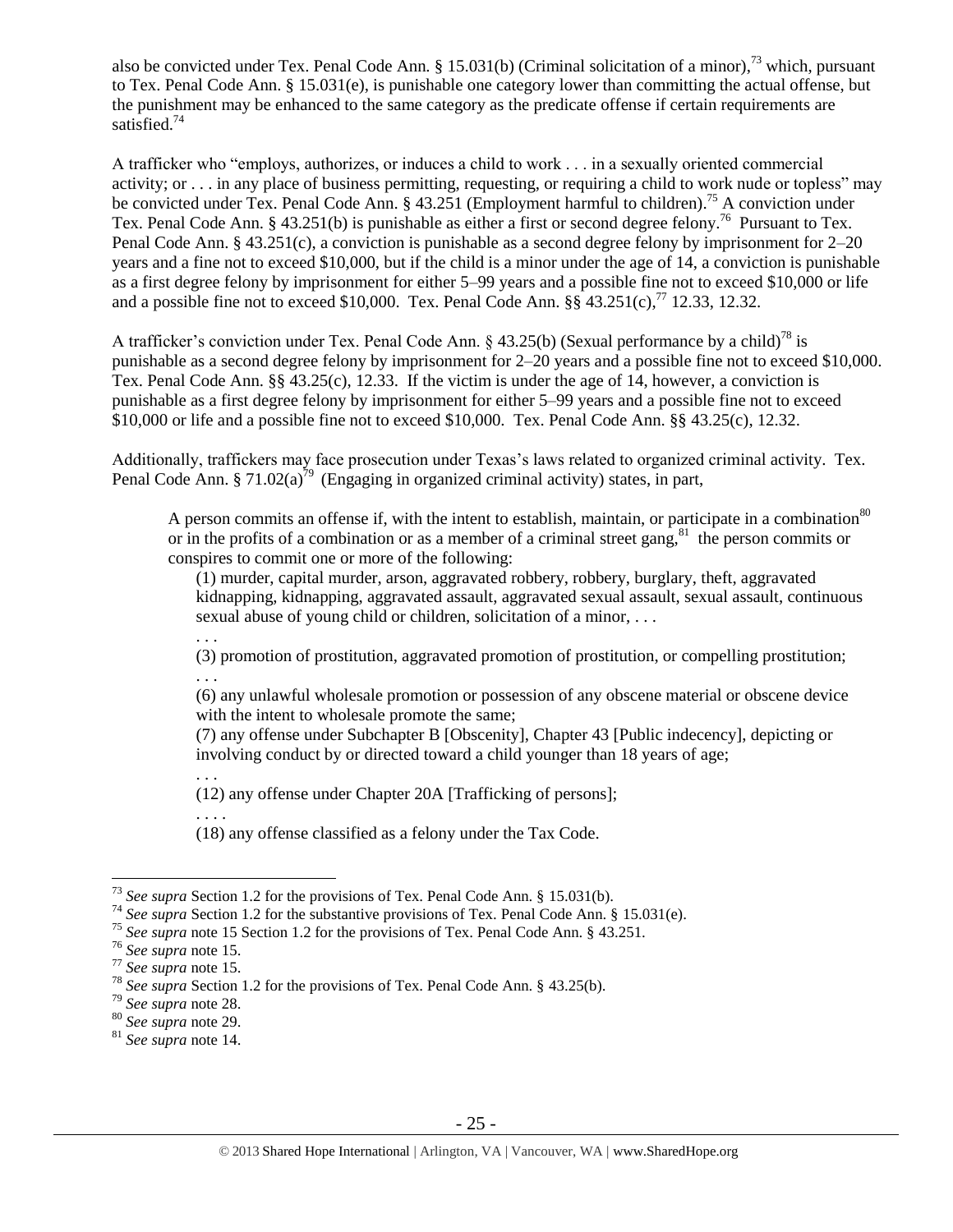also be convicted under Tex. Penal Code Ann. § 15.031(b) (Criminal solicitation of a minor),[73] which, pursuant to Tex. Penal Code Ann. § 15.031(e), is punishable one category lower than committing the actual offense, but the punishment may be enhanced to the same category as the predicate offense if certain requirements are satisfied.[74]

A trafficker who "employs, authorizes, or induces a child to work . . . in a sexually oriented commercial activity; or . . . in any place of business permitting, requesting, or requiring a child to work nude or topless" may be convicted under Tex. Penal Code Ann. § 43.251 (Employment harmful to children).[75] A conviction under Tex. Penal Code Ann. § 43.251(b) is punishable as either a first or second degree felony.[76] Pursuant to Tex. Penal Code Ann. § 43.251(c), a conviction is punishable as a second degree felony by imprisonment for 2–20 years and a fine not to exceed $10,000, but if the child is a minor under the age of 14, a conviction is punishable as a first degree felony by imprisonment for either 5–99 years and a possible fine not to exceed $10,000 or life and a possible fine not to exceed $10,000. Tex. Penal Code Ann. §§ 43.251(c),[77] 12.33, 12.32.

A trafficker's conviction under Tex. Penal Code Ann. § 43.25(b) (Sexual performance by a child)[78] is punishable as a second degree felony by imprisonment for 2–20 years and a possible fine not to exceed $10,000. Tex. Penal Code Ann. §§ 43.25(c), 12.33. If the victim is under the age of 14, however, a conviction is punishable as a first degree felony by imprisonment for either 5–99 years and a possible fine not to exceed $10,000 or life and a possible fine not to exceed $10,000. Tex. Penal Code Ann. §§ 43.25(c), 12.32.

Additionally, traffickers may face prosecution under Texas's laws related to organized criminal activity. Tex. Penal Code Ann. § 71.02(a)[79] (Engaging in organized criminal activity) states, in part,

> A person commits an offense if, with the intent to establish, maintain, or participate in a combination[80] or in the profits of a combination or as a member of a criminal street gang,[81] the person commits or conspires to commit one or more of the following:
>
> (1) murder, capital murder, arson, aggravated robbery, robbery, burglary, theft, aggravated kidnapping, kidnapping, aggravated assault, aggravated sexual assault, sexual assault, continuous sexual abuse of young child or children, solicitation of a minor, . . .
>
> . . .
>
> (3) promotion of prostitution, aggravated promotion of prostitution, or compelling prostitution;
>
> . . .
>
> (6) any unlawful wholesale promotion or possession of any obscene material or obscene device with the intent to wholesale promote the same;
>
> (7) any offense under Subchapter B [Obscenity], Chapter 43 [Public indecency], depicting or involving conduct by or directed toward a child younger than 18 years of age;
>
> . . .
>
> (12) any offense under Chapter 20A [Trafficking of persons];
>
> . . . .
>
> (18) any offense classified as a felony under the Tax Code.

---

[73] *See supra* Section 1.2 for the provisions of Tex. Penal Code Ann. § 15.031(b).

[74] *See supra* Section 1.2 for the substantive provisions of Tex. Penal Code Ann. § 15.031(e).

[75] *See supra* note 15 Section 1.2 for the provisions of Tex. Penal Code Ann. § 43.251.

[76] *See supra* note 15.

[77] *See supra* note 15.

[78] *See supra* Section 1.2 for the provisions of Tex. Penal Code Ann. § 43.25(b).

[79] *See supra* note 28.

[80] *See supra* note 29.

[81] *See supra* note 14.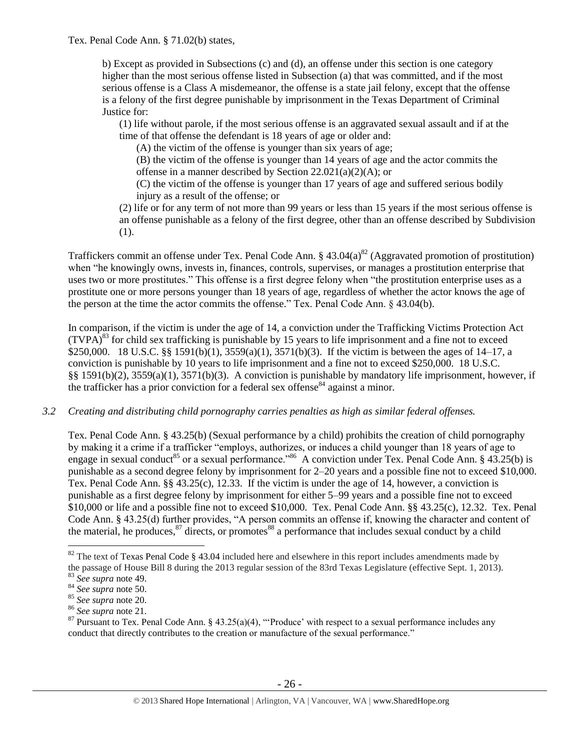Tex. Penal Code Ann. § 71.02(b) states,

> b) Except as provided in Subsections (c) and (d), an offense under this section is one category higher than the most serious offense listed in Subsection (a) that was committed, and if the most serious offense is a Class A misdemeanor, the offense is a state jail felony, except that the offense is a felony of the first degree punishable by imprisonment in the Texas Department of Criminal Justice for:
>
> (1) life without parole, if the most serious offense is an aggravated sexual assault and if at the time of that offense the defendant is 18 years of age or older and:
>
> (A) the victim of the offense is younger than six years of age;
>
> (B) the victim of the offense is younger than 14 years of age and the actor commits the offense in a manner described by Section 22.021(a)(2)(A); or
>
> (C) the victim of the offense is younger than 17 years of age and suffered serious bodily injury as a result of the offense; or
>
> (2) life or for any term of not more than 99 years or less than 15 years if the most serious offense is an offense punishable as a felony of the first degree, other than an offense described by Subdivision (1).

Traffickers commit an offense under Tex. Penal Code Ann. § 43.04(a)[82] (Aggravated promotion of prostitution) when "he knowingly owns, invests in, finances, controls, supervises, or manages a prostitution enterprise that uses two or more prostitutes." This offense is a first degree felony when "the prostitution enterprise uses as a prostitute one or more persons younger than 18 years of age, regardless of whether the actor knows the age of the person at the time the actor commits the offense." Tex. Penal Code Ann. § 43.04(b).

In comparison, if the victim is under the age of 14, a conviction under the Trafficking Victims Protection Act (TVPA)[83] for child sex trafficking is punishable by 15 years to life imprisonment and a fine not to exceed $250,000. 18 U.S.C. §§ 1591(b)(1), 3559(a)(1), 3571(b)(3). If the victim is between the ages of 14–17, a conviction is punishable by 10 years to life imprisonment and a fine not to exceed $250,000. 18 U.S.C. §§ 1591(b)(2), 3559(a)(1), 3571(b)(3). A conviction is punishable by mandatory life imprisonment, however, if the trafficker has a prior conviction for a federal sex offense[84] against a minor.

### *3.2 Creating and distributing child pornography carries penalties as high as similar federal offenses.*

Tex. Penal Code Ann. § 43.25(b) (Sexual performance by a child) prohibits the creation of child pornography by making it a crime if a trafficker "employs, authorizes, or induces a child younger than 18 years of age to engage in sexual conduct[85] or a sexual performance."[86] A conviction under Tex. Penal Code Ann. § 43.25(b) is punishable as a second degree felony by imprisonment for 2–20 years and a possible fine not to exceed $10,000. Tex. Penal Code Ann. §§ 43.25(c), 12.33. If the victim is under the age of 14, however, a conviction is punishable as a first degree felony by imprisonment for either 5–99 years and a possible fine not to exceed $10,000 or life and a possible fine not to exceed $10,000. Tex. Penal Code Ann. §§ 43.25(c), 12.32. Tex. Penal Code Ann. § 43.25(d) further provides, "A person commits an offense if, knowing the character and content of the material, he produces,[87] directs, or promotes[88] a performance that includes sexual conduct by a child

---

[82] The text of Texas Penal Code § 43.04 included here and elsewhere in this report includes amendments made by the passage of House Bill 8 during the 2013 regular session of the 83rd Texas Legislature (effective Sept. 1, 2013).

[83] *See supra* note 49.

[84] *See supra* note 50.

[85] *See supra* note 20.

[86] *See supra* note 21.

[87] Pursuant to Tex. Penal Code Ann. § 43.25(a)(4), "'Produce' with respect to a sexual performance includes any conduct that directly contributes to the creation or manufacture of the sexual performance."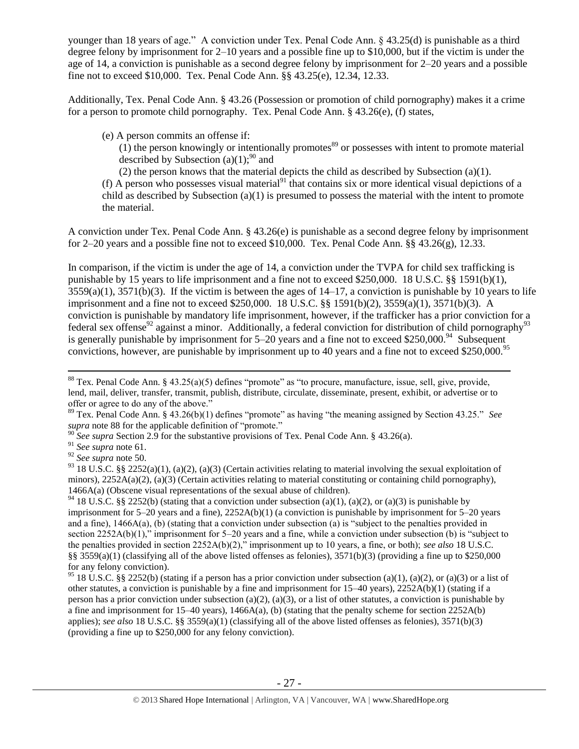younger than 18 years of age." A conviction under Tex. Penal Code Ann. § 43.25(d) is punishable as a third degree felony by imprisonment for 2–10 years and a possible fine up to $10,000, but if the victim is under the age of 14, a conviction is punishable as a second degree felony by imprisonment for 2–20 years and a possible fine not to exceed $10,000. Tex. Penal Code Ann. §§ 43.25(e), 12.34, 12.33.

Additionally, Tex. Penal Code Ann. § 43.26 (Possession or promotion of child pornography) makes it a crime for a person to promote child pornography. Tex. Penal Code Ann. § 43.26(e), (f) states,

> (e) A person commits an offense if:
>
> (1) the person knowingly or intentionally promotes[89] or possesses with intent to promote material described by Subsection (a)(1);[90] and
>
> (2) the person knows that the material depicts the child as described by Subsection (a)(1).
>
> (f) A person who possesses visual material[91] that contains six or more identical visual depictions of a child as described by Subsection (a)(1) is presumed to possess the material with the intent to promote the material.

A conviction under Tex. Penal Code Ann. § 43.26(e) is punishable as a second degree felony by imprisonment for 2–20 years and a possible fine not to exceed $10,000. Tex. Penal Code Ann. §§ 43.26(g), 12.33.

In comparison, if the victim is under the age of 14, a conviction under the TVPA for child sex trafficking is punishable by 15 years to life imprisonment and a fine not to exceed $250,000. 18 U.S.C. §§ 1591(b)(1), 3559(a)(1), 3571(b)(3). If the victim is between the ages of 14–17, a conviction is punishable by 10 years to life imprisonment and a fine not to exceed $250,000. 18 U.S.C. §§ 1591(b)(2), 3559(a)(1), 3571(b)(3). A conviction is punishable by mandatory life imprisonment, however, if the trafficker has a prior conviction for a federal sex offense[92] against a minor. Additionally, a federal conviction for distribution of child pornography[93] is generally punishable by imprisonment for 5–20 years and a fine not to exceed $250,000.[94] Subsequent convictions, however, are punishable by imprisonment up to 40 years and a fine not to exceed $250,000.[95]

---

[88] Tex. Penal Code Ann. § 43.25(a)(5) defines "promote" as "to procure, manufacture, issue, sell, give, provide, lend, mail, deliver, transfer, transmit, publish, distribute, circulate, disseminate, present, exhibit, or advertise or to offer or agree to do any of the above."

[89] Tex. Penal Code Ann. § 43.26(b)(1) defines "promote" as having "the meaning assigned by Section 43.25." *See supra* note 88 for the applicable definition of "promote."

[90] *See supra* Section 2.9 for the substantive provisions of Tex. Penal Code Ann. § 43.26(a).

[91] *See supra* note 61.

[92] *See supra* note 50.

[93] 18 U.S.C. §§ 2252(a)(1), (a)(2), (a)(3) (Certain activities relating to material involving the sexual exploitation of minors), 2252A(a)(2), (a)(3) (Certain activities relating to material constituting or containing child pornography), 1466A(a) (Obscene visual representations of the sexual abuse of children).

[94] 18 U.S.C. §§ 2252(b) (stating that a conviction under subsection (a)(1), (a)(2), or (a)(3) is punishable by imprisonment for 5–20 years and a fine), 2252A(b)(1) (a conviction is punishable by imprisonment for 5–20 years and a fine), 1466A(a), (b) (stating that a conviction under subsection (a) is "subject to the penalties provided in section 2252A(b)(1)," imprisonment for 5–20 years and a fine, while a conviction under subsection (b) is "subject to the penalties provided in section 2252A(b)(2)," imprisonment up to 10 years, a fine, or both); *see also* 18 U.S.C. §§ 3559(a)(1) (classifying all of the above listed offenses as felonies), 3571(b)(3) (providing a fine up to $250,000 for any felony conviction).

[95] 18 U.S.C. §§ 2252(b) (stating if a person has a prior conviction under subsection (a)(1), (a)(2), or (a)(3) or a list of other statutes, a conviction is punishable by a fine and imprisonment for 15–40 years), 2252A(b)(1) (stating if a person has a prior conviction under subsection (a)(2), (a)(3), or a list of other statutes, a conviction is punishable by a fine and imprisonment for 15–40 years), 1466A(a), (b) (stating that the penalty scheme for section 2252A(b) applies); *see also* 18 U.S.C. §§ 3559(a)(1) (classifying all of the above listed offenses as felonies), 3571(b)(3) (providing a fine up to $250,000 for any felony conviction).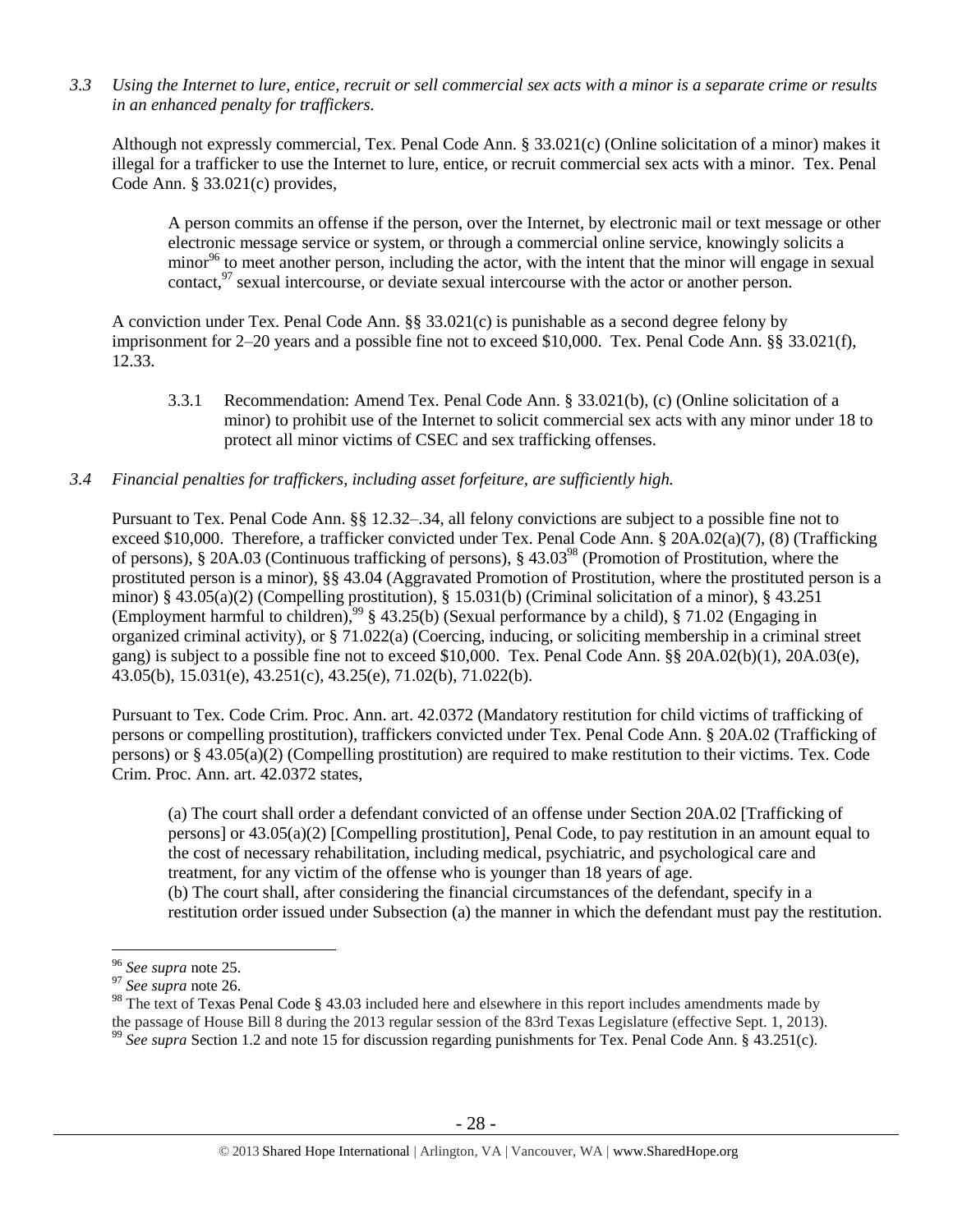*3.3 Using the Internet to lure, entice, recruit or sell commercial sex acts with a minor is a separate crime or results in an enhanced penalty for traffickers.*

Although not expressly commercial, Tex. Penal Code Ann. § 33.021(c) (Online solicitation of a minor) makes it illegal for a trafficker to use the Internet to lure, entice, or recruit commercial sex acts with a minor. Tex. Penal Code Ann. § 33.021(c) provides,

> A person commits an offense if the person, over the Internet, by electronic mail or text message or other electronic message service or system, or through a commercial online service, knowingly solicits a minor[96] to meet another person, including the actor, with the intent that the minor will engage in sexual contact,[97] sexual intercourse, or deviate sexual intercourse with the actor or another person.

A conviction under Tex. Penal Code Ann. §§ 33.021(c) is punishable as a second degree felony by imprisonment for 2–20 years and a possible fine not to exceed $10,000. Tex. Penal Code Ann. §§ 33.021(f), 12.33.

> 3.3.1 Recommendation: Amend Tex. Penal Code Ann. § 33.021(b), (c) (Online solicitation of a minor) to prohibit use of the Internet to solicit commercial sex acts with any minor under 18 to protect all minor victims of CSEC and sex trafficking offenses.

*3.4 Financial penalties for traffickers, including asset forfeiture, are sufficiently high.*

Pursuant to Tex. Penal Code Ann. §§ 12.32–.34, all felony convictions are subject to a possible fine not to exceed $10,000. Therefore, a trafficker convicted under Tex. Penal Code Ann. § 20A.02(a)(7), (8) (Trafficking of persons), § 20A.03 (Continuous trafficking of persons), § 43.03[98] (Promotion of Prostitution, where the prostituted person is a minor), §§ 43.04 (Aggravated Promotion of Prostitution, where the prostituted person is a minor) § 43.05(a)(2) (Compelling prostitution), § 15.031(b) (Criminal solicitation of a minor), § 43.251 (Employment harmful to children),[99] § 43.25(b) (Sexual performance by a child), § 71.02 (Engaging in organized criminal activity), or § 71.022(a) (Coercing, inducing, or soliciting membership in a criminal street gang) is subject to a possible fine not to exceed $10,000. Tex. Penal Code Ann. §§ 20A.02(b)(1), 20A.03(e), 43.05(b), 15.031(e), 43.251(c), 43.25(e), 71.02(b), 71.022(b).

Pursuant to Tex. Code Crim. Proc. Ann. art. 42.0372 (Mandatory restitution for child victims of trafficking of persons or compelling prostitution), traffickers convicted under Tex. Penal Code Ann. § 20A.02 (Trafficking of persons) or § 43.05(a)(2) (Compelling prostitution) are required to make restitution to their victims. Tex. Code Crim. Proc. Ann. art. 42.0372 states,

> (a) The court shall order a defendant convicted of an offense under Section 20A.02 [Trafficking of persons] or 43.05(a)(2) [Compelling prostitution], Penal Code, to pay restitution in an amount equal to the cost of necessary rehabilitation, including medical, psychiatric, and psychological care and treatment, for any victim of the offense who is younger than 18 years of age.
> (b) The court shall, after considering the financial circumstances of the defendant, specify in a restitution order issued under Subsection (a) the manner in which the defendant must pay the restitution.

---

[96] *See supra* note 25.
[97] *See supra* note 26.
[98] The text of Texas Penal Code § 43.03 included here and elsewhere in this report includes amendments made by the passage of House Bill 8 during the 2013 regular session of the 83rd Texas Legislature (effective Sept. 1, 2013).
[99] *See supra* Section 1.2 and note 15 for discussion regarding punishments for Tex. Penal Code Ann. § 43.251(c).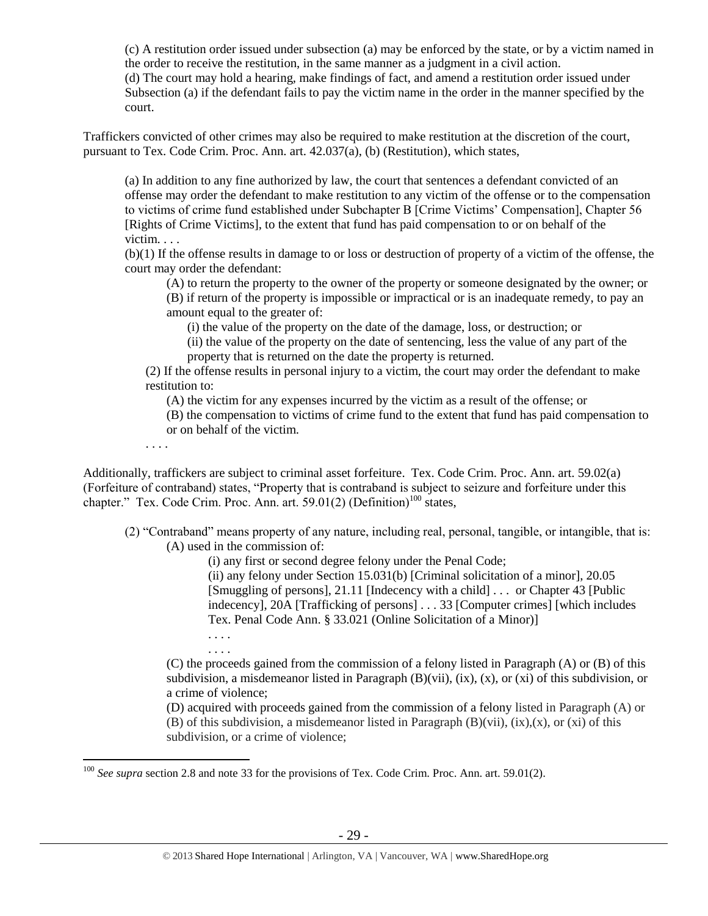(c) A restitution order issued under subsection (a) may be enforced by the state, or by a victim named in the order to receive the restitution, in the same manner as a judgment in a civil action.
(d) The court may hold a hearing, make findings of fact, and amend a restitution order issued under Subsection (a) if the defendant fails to pay the victim name in the order in the manner specified by the court.

Traffickers convicted of other crimes may also be required to make restitution at the discretion of the court, pursuant to Tex. Code Crim. Proc. Ann. art. 42.037(a), (b) (Restitution), which states,

> (a) In addition to any fine authorized by law, the court that sentences a defendant convicted of an offense may order the defendant to make restitution to any victim of the offense or to the compensation to victims of crime fund established under Subchapter B [Crime Victims' Compensation], Chapter 56 [Rights of Crime Victims], to the extent that fund has paid compensation to or on behalf of the victim. . . .
> (b)(1) If the offense results in damage to or loss or destruction of property of a victim of the offense, the court may order the defendant:
> > (A) to return the property to the owner of the property or someone designated by the owner; or
> > (B) if return of the property is impossible or impractical or is an inadequate remedy, to pay an amount equal to the greater of:
> > > (i) the value of the property on the date of the damage, loss, or destruction; or
> > > (ii) the value of the property on the date of sentencing, less the value of any part of the property that is returned on the date the property is returned.
>
> (2) If the offense results in personal injury to a victim, the court may order the defendant to make restitution to:
> > (A) the victim for any expenses incurred by the victim as a result of the offense; or
> > (B) the compensation to victims of crime fund to the extent that fund has paid compensation to or on behalf of the victim.
>
> . . . .

Additionally, traffickers are subject to criminal asset forfeiture. Tex. Code Crim. Proc. Ann. art. 59.02(a) (Forfeiture of contraband) states, "Property that is contraband is subject to seizure and forfeiture under this chapter." Tex. Code Crim. Proc. Ann. art. 59.01(2) (Definition)[100] states,

> (2) "Contraband" means property of any nature, including real, personal, tangible, or intangible, that is:
> > (A) used in the commission of:
> > > (i) any first or second degree felony under the Penal Code;
> > > (ii) any felony under Section 15.031(b) [Criminal solicitation of a minor], 20.05 [Smuggling of persons], 21.11 [Indecency with a child] . . . or Chapter 43 [Public indecency], 20A [Trafficking of persons] . . . 33 [Computer crimes] [which includes Tex. Penal Code Ann. § 33.021 (Online Solicitation of a Minor)]
> > > . . . .
> >
> > . . . .
> > (C) the proceeds gained from the commission of a felony listed in Paragraph (A) or (B) of this subdivision, a misdemeanor listed in Paragraph (B)(vii), (ix), (x), or (xi) of this subdivision, or a crime of violence;
> > (D) acquired with proceeds gained from the commission of a felony listed in Paragraph (A) or (B) of this subdivision, a misdemeanor listed in Paragraph (B)(vii), (ix),(x), or (xi) of this subdivision, or a crime of violence;

---

[100] *See supra* section 2.8 and note 33 for the provisions of Tex. Code Crim. Proc. Ann. art. 59.01(2).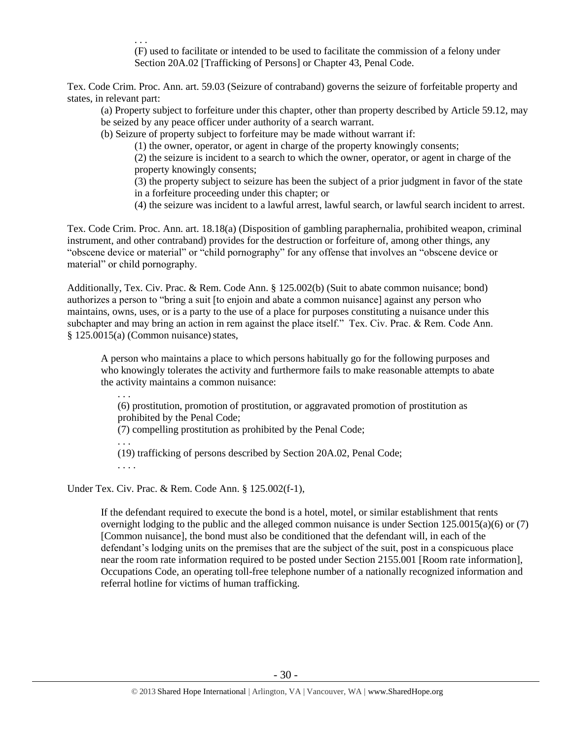. . .

(F) used to facilitate or intended to be used to facilitate the commission of a felony under Section 20A.02 [Trafficking of Persons] or Chapter 43, Penal Code.

Tex. Code Crim. Proc. Ann. art. 59.03 (Seizure of contraband) governs the seizure of forfeitable property and states, in relevant part:

> (a) Property subject to forfeiture under this chapter, other than property described by Article 59.12, may be seized by any peace officer under authority of a search warrant.
>
> (b) Seizure of property subject to forfeiture may be made without warrant if:
>
> (1) the owner, operator, or agent in charge of the property knowingly consents;
>
> (2) the seizure is incident to a search to which the owner, operator, or agent in charge of the property knowingly consents;
>
> (3) the property subject to seizure has been the subject of a prior judgment in favor of the state in a forfeiture proceeding under this chapter; or
>
> (4) the seizure was incident to a lawful arrest, lawful search, or lawful search incident to arrest.

Tex. Code Crim. Proc. Ann. art. 18.18(a) (Disposition of gambling paraphernalia, prohibited weapon, criminal instrument, and other contraband) provides for the destruction or forfeiture of, among other things, any "obscene device or material" or "child pornography" for any offense that involves an "obscene device or material" or child pornography.

Additionally, Tex. Civ. Prac. & Rem. Code Ann. § 125.002(b) (Suit to abate common nuisance; bond) authorizes a person to "bring a suit [to enjoin and abate a common nuisance] against any person who maintains, owns, uses, or is a party to the use of a place for purposes constituting a nuisance under this subchapter and may bring an action in rem against the place itself." Tex. Civ. Prac. & Rem. Code Ann. § 125.0015(a) (Common nuisance) states,

> A person who maintains a place to which persons habitually go for the following purposes and who knowingly tolerates the activity and furthermore fails to make reasonable attempts to abate the activity maintains a common nuisance:
>
> . . .
>
> (6) prostitution, promotion of prostitution, or aggravated promotion of prostitution as prohibited by the Penal Code;
>
> (7) compelling prostitution as prohibited by the Penal Code;
>
> . . .
>
> (19) trafficking of persons described by Section 20A.02, Penal Code;
>
> . . . .

Under Tex. Civ. Prac. & Rem. Code Ann. § 125.002(f-1),

> If the defendant required to execute the bond is a hotel, motel, or similar establishment that rents overnight lodging to the public and the alleged common nuisance is under Section 125.0015(a)(6) or (7) [Common nuisance], the bond must also be conditioned that the defendant will, in each of the defendant's lodging units on the premises that are the subject of the suit, post in a conspicuous place near the room rate information required to be posted under Section 2155.001 [Room rate information], Occupations Code, an operating toll-free telephone number of a nationally recognized information and referral hotline for victims of human trafficking.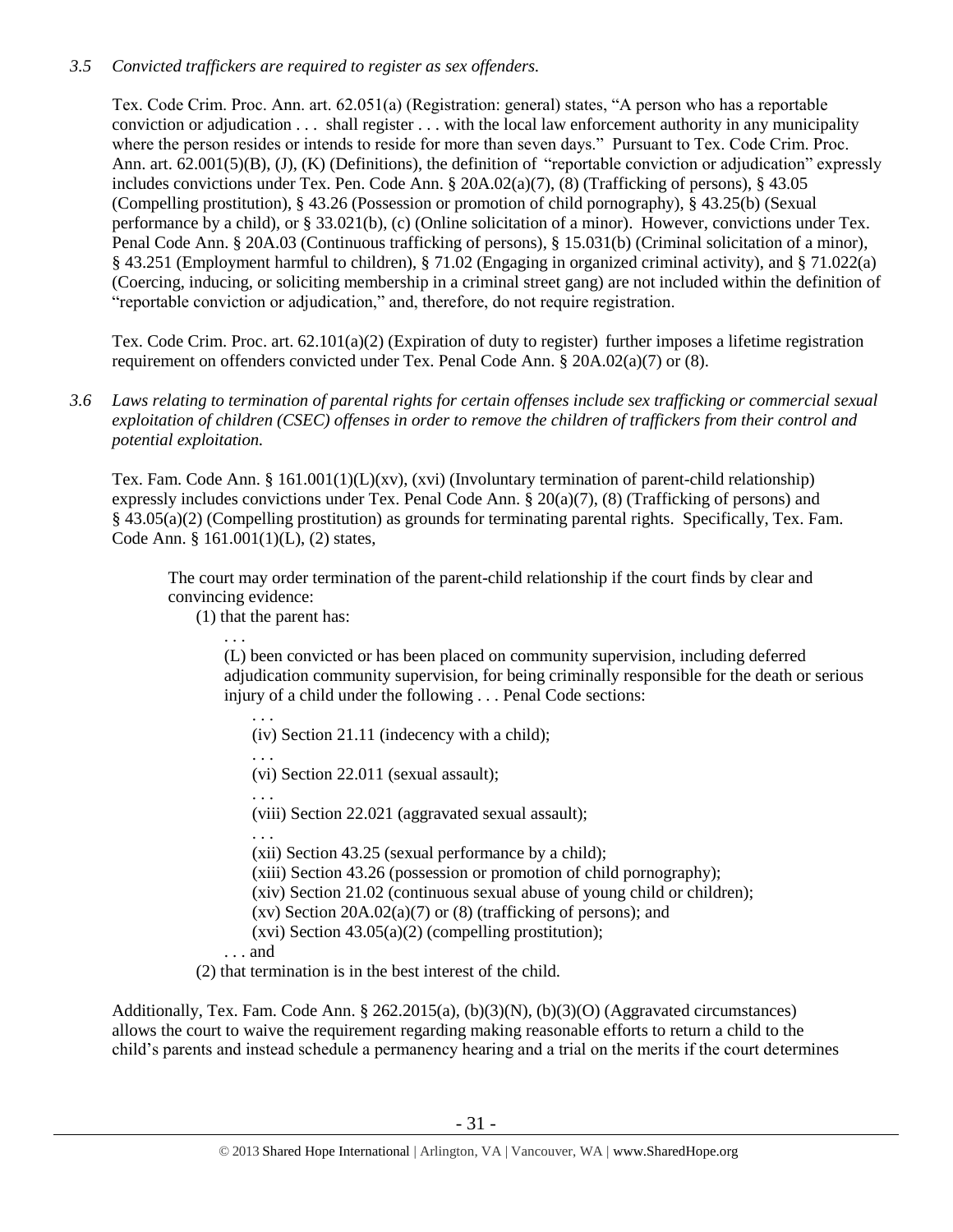*3.5 Convicted traffickers are required to register as sex offenders.*

Tex. Code Crim. Proc. Ann. art. 62.051(a) (Registration: general) states, "A person who has a reportable conviction or adjudication . . . shall register . . . with the local law enforcement authority in any municipality where the person resides or intends to reside for more than seven days." Pursuant to Tex. Code Crim. Proc. Ann. art. 62.001(5)(B), (J), (K) (Definitions), the definition of "reportable conviction or adjudication" expressly includes convictions under Tex. Pen. Code Ann. § 20A.02(a)(7), (8) (Trafficking of persons), § 43.05 (Compelling prostitution), § 43.26 (Possession or promotion of child pornography), § 43.25(b) (Sexual performance by a child), or § 33.021(b), (c) (Online solicitation of a minor). However, convictions under Tex. Penal Code Ann. § 20A.03 (Continuous trafficking of persons), § 15.031(b) (Criminal solicitation of a minor), § 43.251 (Employment harmful to children), § 71.02 (Engaging in organized criminal activity), and § 71.022(a) (Coercing, inducing, or soliciting membership in a criminal street gang) are not included within the definition of "reportable conviction or adjudication," and, therefore, do not require registration.

Tex. Code Crim. Proc. art. 62.101(a)(2) (Expiration of duty to register) further imposes a lifetime registration requirement on offenders convicted under Tex. Penal Code Ann. § 20A.02(a)(7) or (8).

*3.6 Laws relating to termination of parental rights for certain offenses include sex trafficking or commercial sexual exploitation of children (CSEC) offenses in order to remove the children of traffickers from their control and potential exploitation.*

Tex. Fam. Code Ann. § 161.001(1)(L)(xv), (xvi) (Involuntary termination of parent-child relationship) expressly includes convictions under Tex. Penal Code Ann. § 20(a)(7), (8) (Trafficking of persons) and § 43.05(a)(2) (Compelling prostitution) as grounds for terminating parental rights. Specifically, Tex. Fam. Code Ann. § 161.001(1)(L), (2) states,

> The court may order termination of the parent-child relationship if the court finds by clear and convincing evidence:
>
> (1) that the parent has:
>
> . . .
>
> (L) been convicted or has been placed on community supervision, including deferred adjudication community supervision, for being criminally responsible for the death or serious injury of a child under the following . . . Penal Code sections:
>
> . . .
>
> (iv) Section 21.11 (indecency with a child);
>
> . . .
>
> (vi) Section 22.011 (sexual assault);
>
> . . .
>
> (viii) Section 22.021 (aggravated sexual assault);
>
> . . .
>
> (xii) Section 43.25 (sexual performance by a child);
>
> (xiii) Section 43.26 (possession or promotion of child pornography);
>
> (xiv) Section 21.02 (continuous sexual abuse of young child or children);
>
> (xv) Section 20A.02(a)(7) or (8) (trafficking of persons); and
>
> (xvi) Section 43.05(a)(2) (compelling prostitution);
>
> . . . and
>
> (2) that termination is in the best interest of the child.

Additionally, Tex. Fam. Code Ann. § 262.2015(a), (b)(3)(N), (b)(3)(O) (Aggravated circumstances) allows the court to waive the requirement regarding making reasonable efforts to return a child to the child's parents and instead schedule a permanency hearing and a trial on the merits if the court determines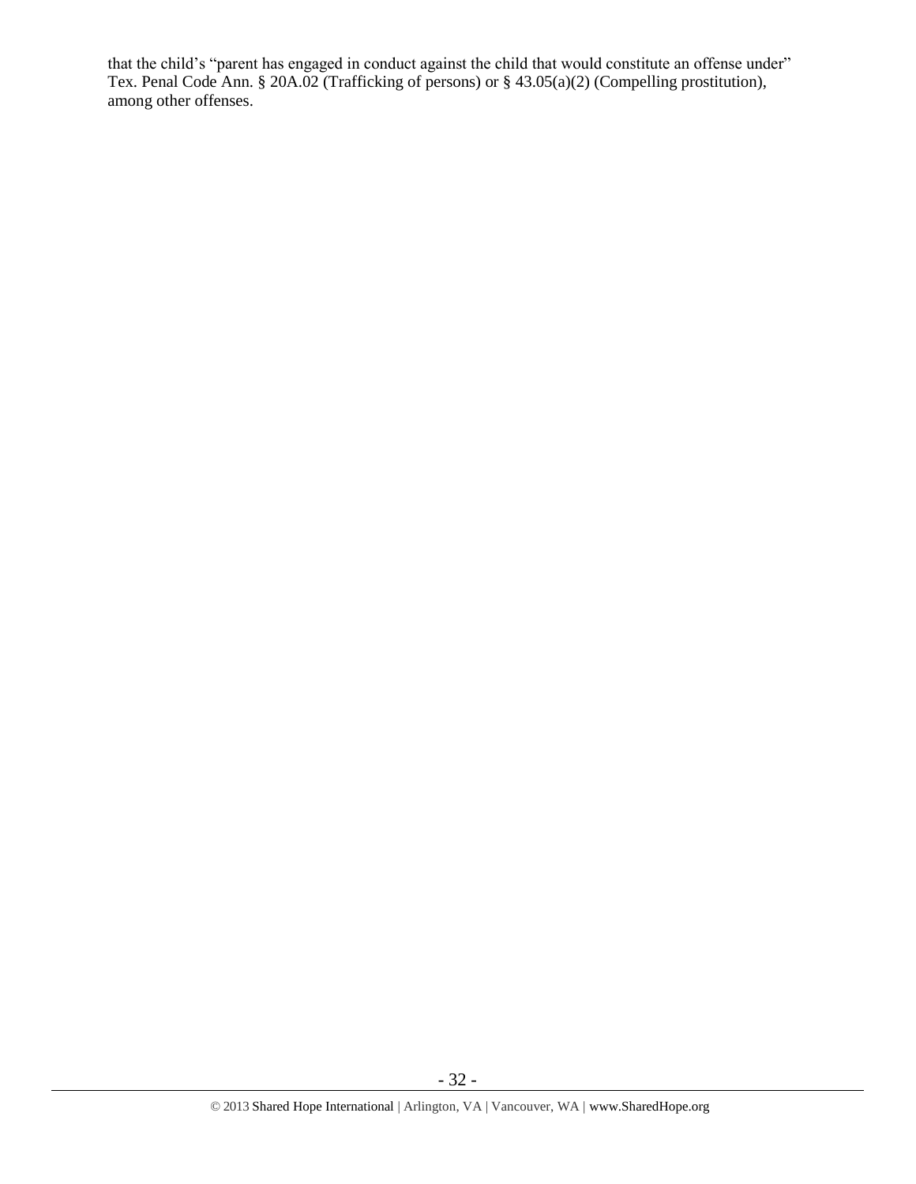that the child's "parent has engaged in conduct against the child that would constitute an offense under" Tex. Penal Code Ann. § 20A.02 (Trafficking of persons) or § 43.05(a)(2) (Compelling prostitution), among other offenses.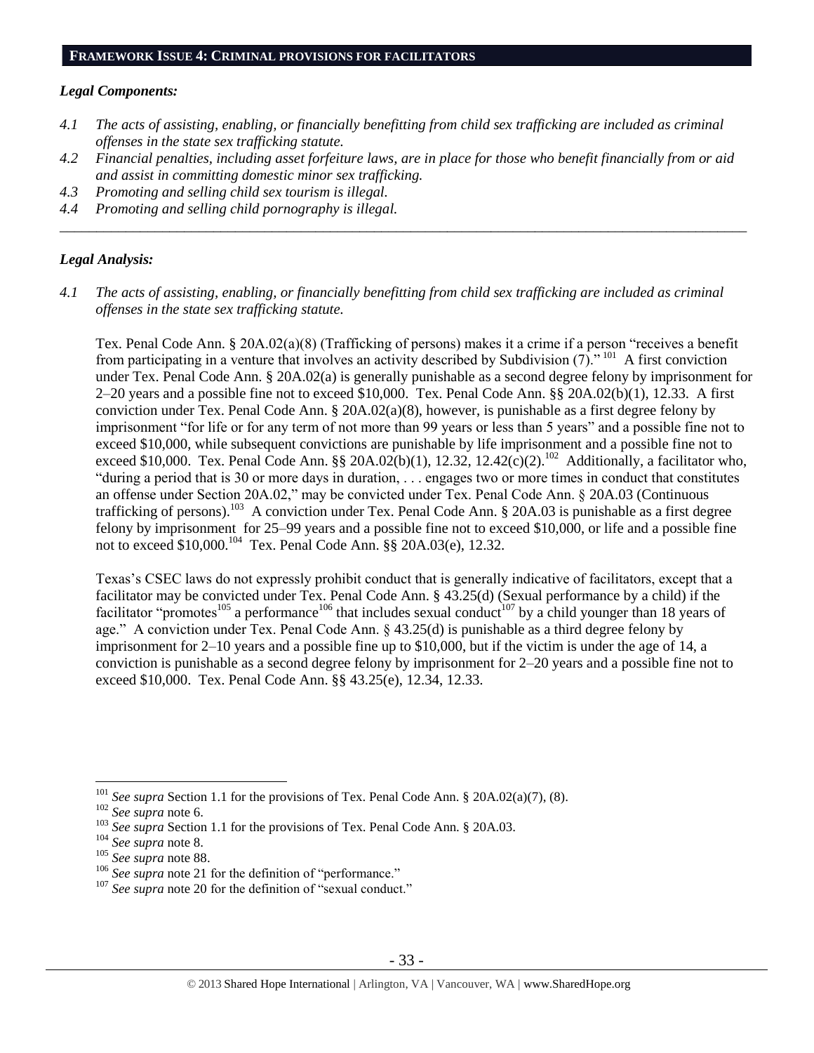## FRAMEWORK ISSUE 4: CRIMINAL PROVISIONS FOR FACILITATORS

### *Legal Components:*

*4.1 The acts of assisting, enabling, or financially benefitting from child sex trafficking are included as criminal offenses in the state sex trafficking statute.*

*4.2 Financial penalties, including asset forfeiture laws, are in place for those who benefit financially from or aid and assist in committing domestic minor sex trafficking.*

*4.3 Promoting and selling child sex tourism is illegal.*

*4.4 Promoting and selling child pornography is illegal.*

---

### *Legal Analysis:*

*4.1 The acts of assisting, enabling, or financially benefitting from child sex trafficking are included as criminal offenses in the state sex trafficking statute.*

Tex. Penal Code Ann. § 20A.02(a)(8) (Trafficking of persons) makes it a crime if a person "receives a benefit from participating in a venture that involves an activity described by Subdivision (7)." [101] A first conviction under Tex. Penal Code Ann. § 20A.02(a) is generally punishable as a second degree felony by imprisonment for 2–20 years and a possible fine not to exceed $10,000. Tex. Penal Code Ann. §§ 20A.02(b)(1), 12.33. A first conviction under Tex. Penal Code Ann. § 20A.02(a)(8), however, is punishable as a first degree felony by imprisonment "for life or for any term of not more than 99 years or less than 5 years" and a possible fine not to exceed $10,000, while subsequent convictions are punishable by life imprisonment and a possible fine not to exceed $10,000. Tex. Penal Code Ann. §§ 20A.02(b)(1), 12.32, 12.42(c)(2).[102] Additionally, a facilitator who, "during a period that is 30 or more days in duration, . . . engages two or more times in conduct that constitutes an offense under Section 20A.02," may be convicted under Tex. Penal Code Ann. § 20A.03 (Continuous trafficking of persons).[103] A conviction under Tex. Penal Code Ann. § 20A.03 is punishable as a first degree felony by imprisonment for 25–99 years and a possible fine not to exceed $10,000, or life and a possible fine not to exceed $10,000.[104] Tex. Penal Code Ann. §§ 20A.03(e), 12.32.

Texas's CSEC laws do not expressly prohibit conduct that is generally indicative of facilitators, except that a facilitator may be convicted under Tex. Penal Code Ann. § 43.25(d) (Sexual performance by a child) if the facilitator "promotes[105] a performance[106] that includes sexual conduct[107] by a child younger than 18 years of age." A conviction under Tex. Penal Code Ann. § 43.25(d) is punishable as a third degree felony by imprisonment for 2–10 years and a possible fine up to $10,000, but if the victim is under the age of 14, a conviction is punishable as a second degree felony by imprisonment for 2–20 years and a possible fine not to exceed $10,000. Tex. Penal Code Ann. §§ 43.25(e), 12.34, 12.33.

---

[101] *See supra* Section 1.1 for the provisions of Tex. Penal Code Ann. § 20A.02(a)(7), (8).

[102] *See supra* note 6.

[103] *See supra* Section 1.1 for the provisions of Tex. Penal Code Ann. § 20A.03.

[104] *See supra* note 8.

[105] *See supra* note 88.

[106] *See supra* note 21 for the definition of "performance."

[107] *See supra* note 20 for the definition of "sexual conduct."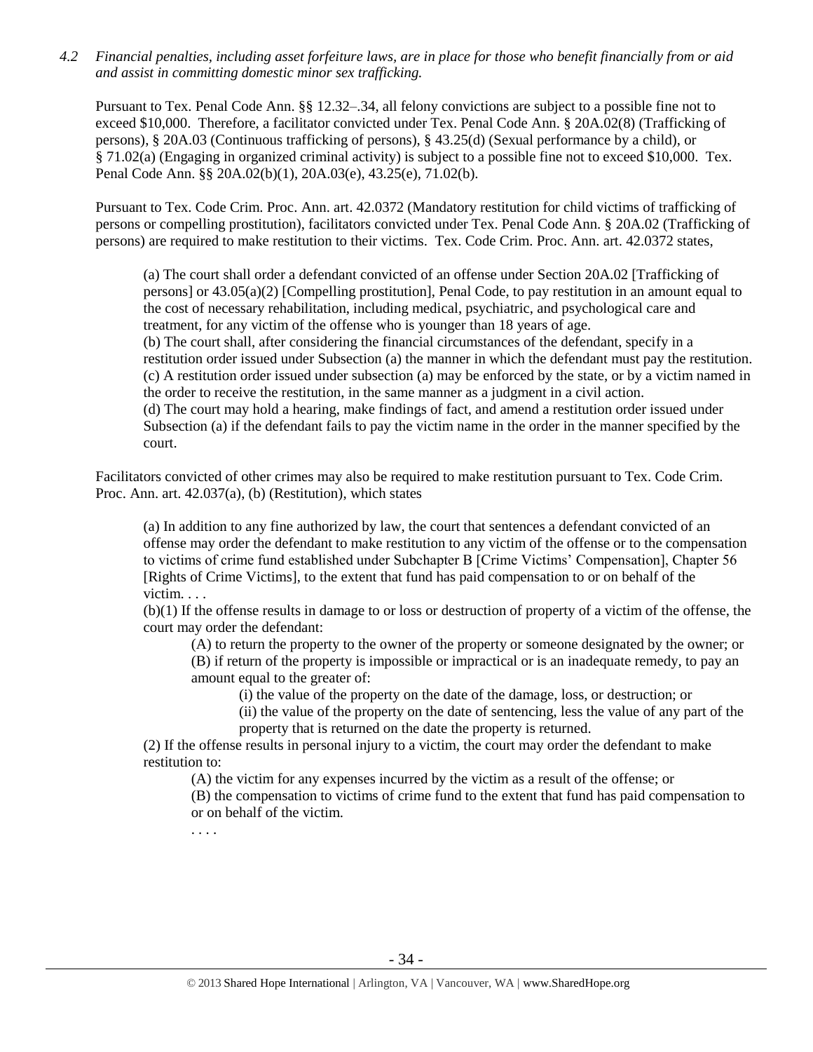*4.2 Financial penalties, including asset forfeiture laws, are in place for those who benefit financially from or aid and assist in committing domestic minor sex trafficking.*

Pursuant to Tex. Penal Code Ann. §§ 12.32–.34, all felony convictions are subject to a possible fine not to exceed $10,000. Therefore, a facilitator convicted under Tex. Penal Code Ann. § 20A.02(8) (Trafficking of persons), § 20A.03 (Continuous trafficking of persons), § 43.25(d) (Sexual performance by a child), or § 71.02(a) (Engaging in organized criminal activity) is subject to a possible fine not to exceed $10,000. Tex. Penal Code Ann. §§ 20A.02(b)(1), 20A.03(e), 43.25(e), 71.02(b).

Pursuant to Tex. Code Crim. Proc. Ann. art. 42.0372 (Mandatory restitution for child victims of trafficking of persons or compelling prostitution), facilitators convicted under Tex. Penal Code Ann. § 20A.02 (Trafficking of persons) are required to make restitution to their victims. Tex. Code Crim. Proc. Ann. art. 42.0372 states,

> (a) The court shall order a defendant convicted of an offense under Section 20A.02 [Trafficking of persons] or 43.05(a)(2) [Compelling prostitution], Penal Code, to pay restitution in an amount equal to the cost of necessary rehabilitation, including medical, psychiatric, and psychological care and treatment, for any victim of the offense who is younger than 18 years of age.
> (b) The court shall, after considering the financial circumstances of the defendant, specify in a restitution order issued under Subsection (a) the manner in which the defendant must pay the restitution.
> (c) A restitution order issued under subsection (a) may be enforced by the state, or by a victim named in the order to receive the restitution, in the same manner as a judgment in a civil action.
> (d) The court may hold a hearing, make findings of fact, and amend a restitution order issued under Subsection (a) if the defendant fails to pay the victim name in the order in the manner specified by the court.

Facilitators convicted of other crimes may also be required to make restitution pursuant to Tex. Code Crim. Proc. Ann. art. 42.037(a), (b) (Restitution), which states

> (a) In addition to any fine authorized by law, the court that sentences a defendant convicted of an offense may order the defendant to make restitution to any victim of the offense or to the compensation to victims of crime fund established under Subchapter B [Crime Victims' Compensation], Chapter 56 [Rights of Crime Victims], to the extent that fund has paid compensation to or on behalf of the victim. . . .
> (b)(1) If the offense results in damage to or loss or destruction of property of a victim of the offense, the court may order the defendant:
>
> > (A) to return the property to the owner of the property or someone designated by the owner; or
> > (B) if return of the property is impossible or impractical or is an inadequate remedy, to pay an amount equal to the greater of:
> >
> > > (i) the value of the property on the date of the damage, loss, or destruction; or
> > > (ii) the value of the property on the date of sentencing, less the value of any part of the property that is returned on the date the property is returned.
>
> (2) If the offense results in personal injury to a victim, the court may order the defendant to make restitution to:
>
> > (A) the victim for any expenses incurred by the victim as a result of the offense; or
> > (B) the compensation to victims of crime fund to the extent that fund has paid compensation to or on behalf of the victim.
> >
> > . . . .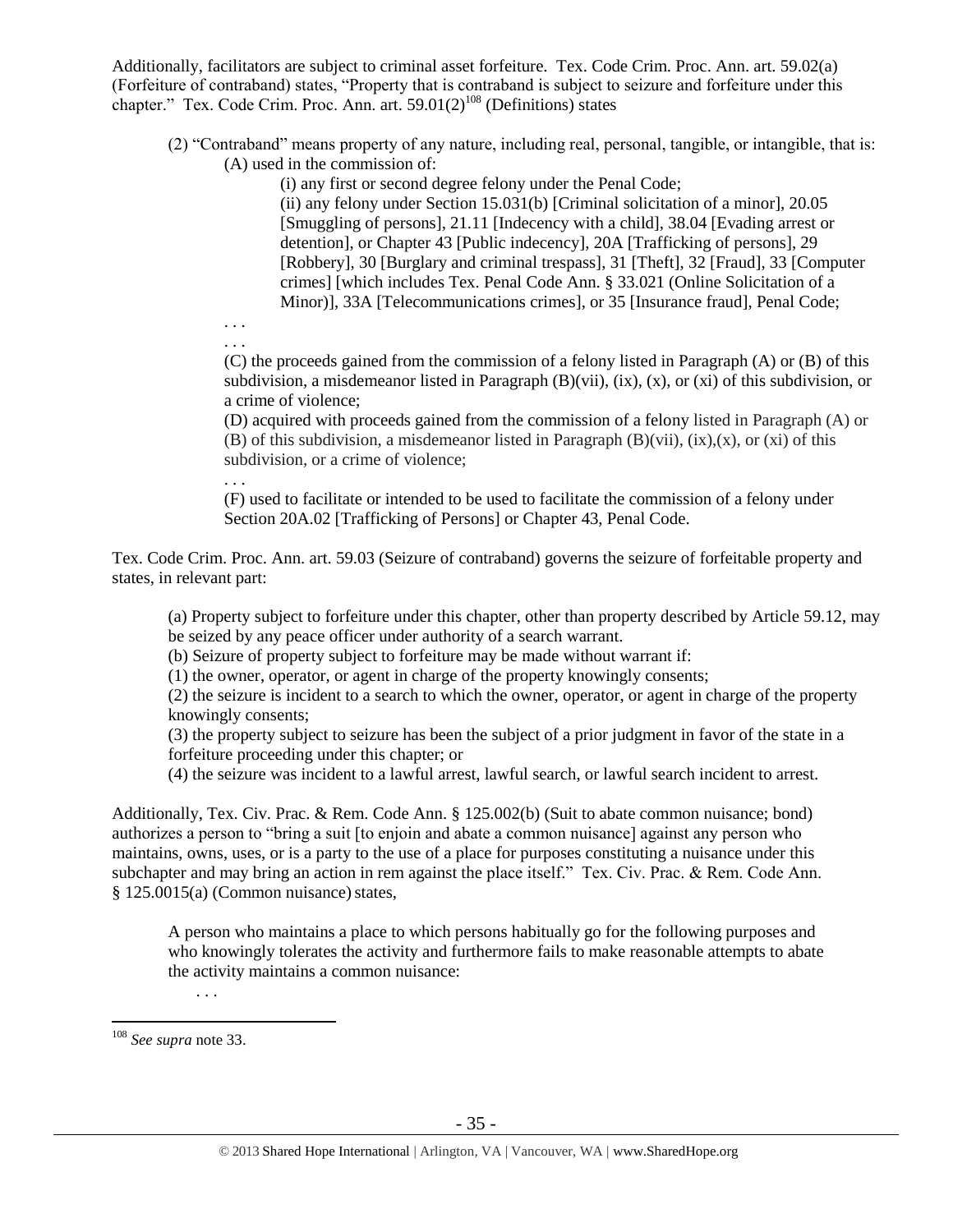Additionally, facilitators are subject to criminal asset forfeiture. Tex. Code Crim. Proc. Ann. art. 59.02(a) (Forfeiture of contraband) states, "Property that is contraband is subject to seizure and forfeiture under this chapter." Tex. Code Crim. Proc. Ann. art. 59.01(2)[108] (Definitions) states

> (2) "Contraband" means property of any nature, including real, personal, tangible, or intangible, that is:
>
> > (A) used in the commission of:
> >
> > > (i) any first or second degree felony under the Penal Code;
> > >
> > > (ii) any felony under Section 15.031(b) [Criminal solicitation of a minor], 20.05 [Smuggling of persons], 21.11 [Indecency with a child], 38.04 [Evading arrest or detention], or Chapter 43 [Public indecency], 20A [Trafficking of persons], 29 [Robbery], 30 [Burglary and criminal trespass], 31 [Theft], 32 [Fraud], 33 [Computer crimes] [which includes Tex. Penal Code Ann. § 33.021 (Online Solicitation of a Minor)], 33A [Telecommunications crimes], or 35 [Insurance fraud], Penal Code;
> >
> > . . .
> >
> > . . .
> >
> > (C) the proceeds gained from the commission of a felony listed in Paragraph (A) or (B) of this subdivision, a misdemeanor listed in Paragraph (B)(vii), (ix), (x), or (xi) of this subdivision, or a crime of violence;
> >
> > (D) acquired with proceeds gained from the commission of a felony listed in Paragraph (A) or (B) of this subdivision, a misdemeanor listed in Paragraph (B)(vii), (ix),(x), or (xi) of this subdivision, or a crime of violence;
> >
> > . . .
> >
> > (F) used to facilitate or intended to be used to facilitate the commission of a felony under Section 20A.02 [Trafficking of Persons] or Chapter 43, Penal Code.

Tex. Code Crim. Proc. Ann. art. 59.03 (Seizure of contraband) governs the seizure of forfeitable property and states, in relevant part:

> (a) Property subject to forfeiture under this chapter, other than property described by Article 59.12, may be seized by any peace officer under authority of a search warrant.
>
> (b) Seizure of property subject to forfeiture may be made without warrant if:
>
> (1) the owner, operator, or agent in charge of the property knowingly consents;
>
> (2) the seizure is incident to a search to which the owner, operator, or agent in charge of the property knowingly consents;
>
> (3) the property subject to seizure has been the subject of a prior judgment in favor of the state in a forfeiture proceeding under this chapter; or
>
> (4) the seizure was incident to a lawful arrest, lawful search, or lawful search incident to arrest.

Additionally, Tex. Civ. Prac. & Rem. Code Ann. § 125.002(b) (Suit to abate common nuisance; bond) authorizes a person to "bring a suit [to enjoin and abate a common nuisance] against any person who maintains, owns, uses, or is a party to the use of a place for purposes constituting a nuisance under this subchapter and may bring an action in rem against the place itself." Tex. Civ. Prac. & Rem. Code Ann. § 125.0015(a) (Common nuisance) states,

> A person who maintains a place to which persons habitually go for the following purposes and who knowingly tolerates the activity and furthermore fails to make reasonable attempts to abate the activity maintains a common nuisance:
>
> . . .

---

[108] *See supra* note 33.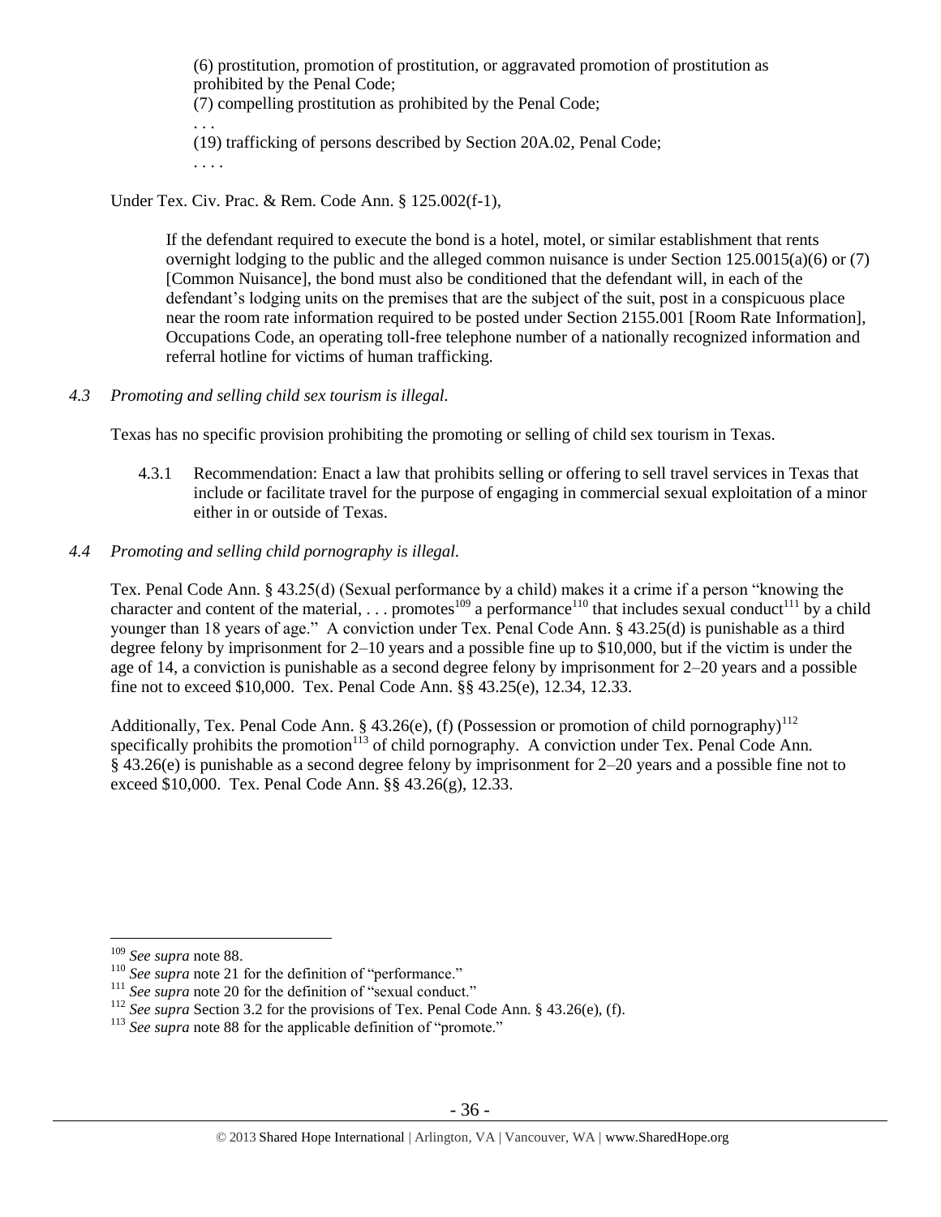> (6) prostitution, promotion of prostitution, or aggravated promotion of prostitution as prohibited by the Penal Code;
> (7) compelling prostitution as prohibited by the Penal Code;
> . . .
> (19) trafficking of persons described by Section 20A.02, Penal Code;
> . . . .

Under Tex. Civ. Prac. & Rem. Code Ann. § 125.002(f-1),

> If the defendant required to execute the bond is a hotel, motel, or similar establishment that rents overnight lodging to the public and the alleged common nuisance is under Section 125.0015(a)(6) or (7) [Common Nuisance], the bond must also be conditioned that the defendant will, in each of the defendant's lodging units on the premises that are the subject of the suit, post in a conspicuous place near the room rate information required to be posted under Section 2155.001 [Room Rate Information], Occupations Code, an operating toll-free telephone number of a nationally recognized information and referral hotline for victims of human trafficking.

*4.3 Promoting and selling child sex tourism is illegal.*

Texas has no specific provision prohibiting the promoting or selling of child sex tourism in Texas.

4.3.1 Recommendation: Enact a law that prohibits selling or offering to sell travel services in Texas that include or facilitate travel for the purpose of engaging in commercial sexual exploitation of a minor either in or outside of Texas.

*4.4 Promoting and selling child pornography is illegal.*

Tex. Penal Code Ann. § 43.25(d) (Sexual performance by a child) makes it a crime if a person "knowing the character and content of the material, . . . promotes[109] a performance[110] that includes sexual conduct[111] by a child younger than 18 years of age." A conviction under Tex. Penal Code Ann. § 43.25(d) is punishable as a third degree felony by imprisonment for 2–10 years and a possible fine up to $10,000, but if the victim is under the age of 14, a conviction is punishable as a second degree felony by imprisonment for 2–20 years and a possible fine not to exceed $10,000. Tex. Penal Code Ann. §§ 43.25(e), 12.34, 12.33.

Additionally, Tex. Penal Code Ann. § 43.26(e), (f) (Possession or promotion of child pornography)[112] specifically prohibits the promotion[113] of child pornography. A conviction under Tex. Penal Code Ann. § 43.26(e) is punishable as a second degree felony by imprisonment for 2–20 years and a possible fine not to exceed $10,000. Tex. Penal Code Ann. §§ 43.26(g), 12.33.

---

[109] *See supra* note 88.

[110] *See supra* note 21 for the definition of "performance."

[111] *See supra* note 20 for the definition of "sexual conduct."

[112] *See supra* Section 3.2 for the provisions of Tex. Penal Code Ann. § 43.26(e), (f).

[113] *See supra* note 88 for the applicable definition of "promote."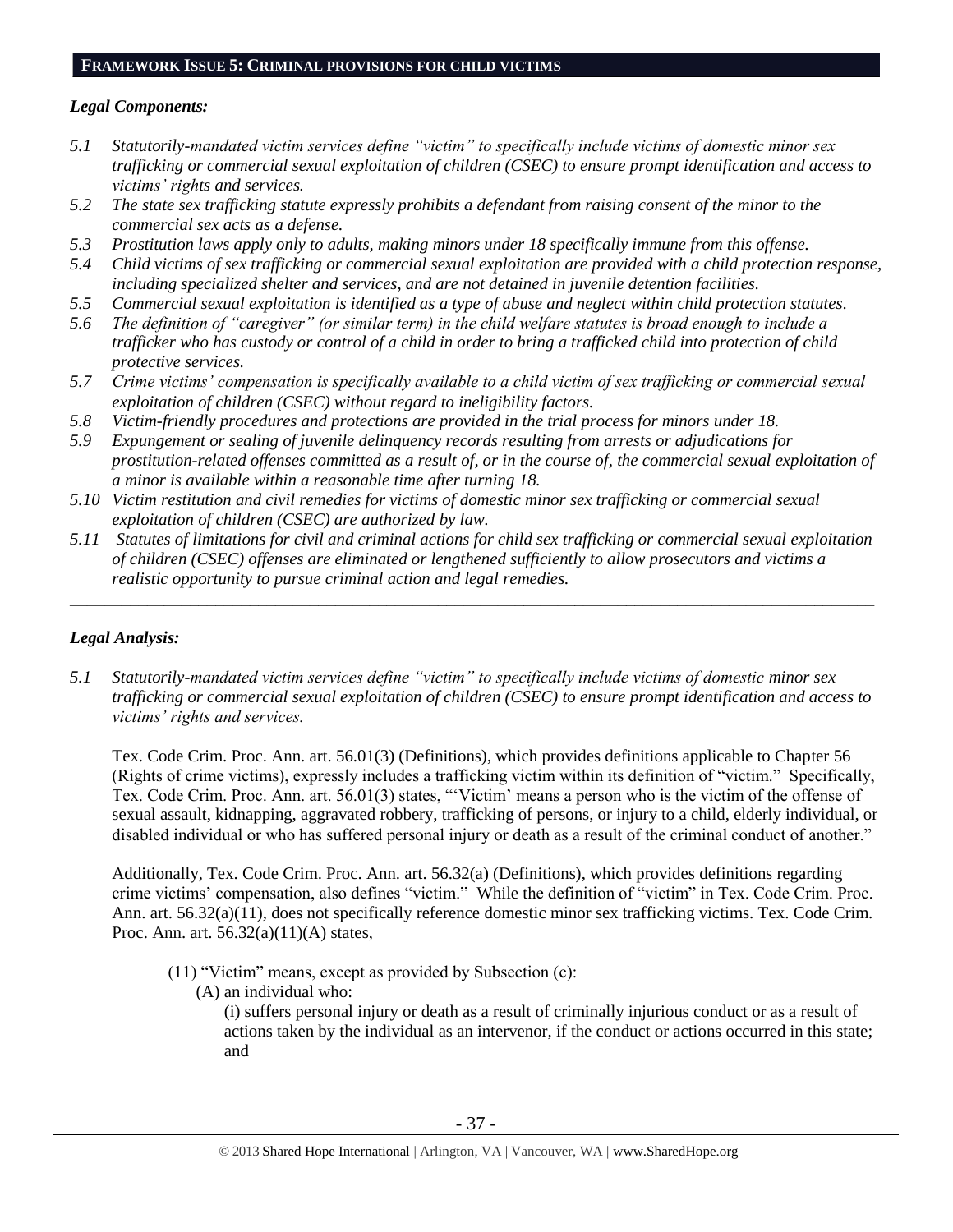## FRAMEWORK ISSUE 5: CRIMINAL PROVISIONS FOR CHILD VICTIMS

### *Legal Components:*

*5.1 Statutorily-mandated victim services define "victim" to specifically include victims of domestic minor sex trafficking or commercial sexual exploitation of children (CSEC) to ensure prompt identification and access to victims' rights and services.*

*5.2 The state sex trafficking statute expressly prohibits a defendant from raising consent of the minor to the commercial sex acts as a defense.*

*5.3 Prostitution laws apply only to adults, making minors under 18 specifically immune from this offense.*

*5.4 Child victims of sex trafficking or commercial sexual exploitation are provided with a child protection response, including specialized shelter and services, and are not detained in juvenile detention facilities.*

*5.5 Commercial sexual exploitation is identified as a type of abuse and neglect within child protection statutes.*

*5.6 The definition of "caregiver" (or similar term) in the child welfare statutes is broad enough to include a trafficker who has custody or control of a child in order to bring a trafficked child into protection of child protective services.*

*5.7 Crime victims' compensation is specifically available to a child victim of sex trafficking or commercial sexual exploitation of children (CSEC) without regard to ineligibility factors.*

*5.8 Victim-friendly procedures and protections are provided in the trial process for minors under 18.*

*5.9 Expungement or sealing of juvenile delinquency records resulting from arrests or adjudications for prostitution-related offenses committed as a result of, or in the course of, the commercial sexual exploitation of a minor is available within a reasonable time after turning 18.*

*5.10 Victim restitution and civil remedies for victims of domestic minor sex trafficking or commercial sexual exploitation of children (CSEC) are authorized by law.*

*5.11 Statutes of limitations for civil and criminal actions for child sex trafficking or commercial sexual exploitation of children (CSEC) offenses are eliminated or lengthened sufficiently to allow prosecutors and victims a realistic opportunity to pursue criminal action and legal remedies.*

---

### *Legal Analysis:*

*5.1 Statutorily-mandated victim services define "victim" to specifically include victims of domestic minor sex trafficking or commercial sexual exploitation of children (CSEC) to ensure prompt identification and access to victims' rights and services.*

Tex. Code Crim. Proc. Ann. art. 56.01(3) (Definitions), which provides definitions applicable to Chapter 56 (Rights of crime victims), expressly includes a trafficking victim within its definition of "victim." Specifically, Tex. Code Crim. Proc. Ann. art. 56.01(3) states, "'Victim' means a person who is the victim of the offense of sexual assault, kidnapping, aggravated robbery, trafficking of persons, or injury to a child, elderly individual, or disabled individual or who has suffered personal injury or death as a result of the criminal conduct of another."

Additionally, Tex. Code Crim. Proc. Ann. art. 56.32(a) (Definitions), which provides definitions regarding crime victims' compensation, also defines "victim." While the definition of "victim" in Tex. Code Crim. Proc. Ann. art. 56.32(a)(11), does not specifically reference domestic minor sex trafficking victims. Tex. Code Crim. Proc. Ann. art. 56.32(a)(11)(A) states,

> (11) "Victim" means, except as provided by Subsection (c):
>
> (A) an individual who:
>
> (i) suffers personal injury or death as a result of criminally injurious conduct or as a result of actions taken by the individual as an intervenor, if the conduct or actions occurred in this state; and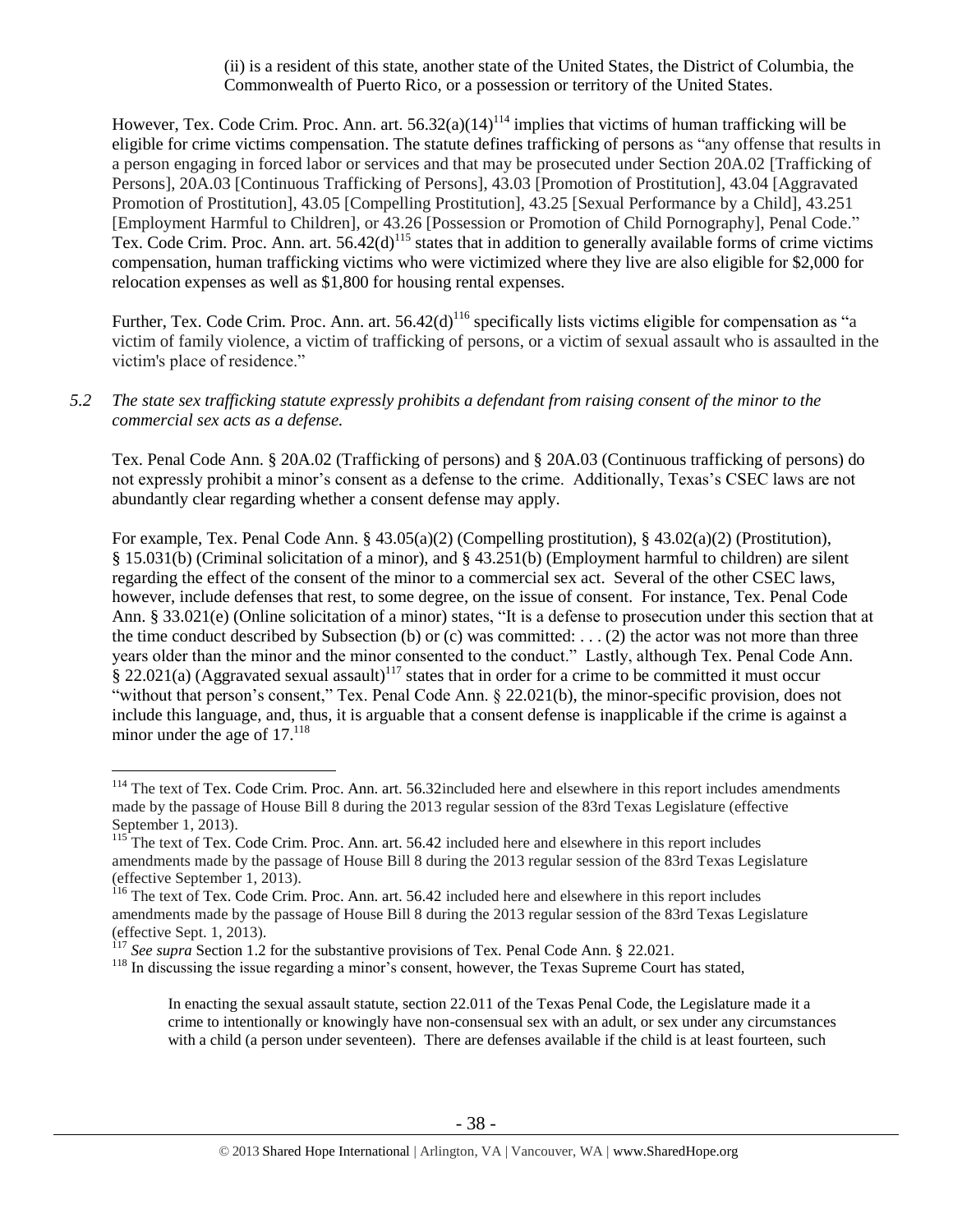(ii) is a resident of this state, another state of the United States, the District of Columbia, the Commonwealth of Puerto Rico, or a possession or territory of the United States.

However, Tex. Code Crim. Proc. Ann. art. 56.32(a)(14)[114] implies that victims of human trafficking will be eligible for crime victims compensation. The statute defines trafficking of persons as "any offense that results in a person engaging in forced labor or services and that may be prosecuted under Section 20A.02 [Trafficking of Persons], 20A.03 [Continuous Trafficking of Persons], 43.03 [Promotion of Prostitution], 43.04 [Aggravated Promotion of Prostitution], 43.05 [Compelling Prostitution], 43.25 [Sexual Performance by a Child], 43.251 [Employment Harmful to Children], or 43.26 [Possession or Promotion of Child Pornography], Penal Code." Tex. Code Crim. Proc. Ann. art. 56.42(d)[115] states that in addition to generally available forms of crime victims compensation, human trafficking victims who were victimized where they live are also eligible for $2,000 for relocation expenses as well as $1,800 for housing rental expenses.

Further, Tex. Code Crim. Proc. Ann. art. 56.42(d)[116] specifically lists victims eligible for compensation as "a victim of family violence, a victim of trafficking of persons, or a victim of sexual assault who is assaulted in the victim's place of residence."

*5.2 The state sex trafficking statute expressly prohibits a defendant from raising consent of the minor to the commercial sex acts as a defense.*

Tex. Penal Code Ann. § 20A.02 (Trafficking of persons) and § 20A.03 (Continuous trafficking of persons) do not expressly prohibit a minor's consent as a defense to the crime. Additionally, Texas's CSEC laws are not abundantly clear regarding whether a consent defense may apply.

For example, Tex. Penal Code Ann. § 43.05(a)(2) (Compelling prostitution), § 43.02(a)(2) (Prostitution), § 15.031(b) (Criminal solicitation of a minor), and § 43.251(b) (Employment harmful to children) are silent regarding the effect of the consent of the minor to a commercial sex act. Several of the other CSEC laws, however, include defenses that rest, to some degree, on the issue of consent. For instance, Tex. Penal Code Ann. § 33.021(e) (Online solicitation of a minor) states, "It is a defense to prosecution under this section that at the time conduct described by Subsection (b) or (c) was committed: . . . (2) the actor was not more than three years older than the minor and the minor consented to the conduct." Lastly, although Tex. Penal Code Ann. § 22.021(a) (Aggravated sexual assault)[117] states that in order for a crime to be committed it must occur "without that person's consent," Tex. Penal Code Ann. § 22.021(b), the minor-specific provision, does not include this language, and, thus, it is arguable that a consent defense is inapplicable if the crime is against a minor under the age of 17.[118]

---

[114] The text of Tex. Code Crim. Proc. Ann. art. 56.32included here and elsewhere in this report includes amendments made by the passage of House Bill 8 during the 2013 regular session of the 83rd Texas Legislature (effective September 1, 2013).

[115] The text of Tex. Code Crim. Proc. Ann. art. 56.42 included here and elsewhere in this report includes amendments made by the passage of House Bill 8 during the 2013 regular session of the 83rd Texas Legislature (effective September 1, 2013).

[116] The text of Tex. Code Crim. Proc. Ann. art. 56.42 included here and elsewhere in this report includes amendments made by the passage of House Bill 8 during the 2013 regular session of the 83rd Texas Legislature (effective Sept. 1, 2013).

[117] *See supra* Section 1.2 for the substantive provisions of Tex. Penal Code Ann. § 22.021.

[118] In discussing the issue regarding a minor's consent, however, the Texas Supreme Court has stated,

> In enacting the sexual assault statute, section 22.011 of the Texas Penal Code, the Legislature made it a crime to intentionally or knowingly have non-consensual sex with an adult, or sex under any circumstances with a child (a person under seventeen). There are defenses available if the child is at least fourteen, such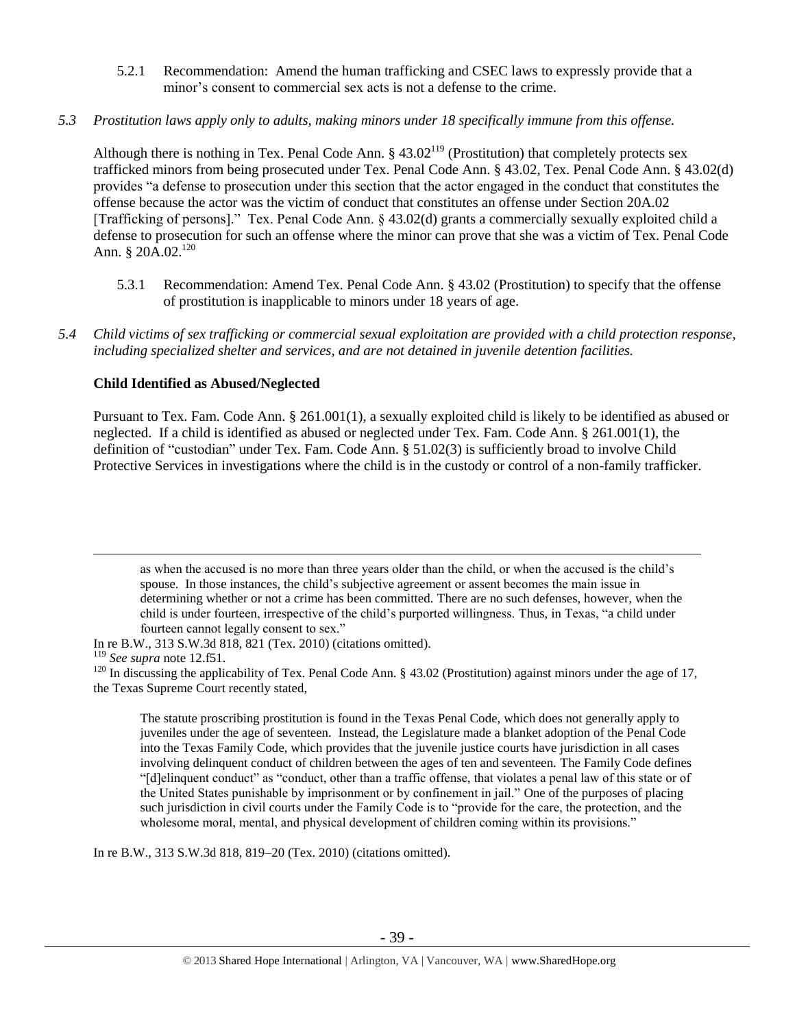5.2.1 Recommendation: Amend the human trafficking and CSEC laws to expressly provide that a minor's consent to commercial sex acts is not a defense to the crime.

*5.3 Prostitution laws apply only to adults, making minors under 18 specifically immune from this offense.*

Although there is nothing in Tex. Penal Code Ann. § 43.02[119] (Prostitution) that completely protects sex trafficked minors from being prosecuted under Tex. Penal Code Ann. § 43.02, Tex. Penal Code Ann. § 43.02(d) provides "a defense to prosecution under this section that the actor engaged in the conduct that constitutes the offense because the actor was the victim of conduct that constitutes an offense under Section 20A.02 [Trafficking of persons]." Tex. Penal Code Ann. § 43.02(d) grants a commercially sexually exploited child a defense to prosecution for such an offense where the minor can prove that she was a victim of Tex. Penal Code Ann. § 20A.02.[120]

5.3.1 Recommendation: Amend Tex. Penal Code Ann. § 43.02 (Prostitution) to specify that the offense of prostitution is inapplicable to minors under 18 years of age.

*5.4 Child victims of sex trafficking or commercial sexual exploitation are provided with a child protection response, including specialized shelter and services, and are not detained in juvenile detention facilities.*

**Child Identified as Abused/Neglected**

Pursuant to Tex. Fam. Code Ann. § 261.001(1), a sexually exploited child is likely to be identified as abused or neglected. If a child is identified as abused or neglected under Tex. Fam. Code Ann. § 261.001(1), the definition of "custodian" under Tex. Fam. Code Ann. § 51.02(3) is sufficiently broad to involve Child Protective Services in investigations where the child is in the custody or control of a non-family trafficker.

---

> as when the accused is no more than three years older than the child, or when the accused is the child's spouse. In those instances, the child's subjective agreement or assent becomes the main issue in determining whether or not a crime has been committed. There are no such defenses, however, when the child is under fourteen, irrespective of the child's purported willingness. Thus, in Texas, "a child under fourteen cannot legally consent to sex."

In re B.W., 313 S.W.3d 818, 821 (Tex. 2010) (citations omitted).

[119] *See supra* note 12.f51.

[120] In discussing the applicability of Tex. Penal Code Ann. § 43.02 (Prostitution) against minors under the age of 17, the Texas Supreme Court recently stated,

> The statute proscribing prostitution is found in the Texas Penal Code, which does not generally apply to juveniles under the age of seventeen. Instead, the Legislature made a blanket adoption of the Penal Code into the Texas Family Code, which provides that the juvenile justice courts have jurisdiction in all cases involving delinquent conduct of children between the ages of ten and seventeen. The Family Code defines "[d]elinquent conduct" as "conduct, other than a traffic offense, that violates a penal law of this state or of the United States punishable by imprisonment or by confinement in jail." One of the purposes of placing such jurisdiction in civil courts under the Family Code is to "provide for the care, the protection, and the wholesome moral, mental, and physical development of children coming within its provisions."

In re B.W., 313 S.W.3d 818, 819–20 (Tex. 2010) (citations omitted).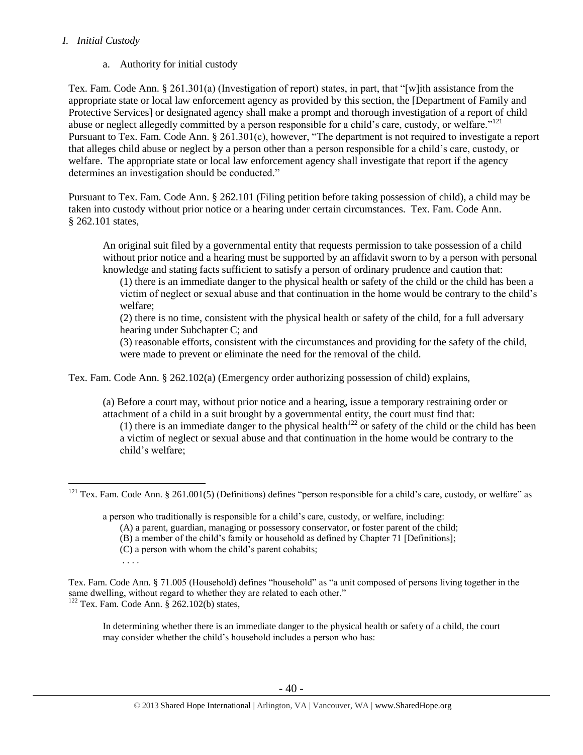*I. Initial Custody*

a. Authority for initial custody

Tex. Fam. Code Ann. § 261.301(a) (Investigation of report) states, in part, that "[w]ith assistance from the appropriate state or local law enforcement agency as provided by this section, the [Department of Family and Protective Services] or designated agency shall make a prompt and thorough investigation of a report of child abuse or neglect allegedly committed by a person responsible for a child's care, custody, or welfare."[121] Pursuant to Tex. Fam. Code Ann. § 261.301(c), however, "The department is not required to investigate a report that alleges child abuse or neglect by a person other than a person responsible for a child's care, custody, or welfare. The appropriate state or local law enforcement agency shall investigate that report if the agency determines an investigation should be conducted."

Pursuant to Tex. Fam. Code Ann. § 262.101 (Filing petition before taking possession of child), a child may be taken into custody without prior notice or a hearing under certain circumstances. Tex. Fam. Code Ann. § 262.101 states,

> An original suit filed by a governmental entity that requests permission to take possession of a child without prior notice and a hearing must be supported by an affidavit sworn to by a person with personal knowledge and stating facts sufficient to satisfy a person of ordinary prudence and caution that:
>
> (1) there is an immediate danger to the physical health or safety of the child or the child has been a victim of neglect or sexual abuse and that continuation in the home would be contrary to the child's welfare;
>
> (2) there is no time, consistent with the physical health or safety of the child, for a full adversary hearing under Subchapter C; and
>
> (3) reasonable efforts, consistent with the circumstances and providing for the safety of the child, were made to prevent or eliminate the need for the removal of the child.

Tex. Fam. Code Ann. § 262.102(a) (Emergency order authorizing possession of child) explains,

> (a) Before a court may, without prior notice and a hearing, issue a temporary restraining order or attachment of a child in a suit brought by a governmental entity, the court must find that:
>
> (1) there is an immediate danger to the physical health[122] or safety of the child or the child has been a victim of neglect or sexual abuse and that continuation in the home would be contrary to the child's welfare;

---

[121] Tex. Fam. Code Ann. § 261.001(5) (Definitions) defines "person responsible for a child's care, custody, or welfare" as

> a person who traditionally is responsible for a child's care, custody, or welfare, including:
>
> (A) a parent, guardian, managing or possessory conservator, or foster parent of the child;
>
> (B) a member of the child's family or household as defined by Chapter 71 [Definitions];
>
> (C) a person with whom the child's parent cohabits;
>
> . . . .

Tex. Fam. Code Ann. § 71.005 (Household) defines "household" as "a unit composed of persons living together in the same dwelling, without regard to whether they are related to each other."

[122] Tex. Fam. Code Ann. § 262.102(b) states,

> In determining whether there is an immediate danger to the physical health or safety of a child, the court may consider whether the child's household includes a person who has: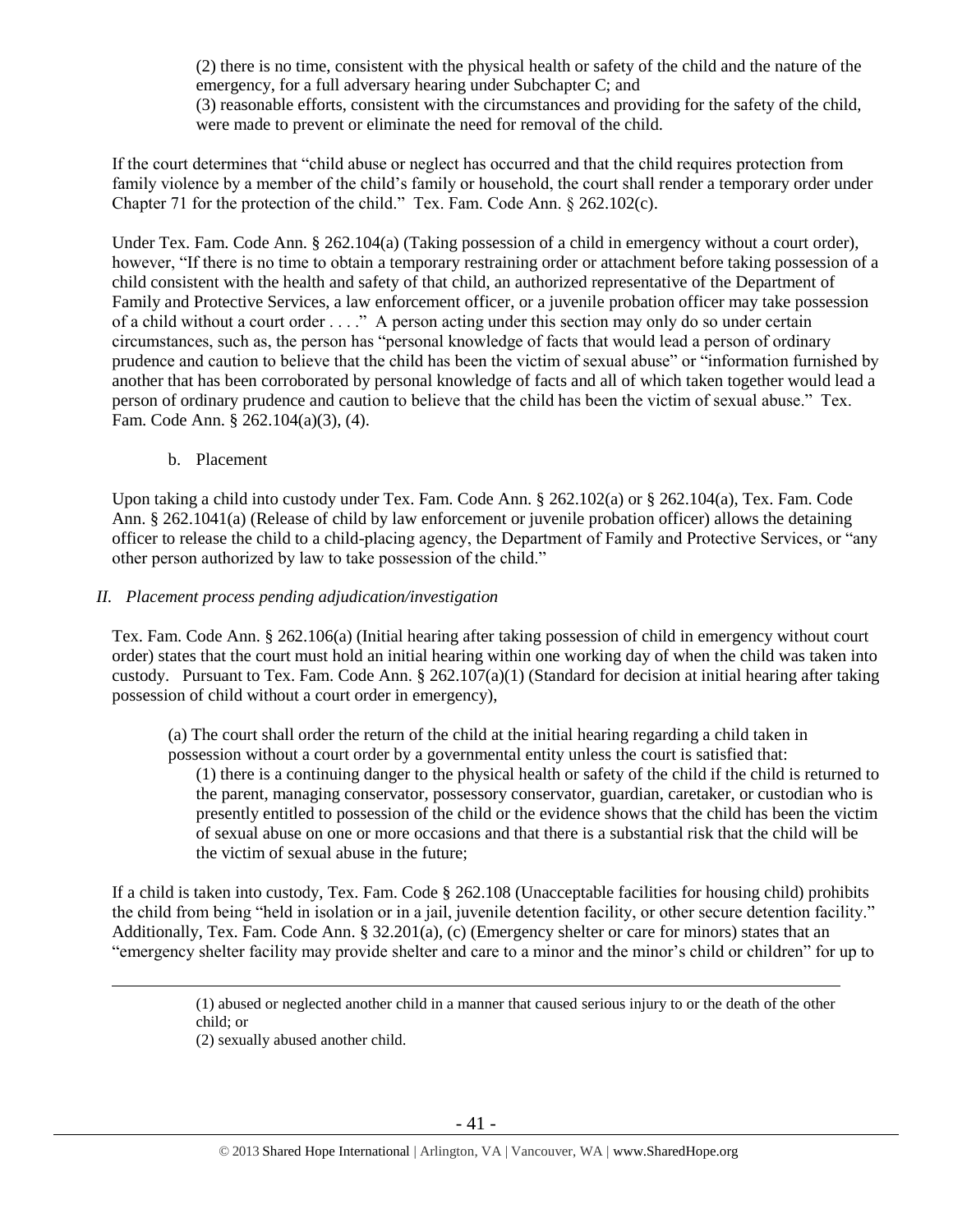(2) there is no time, consistent with the physical health or safety of the child and the nature of the emergency, for a full adversary hearing under Subchapter C; and
(3) reasonable efforts, consistent with the circumstances and providing for the safety of the child, were made to prevent or eliminate the need for removal of the child.

If the court determines that "child abuse or neglect has occurred and that the child requires protection from family violence by a member of the child's family or household, the court shall render a temporary order under Chapter 71 for the protection of the child." Tex. Fam. Code Ann. § 262.102(c).

Under Tex. Fam. Code Ann. § 262.104(a) (Taking possession of a child in emergency without a court order), however, "If there is no time to obtain a temporary restraining order or attachment before taking possession of a child consistent with the health and safety of that child, an authorized representative of the Department of Family and Protective Services, a law enforcement officer, or a juvenile probation officer may take possession of a child without a court order . . . ." A person acting under this section may only do so under certain circumstances, such as, the person has "personal knowledge of facts that would lead a person of ordinary prudence and caution to believe that the child has been the victim of sexual abuse" or "information furnished by another that has been corroborated by personal knowledge of facts and all of which taken together would lead a person of ordinary prudence and caution to believe that the child has been the victim of sexual abuse." Tex. Fam. Code Ann. § 262.104(a)(3), (4).

b. Placement

Upon taking a child into custody under Tex. Fam. Code Ann. § 262.102(a) or § 262.104(a), Tex. Fam. Code Ann. § 262.1041(a) (Release of child by law enforcement or juvenile probation officer) allows the detaining officer to release the child to a child-placing agency, the Department of Family and Protective Services, or "any other person authorized by law to take possession of the child."

*II. Placement process pending adjudication/investigation*

Tex. Fam. Code Ann. § 262.106(a) (Initial hearing after taking possession of child in emergency without court order) states that the court must hold an initial hearing within one working day of when the child was taken into custody. Pursuant to Tex. Fam. Code Ann. § 262.107(a)(1) (Standard for decision at initial hearing after taking possession of child without a court order in emergency),

> (a) The court shall order the return of the child at the initial hearing regarding a child taken in possession without a court order by a governmental entity unless the court is satisfied that:
> (1) there is a continuing danger to the physical health or safety of the child if the child is returned to the parent, managing conservator, possessory conservator, guardian, caretaker, or custodian who is presently entitled to possession of the child or the evidence shows that the child has been the victim of sexual abuse on one or more occasions and that there is a substantial risk that the child will be the victim of sexual abuse in the future;

If a child is taken into custody, Tex. Fam. Code § 262.108 (Unacceptable facilities for housing child) prohibits the child from being "held in isolation or in a jail, juvenile detention facility, or other secure detention facility." Additionally, Tex. Fam. Code Ann. § 32.201(a), (c) (Emergency shelter or care for minors) states that an "emergency shelter facility may provide shelter and care to a minor and the minor's child or children" for up to

---

(1) abused or neglected another child in a manner that caused serious injury to or the death of the other child; or
(2) sexually abused another child.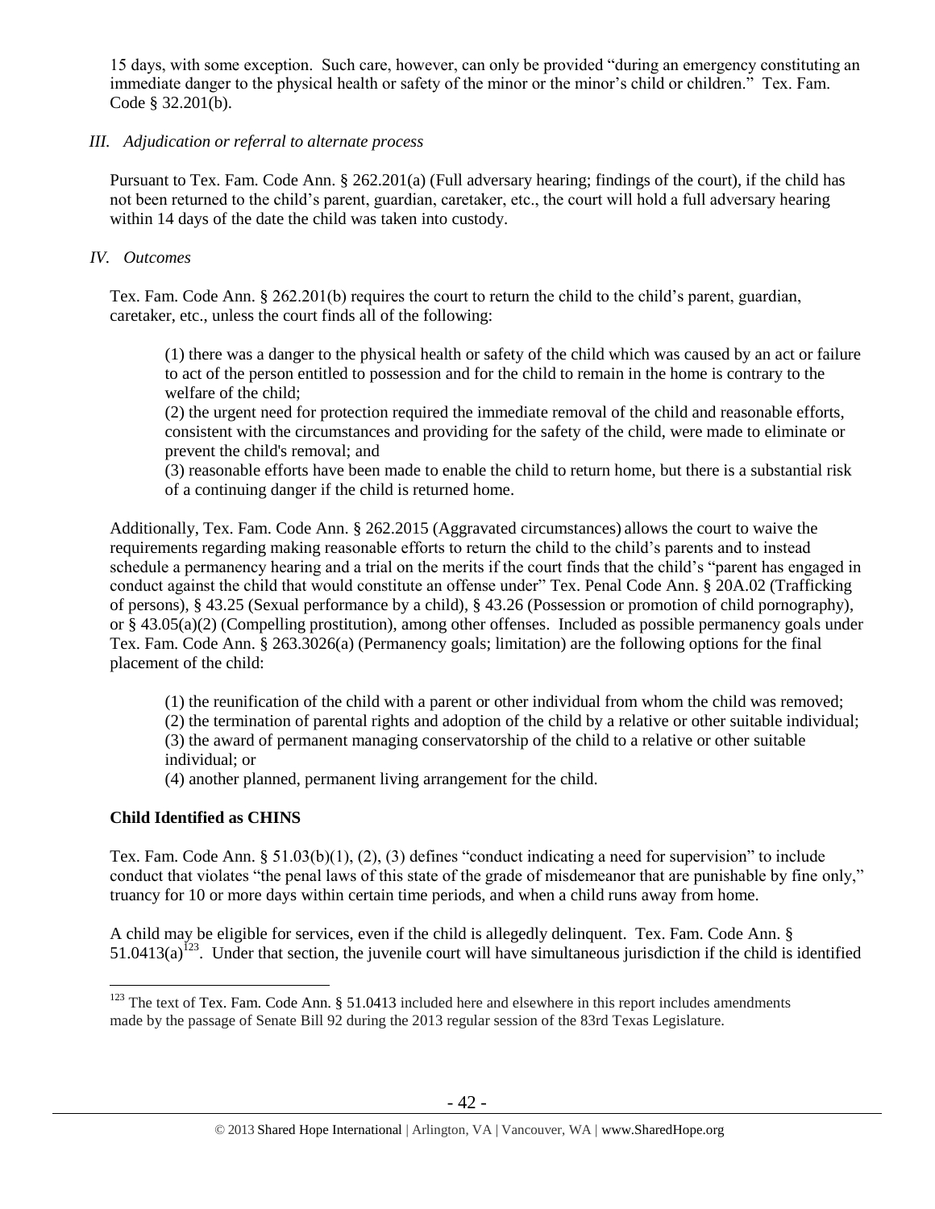15 days, with some exception. Such care, however, can only be provided "during an emergency constituting an immediate danger to the physical health or safety of the minor or the minor's child or children." Tex. Fam. Code § 32.201(b).

*III. Adjudication or referral to alternate process*

Pursuant to Tex. Fam. Code Ann. § 262.201(a) (Full adversary hearing; findings of the court), if the child has not been returned to the child's parent, guardian, caretaker, etc., the court will hold a full adversary hearing within 14 days of the date the child was taken into custody.

*IV. Outcomes*

Tex. Fam. Code Ann. § 262.201(b) requires the court to return the child to the child's parent, guardian, caretaker, etc., unless the court finds all of the following:

> (1) there was a danger to the physical health or safety of the child which was caused by an act or failure to act of the person entitled to possession and for the child to remain in the home is contrary to the welfare of the child;
> (2) the urgent need for protection required the immediate removal of the child and reasonable efforts, consistent with the circumstances and providing for the safety of the child, were made to eliminate or prevent the child's removal; and
> (3) reasonable efforts have been made to enable the child to return home, but there is a substantial risk of a continuing danger if the child is returned home.

Additionally, Tex. Fam. Code Ann. § 262.2015 (Aggravated circumstances) allows the court to waive the requirements regarding making reasonable efforts to return the child to the child's parents and to instead schedule a permanency hearing and a trial on the merits if the court finds that the child's "parent has engaged in conduct against the child that would constitute an offense under" Tex. Penal Code Ann. § 20A.02 (Trafficking of persons), § 43.25 (Sexual performance by a child), § 43.26 (Possession or promotion of child pornography), or § 43.05(a)(2) (Compelling prostitution), among other offenses. Included as possible permanency goals under Tex. Fam. Code Ann. § 263.3026(a) (Permanency goals; limitation) are the following options for the final placement of the child:

> (1) the reunification of the child with a parent or other individual from whom the child was removed;
> (2) the termination of parental rights and adoption of the child by a relative or other suitable individual;
> (3) the award of permanent managing conservatorship of the child to a relative or other suitable individual; or
> (4) another planned, permanent living arrangement for the child.

**Child Identified as CHINS**

Tex. Fam. Code Ann. § 51.03(b)(1), (2), (3) defines "conduct indicating a need for supervision" to include conduct that violates "the penal laws of this state of the grade of misdemeanor that are punishable by fine only," truancy for 10 or more days within certain time periods, and when a child runs away from home.

A child may be eligible for services, even if the child is allegedly delinquent. Tex. Fam. Code Ann. § 51.0413(a)[123]. Under that section, the juvenile court will have simultaneous jurisdiction if the child is identified

---

[123] The text of Tex. Fam. Code Ann. § 51.0413 included here and elsewhere in this report includes amendments made by the passage of Senate Bill 92 during the 2013 regular session of the 83rd Texas Legislature.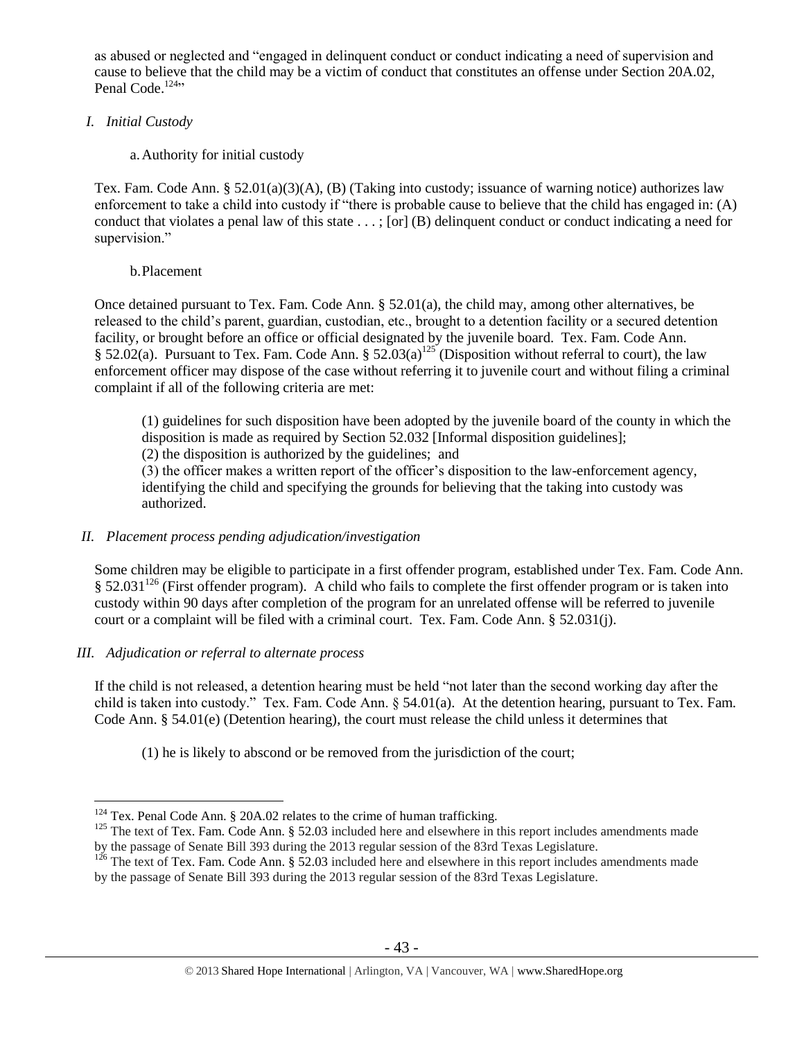as abused or neglected and "engaged in delinquent conduct or conduct indicating a need of supervision and cause to believe that the child may be a victim of conduct that constitutes an offense under Section 20A.02, Penal Code.[124]"

*I. Initial Custody*

a. Authority for initial custody

Tex. Fam. Code Ann. § 52.01(a)(3)(A), (B) (Taking into custody; issuance of warning notice) authorizes law enforcement to take a child into custody if "there is probable cause to believe that the child has engaged in: (A) conduct that violates a penal law of this state . . . ; [or] (B) delinquent conduct or conduct indicating a need for supervision."

b. Placement

Once detained pursuant to Tex. Fam. Code Ann. § 52.01(a), the child may, among other alternatives, be released to the child's parent, guardian, custodian, etc., brought to a detention facility or a secured detention facility, or brought before an office or official designated by the juvenile board. Tex. Fam. Code Ann. § 52.02(a). Pursuant to Tex. Fam. Code Ann. § 52.03(a)[125] (Disposition without referral to court), the law enforcement officer may dispose of the case without referring it to juvenile court and without filing a criminal complaint if all of the following criteria are met:

> (1) guidelines for such disposition have been adopted by the juvenile board of the county in which the disposition is made as required by Section 52.032 [Informal disposition guidelines];
> (2) the disposition is authorized by the guidelines; and
> (3) the officer makes a written report of the officer's disposition to the law-enforcement agency, identifying the child and specifying the grounds for believing that the taking into custody was authorized.

*II. Placement process pending adjudication/investigation*

Some children may be eligible to participate in a first offender program, established under Tex. Fam. Code Ann. § 52.031[126] (First offender program). A child who fails to complete the first offender program or is taken into custody within 90 days after completion of the program for an unrelated offense will be referred to juvenile court or a complaint will be filed with a criminal court. Tex. Fam. Code Ann. § 52.031(j).

*III. Adjudication or referral to alternate process*

If the child is not released, a detention hearing must be held "not later than the second working day after the child is taken into custody." Tex. Fam. Code Ann. § 54.01(a). At the detention hearing, pursuant to Tex. Fam. Code Ann. § 54.01(e) (Detention hearing), the court must release the child unless it determines that

> (1) he is likely to abscond or be removed from the jurisdiction of the court;

---

[124] Tex. Penal Code Ann. § 20A.02 relates to the crime of human trafficking.

[125] The text of Tex. Fam. Code Ann. § 52.03 included here and elsewhere in this report includes amendments made by the passage of Senate Bill 393 during the 2013 regular session of the 83rd Texas Legislature.

[126] The text of Tex. Fam. Code Ann. § 52.03 included here and elsewhere in this report includes amendments made by the passage of Senate Bill 393 during the 2013 regular session of the 83rd Texas Legislature.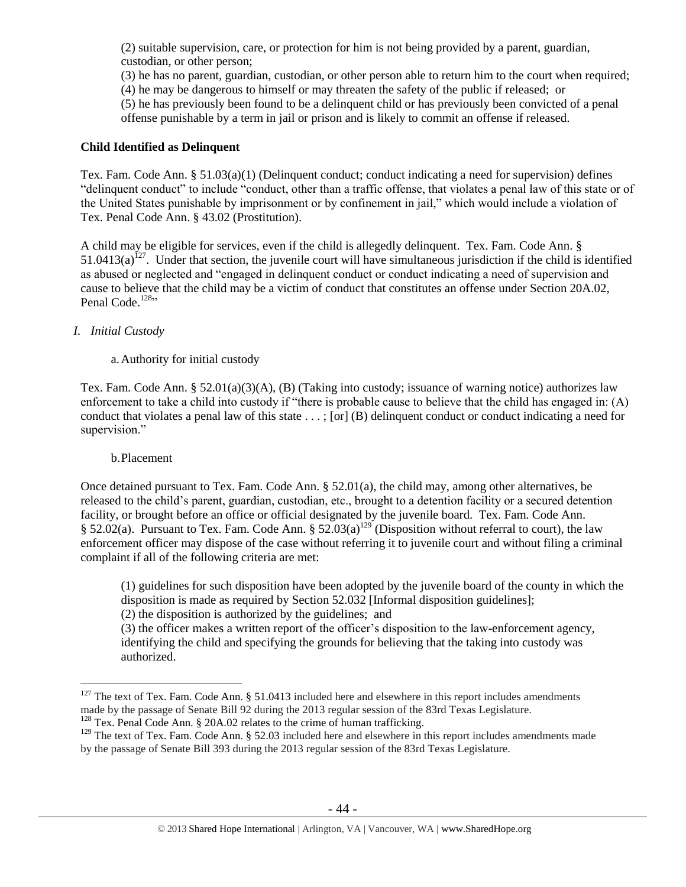(2) suitable supervision, care, or protection for him is not being provided by a parent, guardian, custodian, or other person;
(3) he has no parent, guardian, custodian, or other person able to return him to the court when required;
(4) he may be dangerous to himself or may threaten the safety of the public if released; or
(5) he has previously been found to be a delinquent child or has previously been convicted of a penal offense punishable by a term in jail or prison and is likely to commit an offense if released.

**Child Identified as Delinquent**

Tex. Fam. Code Ann. § 51.03(a)(1) (Delinquent conduct; conduct indicating a need for supervision) defines "delinquent conduct" to include "conduct, other than a traffic offense, that violates a penal law of this state or of the United States punishable by imprisonment or by confinement in jail," which would include a violation of Tex. Penal Code Ann. § 43.02 (Prostitution).

A child may be eligible for services, even if the child is allegedly delinquent. Tex. Fam. Code Ann. § 51.0413(a)[127]. Under that section, the juvenile court will have simultaneous jurisdiction if the child is identified as abused or neglected and "engaged in delinquent conduct or conduct indicating a need of supervision and cause to believe that the child may be a victim of conduct that constitutes an offense under Section 20A.02, Penal Code.[128]"

*I. Initial Custody*

a. Authority for initial custody

Tex. Fam. Code Ann. § 52.01(a)(3)(A), (B) (Taking into custody; issuance of warning notice) authorizes law enforcement to take a child into custody if "there is probable cause to believe that the child has engaged in: (A) conduct that violates a penal law of this state . . . ; [or] (B) delinquent conduct or conduct indicating a need for supervision."

b. Placement

Once detained pursuant to Tex. Fam. Code Ann. § 52.01(a), the child may, among other alternatives, be released to the child's parent, guardian, custodian, etc., brought to a detention facility or a secured detention facility, or brought before an office or official designated by the juvenile board. Tex. Fam. Code Ann. § 52.02(a). Pursuant to Tex. Fam. Code Ann. § 52.03(a)[129] (Disposition without referral to court), the law enforcement officer may dispose of the case without referring it to juvenile court and without filing a criminal complaint if all of the following criteria are met:

(1) guidelines for such disposition have been adopted by the juvenile board of the county in which the disposition is made as required by Section 52.032 [Informal disposition guidelines];
(2) the disposition is authorized by the guidelines; and
(3) the officer makes a written report of the officer's disposition to the law-enforcement agency, identifying the child and specifying the grounds for believing that the taking into custody was authorized.

---

[127] The text of Tex. Fam. Code Ann. § 51.0413 included here and elsewhere in this report includes amendments made by the passage of Senate Bill 92 during the 2013 regular session of the 83rd Texas Legislature.

[128] Tex. Penal Code Ann. § 20A.02 relates to the crime of human trafficking.

[129] The text of Tex. Fam. Code Ann. § 52.03 included here and elsewhere in this report includes amendments made by the passage of Senate Bill 393 during the 2013 regular session of the 83rd Texas Legislature.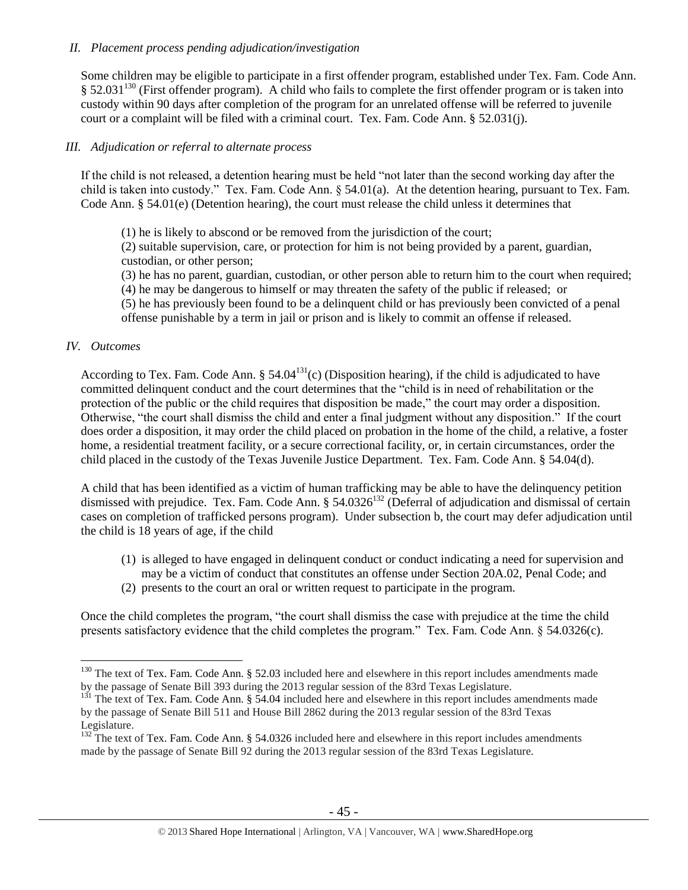*II. Placement process pending adjudication/investigation*

Some children may be eligible to participate in a first offender program, established under Tex. Fam. Code Ann. § 52.031[130] (First offender program). A child who fails to complete the first offender program or is taken into custody within 90 days after completion of the program for an unrelated offense will be referred to juvenile court or a complaint will be filed with a criminal court. Tex. Fam. Code Ann. § 52.031(j).

*III. Adjudication or referral to alternate process*

If the child is not released, a detention hearing must be held "not later than the second working day after the child is taken into custody." Tex. Fam. Code Ann. § 54.01(a). At the detention hearing, pursuant to Tex. Fam. Code Ann. § 54.01(e) (Detention hearing), the court must release the child unless it determines that

> (1) he is likely to abscond or be removed from the jurisdiction of the court;
> (2) suitable supervision, care, or protection for him is not being provided by a parent, guardian, custodian, or other person;
> (3) he has no parent, guardian, custodian, or other person able to return him to the court when required;
> (4) he may be dangerous to himself or may threaten the safety of the public if released; or
> (5) he has previously been found to be a delinquent child or has previously been convicted of a penal offense punishable by a term in jail or prison and is likely to commit an offense if released.

*IV. Outcomes*

According to Tex. Fam. Code Ann. § 54.04[131](c) (Disposition hearing), if the child is adjudicated to have committed delinquent conduct and the court determines that the "child is in need of rehabilitation or the protection of the public or the child requires that disposition be made," the court may order a disposition. Otherwise, "the court shall dismiss the child and enter a final judgment without any disposition." If the court does order a disposition, it may order the child placed on probation in the home of the child, a relative, a foster home, a residential treatment facility, or a secure correctional facility, or, in certain circumstances, order the child placed in the custody of the Texas Juvenile Justice Department. Tex. Fam. Code Ann. § 54.04(d).

A child that has been identified as a victim of human trafficking may be able to have the delinquency petition dismissed with prejudice. Tex. Fam. Code Ann. § 54.0326[132] (Deferral of adjudication and dismissal of certain cases on completion of trafficked persons program). Under subsection b, the court may defer adjudication until the child is 18 years of age, if the child

> (1) is alleged to have engaged in delinquent conduct or conduct indicating a need for supervision and may be a victim of conduct that constitutes an offense under Section 20A.02, Penal Code; and
> (2) presents to the court an oral or written request to participate in the program.

Once the child completes the program, "the court shall dismiss the case with prejudice at the time the child presents satisfactory evidence that the child completes the program." Tex. Fam. Code Ann. § 54.0326(c).

---

[130] The text of Tex. Fam. Code Ann. § 52.03 included here and elsewhere in this report includes amendments made by the passage of Senate Bill 393 during the 2013 regular session of the 83rd Texas Legislature.

[131] The text of Tex. Fam. Code Ann. § 54.04 included here and elsewhere in this report includes amendments made by the passage of Senate Bill 511 and House Bill 2862 during the 2013 regular session of the 83rd Texas Legislature.

[132] The text of Tex. Fam. Code Ann. § 54.0326 included here and elsewhere in this report includes amendments made by the passage of Senate Bill 92 during the 2013 regular session of the 83rd Texas Legislature.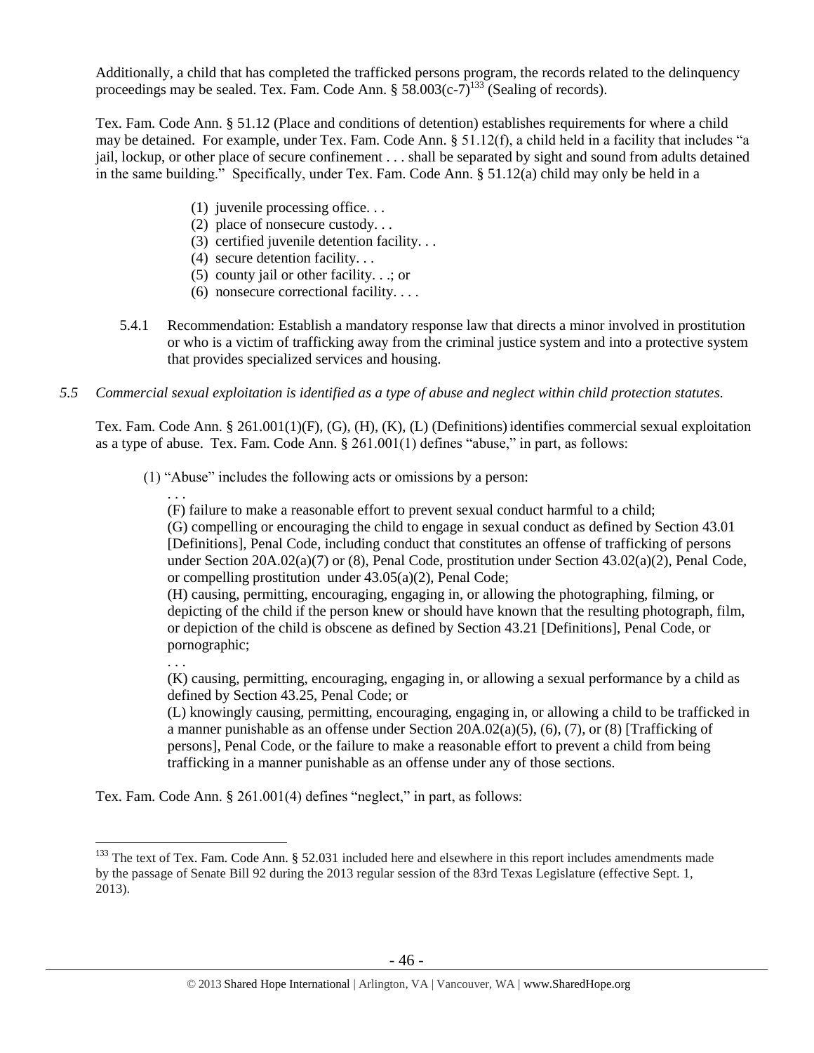Additionally, a child that has completed the trafficked persons program, the records related to the delinquency proceedings may be sealed. Tex. Fam. Code Ann. § 58.003(c-7)[133] (Sealing of records).

Tex. Fam. Code Ann. § 51.12 (Place and conditions of detention) establishes requirements for where a child may be detained. For example, under Tex. Fam. Code Ann. § 51.12(f), a child held in a facility that includes "a jail, lockup, or other place of secure confinement . . . shall be separated by sight and sound from adults detained in the same building." Specifically, under Tex. Fam. Code Ann. § 51.12(a) child may only be held in a

> (1) juvenile processing office. . .
> (2) place of nonsecure custody. . .
> (3) certified juvenile detention facility. . .
> (4) secure detention facility. . .
> (5) county jail or other facility. . .; or
> (6) nonsecure correctional facility. . . .

5.4.1 Recommendation: Establish a mandatory response law that directs a minor involved in prostitution or who is a victim of trafficking away from the criminal justice system and into a protective system that provides specialized services and housing.

*5.5 Commercial sexual exploitation is identified as a type of abuse and neglect within child protection statutes.*

Tex. Fam. Code Ann. § 261.001(1)(F), (G), (H), (K), (L) (Definitions) identifies commercial sexual exploitation as a type of abuse. Tex. Fam. Code Ann. § 261.001(1) defines "abuse," in part, as follows:

> (1) "Abuse" includes the following acts or omissions by a person:
> . . .
> (F) failure to make a reasonable effort to prevent sexual conduct harmful to a child;
> (G) compelling or encouraging the child to engage in sexual conduct as defined by Section 43.01 [Definitions], Penal Code, including conduct that constitutes an offense of trafficking of persons under Section 20A.02(a)(7) or (8), Penal Code, prostitution under Section 43.02(a)(2), Penal Code, or compelling prostitution under 43.05(a)(2), Penal Code;
> (H) causing, permitting, encouraging, engaging in, or allowing the photographing, filming, or depicting of the child if the person knew or should have known that the resulting photograph, film, or depiction of the child is obscene as defined by Section 43.21 [Definitions], Penal Code, or pornographic;
> . . .
> (K) causing, permitting, encouraging, engaging in, or allowing a sexual performance by a child as defined by Section 43.25, Penal Code; or
> (L) knowingly causing, permitting, encouraging, engaging in, or allowing a child to be trafficked in a manner punishable as an offense under Section 20A.02(a)(5), (6), (7), or (8) [Trafficking of persons], Penal Code, or the failure to make a reasonable effort to prevent a child from being trafficking in a manner punishable as an offense under any of those sections.

Tex. Fam. Code Ann. § 261.001(4) defines "neglect," in part, as follows:

[133] The text of Tex. Fam. Code Ann. § 52.031 included here and elsewhere in this report includes amendments made by the passage of Senate Bill 92 during the 2013 regular session of the 83rd Texas Legislature (effective Sept. 1, 2013).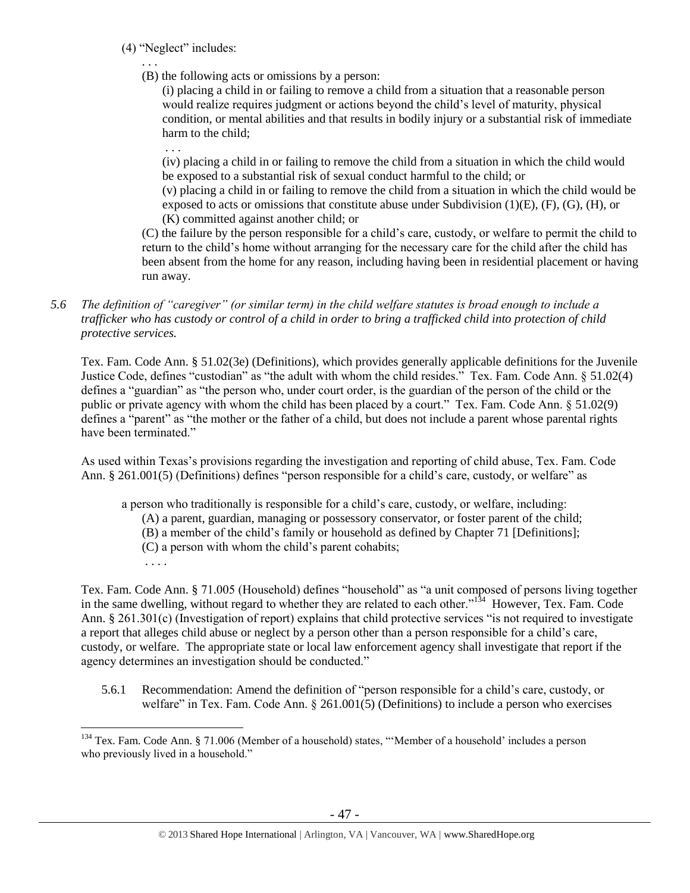(4) "Neglect" includes:

. . .

(B) the following acts or omissions by a person:

(i) placing a child in or failing to remove a child from a situation that a reasonable person would realize requires judgment or actions beyond the child's level of maturity, physical condition, or mental abilities and that results in bodily injury or a substantial risk of immediate harm to the child;

. . .

(iv) placing a child in or failing to remove the child from a situation in which the child would be exposed to a substantial risk of sexual conduct harmful to the child; or

(v) placing a child in or failing to remove the child from a situation in which the child would be exposed to acts or omissions that constitute abuse under Subdivision (1)(E), (F), (G), (H), or (K) committed against another child; or

(C) the failure by the person responsible for a child's care, custody, or welfare to permit the child to return to the child's home without arranging for the necessary care for the child after the child has been absent from the home for any reason, including having been in residential placement or having run away.

*5.6 The definition of "caregiver" (or similar term) in the child welfare statutes is broad enough to include a trafficker who has custody or control of a child in order to bring a trafficked child into protection of child protective services.*

Tex. Fam. Code Ann. § 51.02(3e) (Definitions), which provides generally applicable definitions for the Juvenile Justice Code, defines "custodian" as "the adult with whom the child resides." Tex. Fam. Code Ann. § 51.02(4) defines a "guardian" as "the person who, under court order, is the guardian of the person of the child or the public or private agency with whom the child has been placed by a court." Tex. Fam. Code Ann. § 51.02(9) defines a "parent" as "the mother or the father of a child, but does not include a parent whose parental rights have been terminated."

As used within Texas's provisions regarding the investigation and reporting of child abuse, Tex. Fam. Code Ann. § 261.001(5) (Definitions) defines "person responsible for a child's care, custody, or welfare" as

> a person who traditionally is responsible for a child's care, custody, or welfare, including:
>
> (A) a parent, guardian, managing or possessory conservator, or foster parent of the child;
>
> (B) a member of the child's family or household as defined by Chapter 71 [Definitions];
>
> (C) a person with whom the child's parent cohabits;
>
> . . . .

Tex. Fam. Code Ann. § 71.005 (Household) defines "household" as "a unit composed of persons living together in the same dwelling, without regard to whether they are related to each other."[134] However, Tex. Fam. Code Ann. § 261.301(c) (Investigation of report) explains that child protective services "is not required to investigate a report that alleges child abuse or neglect by a person other than a person responsible for a child's care, custody, or welfare. The appropriate state or local law enforcement agency shall investigate that report if the agency determines an investigation should be conducted."

5.6.1 Recommendation: Amend the definition of "person responsible for a child's care, custody, or welfare" in Tex. Fam. Code Ann. § 261.001(5) (Definitions) to include a person who exercises

---

[134] Tex. Fam. Code Ann. § 71.006 (Member of a household) states, "'Member of a household' includes a person who previously lived in a household."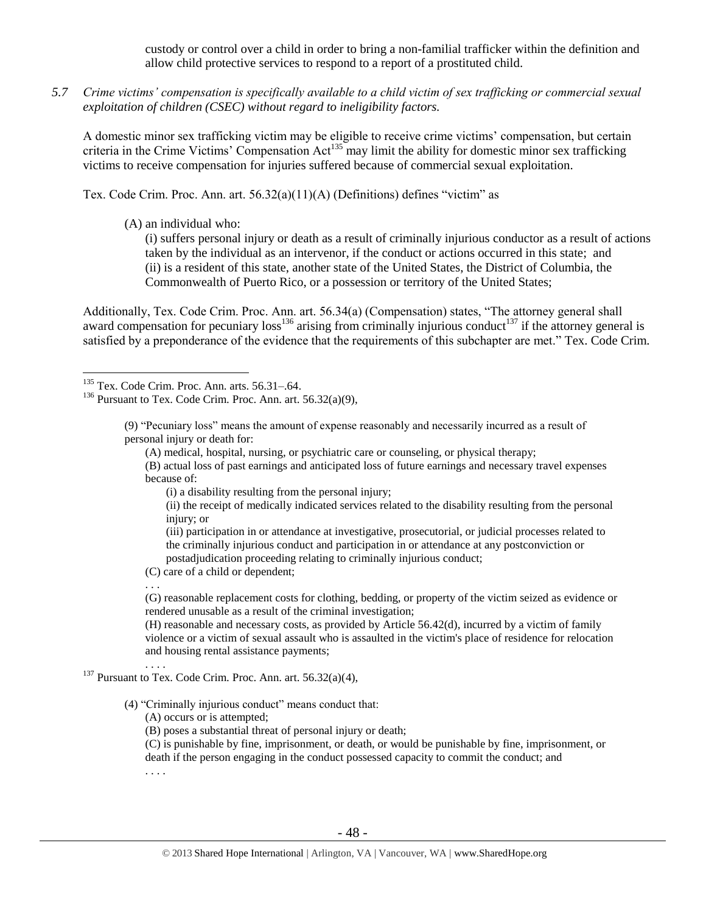custody or control over a child in order to bring a non-familial trafficker within the definition and allow child protective services to respond to a report of a prostituted child.

*5.7 Crime victims' compensation is specifically available to a child victim of sex trafficking or commercial sexual exploitation of children (CSEC) without regard to ineligibility factors.*

A domestic minor sex trafficking victim may be eligible to receive crime victims' compensation, but certain criteria in the Crime Victims' Compensation Act[135] may limit the ability for domestic minor sex trafficking victims to receive compensation for injuries suffered because of commercial sexual exploitation.

Tex. Code Crim. Proc. Ann. art. 56.32(a)(11)(A) (Definitions) defines "victim" as

> (A) an individual who:
>
> (i) suffers personal injury or death as a result of criminally injurious conductor as a result of actions taken by the individual as an intervenor, if the conduct or actions occurred in this state; and
>
> (ii) is a resident of this state, another state of the United States, the District of Columbia, the Commonwealth of Puerto Rico, or a possession or territory of the United States;

Additionally, Tex. Code Crim. Proc. Ann. art. 56.34(a) (Compensation) states, "The attorney general shall award compensation for pecuniary loss[136] arising from criminally injurious conduct[137] if the attorney general is satisfied by a preponderance of the evidence that the requirements of this subchapter are met." Tex. Code Crim.

---

[135] Tex. Code Crim. Proc. Ann. arts. 56.31–.64.

[136] Pursuant to Tex. Code Crim. Proc. Ann. art. 56.32(a)(9),

> (9) "Pecuniary loss" means the amount of expense reasonably and necessarily incurred as a result of personal injury or death for:
>
> (A) medical, hospital, nursing, or psychiatric care or counseling, or physical therapy;
>
> (B) actual loss of past earnings and anticipated loss of future earnings and necessary travel expenses because of:
>
> (i) a disability resulting from the personal injury;
>
> (ii) the receipt of medically indicated services related to the disability resulting from the personal injury; or
>
> (iii) participation in or attendance at investigative, prosecutorial, or judicial processes related to the criminally injurious conduct and participation in or attendance at any postconviction or postadjudication proceeding relating to criminally injurious conduct;
>
> (C) care of a child or dependent;
>
> . . .
>
> (G) reasonable replacement costs for clothing, bedding, or property of the victim seized as evidence or rendered unusable as a result of the criminal investigation;
>
> (H) reasonable and necessary costs, as provided by Article 56.42(d), incurred by a victim of family violence or a victim of sexual assault who is assaulted in the victim's place of residence for relocation and housing rental assistance payments;
>
> . . . .

[137] Pursuant to Tex. Code Crim. Proc. Ann. art. 56.32(a)(4),

> (4) "Criminally injurious conduct" means conduct that:
>
> (A) occurs or is attempted;
>
> (B) poses a substantial threat of personal injury or death;
>
> (C) is punishable by fine, imprisonment, or death, or would be punishable by fine, imprisonment, or death if the person engaging in the conduct possessed capacity to commit the conduct; and
>
> . . . .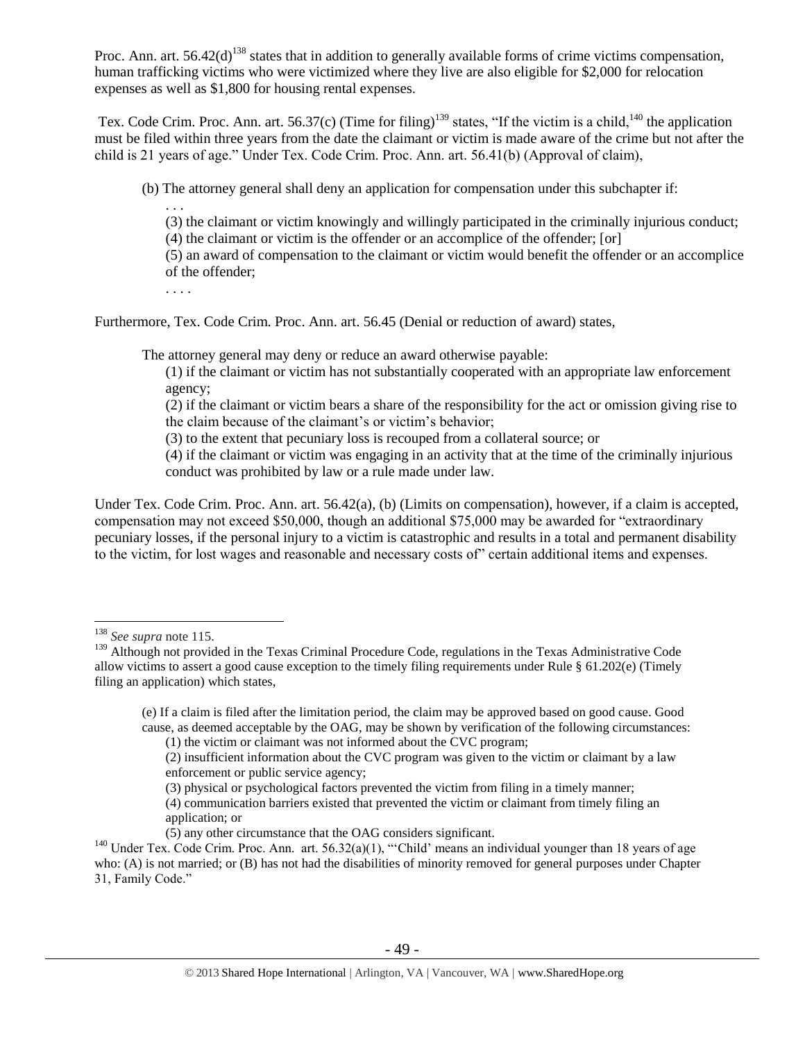Proc. Ann. art. 56.42(d)[138] states that in addition to generally available forms of crime victims compensation, human trafficking victims who were victimized where they live are also eligible for $2,000 for relocation expenses as well as $1,800 for housing rental expenses.

Tex. Code Crim. Proc. Ann. art. 56.37(c) (Time for filing)[139] states, "If the victim is a child,[140] the application must be filed within three years from the date the claimant or victim is made aware of the crime but not after the child is 21 years of age." Under Tex. Code Crim. Proc. Ann. art. 56.41(b) (Approval of claim),

> (b) The attorney general shall deny an application for compensation under this subchapter if:
>
> . . .
>
> (3) the claimant or victim knowingly and willingly participated in the criminally injurious conduct;
>
> (4) the claimant or victim is the offender or an accomplice of the offender; [or]
>
> (5) an award of compensation to the claimant or victim would benefit the offender or an accomplice of the offender;
>
> . . . .

Furthermore, Tex. Code Crim. Proc. Ann. art. 56.45 (Denial or reduction of award) states,

> The attorney general may deny or reduce an award otherwise payable:
>
> (1) if the claimant or victim has not substantially cooperated with an appropriate law enforcement agency;
>
> (2) if the claimant or victim bears a share of the responsibility for the act or omission giving rise to the claim because of the claimant's or victim's behavior;
>
> (3) to the extent that pecuniary loss is recouped from a collateral source; or
>
> (4) if the claimant or victim was engaging in an activity that at the time of the criminally injurious conduct was prohibited by law or a rule made under law.

Under Tex. Code Crim. Proc. Ann. art. 56.42(a), (b) (Limits on compensation), however, if a claim is accepted, compensation may not exceed $50,000, though an additional $75,000 may be awarded for "extraordinary pecuniary losses, if the personal injury to a victim is catastrophic and results in a total and permanent disability to the victim, for lost wages and reasonable and necessary costs of" certain additional items and expenses.

---

[138] *See supra* note 115.

[139] Although not provided in the Texas Criminal Procedure Code, regulations in the Texas Administrative Code allow victims to assert a good cause exception to the timely filing requirements under Rule § 61.202(e) (Timely filing an application) which states,

> (e) If a claim is filed after the limitation period, the claim may be approved based on good cause. Good cause, as deemed acceptable by the OAG, may be shown by verification of the following circumstances:
>
> (1) the victim or claimant was not informed about the CVC program;
>
> (2) insufficient information about the CVC program was given to the victim or claimant by a law enforcement or public service agency;
>
> (3) physical or psychological factors prevented the victim from filing in a timely manner;
>
> (4) communication barriers existed that prevented the victim or claimant from timely filing an application; or
>
> (5) any other circumstance that the OAG considers significant.

[140] Under Tex. Code Crim. Proc. Ann. art. 56.32(a)(1), "'Child' means an individual younger than 18 years of age who: (A) is not married; or (B) has not had the disabilities of minority removed for general purposes under Chapter 31, Family Code."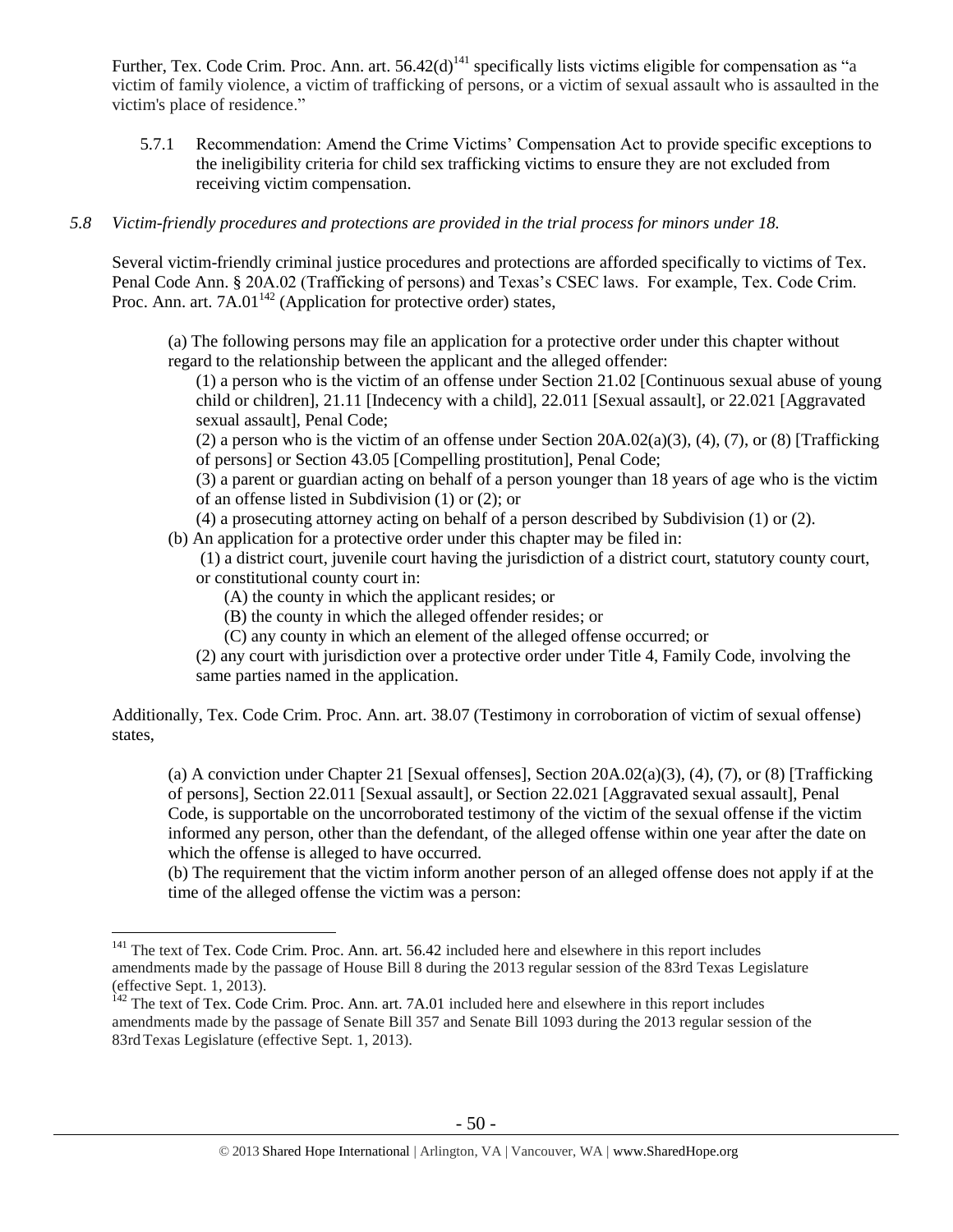Further, Tex. Code Crim. Proc. Ann. art. 56.42(d)[141] specifically lists victims eligible for compensation as "a victim of family violence, a victim of trafficking of persons, or a victim of sexual assault who is assaulted in the victim's place of residence."

5.7.1 Recommendation: Amend the Crime Victims' Compensation Act to provide specific exceptions to the ineligibility criteria for child sex trafficking victims to ensure they are not excluded from receiving victim compensation.

*5.8 Victim-friendly procedures and protections are provided in the trial process for minors under 18.*

Several victim-friendly criminal justice procedures and protections are afforded specifically to victims of Tex. Penal Code Ann. § 20A.02 (Trafficking of persons) and Texas's CSEC laws. For example, Tex. Code Crim. Proc. Ann. art. 7A.01[142] (Application for protective order) states,

> (a) The following persons may file an application for a protective order under this chapter without regard to the relationship between the applicant and the alleged offender:
>
> (1) a person who is the victim of an offense under Section 21.02 [Continuous sexual abuse of young child or children], 21.11 [Indecency with a child], 22.011 [Sexual assault], or 22.021 [Aggravated sexual assault], Penal Code;
>
> (2) a person who is the victim of an offense under Section 20A.02(a)(3), (4), (7), or (8) [Trafficking of persons] or Section 43.05 [Compelling prostitution], Penal Code;
>
> (3) a parent or guardian acting on behalf of a person younger than 18 years of age who is the victim of an offense listed in Subdivision (1) or (2); or
>
> (4) a prosecuting attorney acting on behalf of a person described by Subdivision (1) or (2).
>
> (b) An application for a protective order under this chapter may be filed in:
>
> (1) a district court, juvenile court having the jurisdiction of a district court, statutory county court, or constitutional county court in:
>
> (A) the county in which the applicant resides; or
>
> (B) the county in which the alleged offender resides; or
>
> (C) any county in which an element of the alleged offense occurred; or
>
> (2) any court with jurisdiction over a protective order under Title 4, Family Code, involving the same parties named in the application.

Additionally, Tex. Code Crim. Proc. Ann. art. 38.07 (Testimony in corroboration of victim of sexual offense) states,

> (a) A conviction under Chapter 21 [Sexual offenses], Section 20A.02(a)(3), (4), (7), or (8) [Trafficking of persons], Section 22.011 [Sexual assault], or Section 22.021 [Aggravated sexual assault], Penal Code, is supportable on the uncorroborated testimony of the victim of the sexual offense if the victim informed any person, other than the defendant, of the alleged offense within one year after the date on which the offense is alleged to have occurred.
>
> (b) The requirement that the victim inform another person of an alleged offense does not apply if at the time of the alleged offense the victim was a person:

---

[141] The text of Tex. Code Crim. Proc. Ann. art. 56.42 included here and elsewhere in this report includes amendments made by the passage of House Bill 8 during the 2013 regular session of the 83rd Texas Legislature (effective Sept. 1, 2013).

[142] The text of Tex. Code Crim. Proc. Ann. art. 7A.01 included here and elsewhere in this report includes amendments made by the passage of Senate Bill 357 and Senate Bill 1093 during the 2013 regular session of the 83rd Texas Legislature (effective Sept. 1, 2013).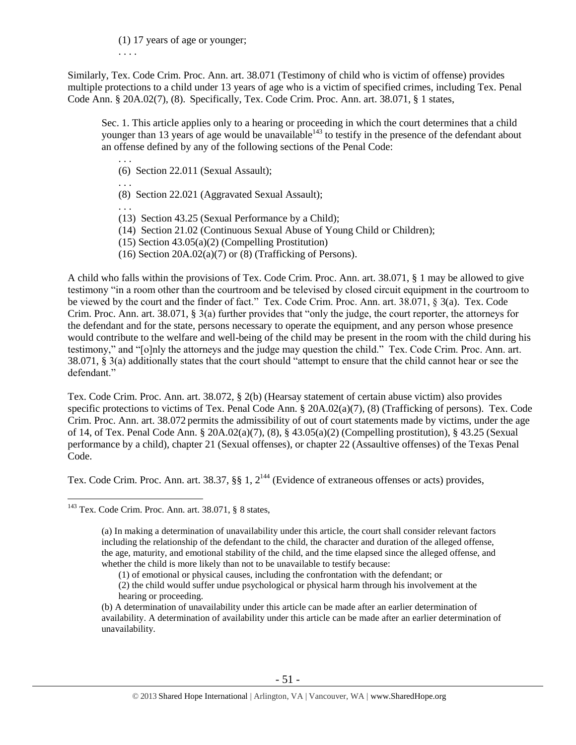(1) 17 years of age or younger;

. . . .

Similarly, Tex. Code Crim. Proc. Ann. art. 38.071 (Testimony of child who is victim of offense) provides multiple protections to a child under 13 years of age who is a victim of specified crimes, including Tex. Penal Code Ann. § 20A.02(7), (8). Specifically, Tex. Code Crim. Proc. Ann. art. 38.071, § 1 states,

> Sec. 1. This article applies only to a hearing or proceeding in which the court determines that a child younger than 13 years of age would be unavailable[143] to testify in the presence of the defendant about an offense defined by any of the following sections of the Penal Code:
>
> . . .
> (6) Section 22.011 (Sexual Assault);
> . . .
> (8) Section 22.021 (Aggravated Sexual Assault);
> . . .
> (13) Section 43.25 (Sexual Performance by a Child);
> (14) Section 21.02 (Continuous Sexual Abuse of Young Child or Children);
> (15) Section 43.05(a)(2) (Compelling Prostitution)
> (16) Section 20A.02(a)(7) or (8) (Trafficking of Persons).

A child who falls within the provisions of Tex. Code Crim. Proc. Ann. art. 38.071, § 1 may be allowed to give testimony "in a room other than the courtroom and be televised by closed circuit equipment in the courtroom to be viewed by the court and the finder of fact." Tex. Code Crim. Proc. Ann. art. 38.071, § 3(a). Tex. Code Crim. Proc. Ann. art. 38.071, § 3(a) further provides that "only the judge, the court reporter, the attorneys for the defendant and for the state, persons necessary to operate the equipment, and any person whose presence would contribute to the welfare and well-being of the child may be present in the room with the child during his testimony," and "[o]nly the attorneys and the judge may question the child." Tex. Code Crim. Proc. Ann. art. 38.071, § 3(a) additionally states that the court should "attempt to ensure that the child cannot hear or see the defendant."

Tex. Code Crim. Proc. Ann. art. 38.072, § 2(b) (Hearsay statement of certain abuse victim) also provides specific protections to victims of Tex. Penal Code Ann. § 20A.02(a)(7), (8) (Trafficking of persons). Tex. Code Crim. Proc. Ann. art. 38.072 permits the admissibility of out of court statements made by victims, under the age of 14, of Tex. Penal Code Ann. § 20A.02(a)(7), (8), § 43.05(a)(2) (Compelling prostitution), § 43.25 (Sexual performance by a child), chapter 21 (Sexual offenses), or chapter 22 (Assaultive offenses) of the Texas Penal Code.

Tex. Code Crim. Proc. Ann. art. 38.37, §§ 1, 2[144] (Evidence of extraneous offenses or acts) provides,

---

[143] Tex. Code Crim. Proc. Ann. art. 38.071, § 8 states,

> (a) In making a determination of unavailability under this article, the court shall consider relevant factors including the relationship of the defendant to the child, the character and duration of the alleged offense, the age, maturity, and emotional stability of the child, and the time elapsed since the alleged offense, and whether the child is more likely than not to be unavailable to testify because:
>
> (1) of emotional or physical causes, including the confrontation with the defendant; or
> (2) the child would suffer undue psychological or physical harm through his involvement at the hearing or proceeding.
>
> (b) A determination of unavailability under this article can be made after an earlier determination of availability. A determination of availability under this article can be made after an earlier determination of unavailability.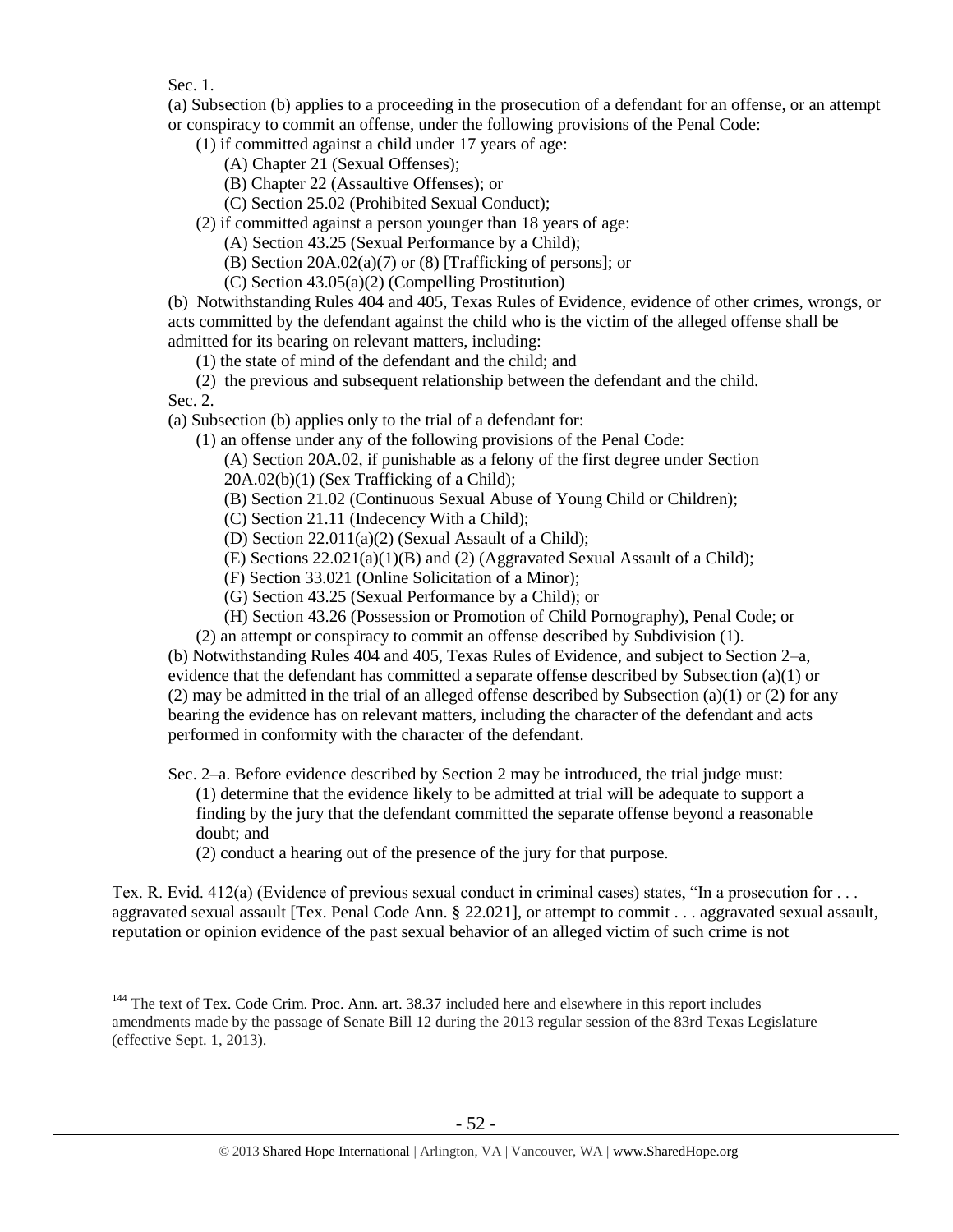Sec. 1.

(a) Subsection (b) applies to a proceeding in the prosecution of a defendant for an offense, or an attempt or conspiracy to commit an offense, under the following provisions of the Penal Code:

(1) if committed against a child under 17 years of age:

(A) Chapter 21 (Sexual Offenses);

(B) Chapter 22 (Assaultive Offenses); or

(C) Section 25.02 (Prohibited Sexual Conduct);

(2) if committed against a person younger than 18 years of age:

(A) Section 43.25 (Sexual Performance by a Child);

(B) Section 20A.02(a)(7) or (8) [Trafficking of persons]; or

(C) Section 43.05(a)(2) (Compelling Prostitution)

(b) Notwithstanding Rules 404 and 405, Texas Rules of Evidence, evidence of other crimes, wrongs, or acts committed by the defendant against the child who is the victim of the alleged offense shall be admitted for its bearing on relevant matters, including:

(1) the state of mind of the defendant and the child; and

(2) the previous and subsequent relationship between the defendant and the child.

Sec. 2.

(a) Subsection (b) applies only to the trial of a defendant for:

(1) an offense under any of the following provisions of the Penal Code:

(A) Section 20A.02, if punishable as a felony of the first degree under Section 20A.02(b)(1) (Sex Trafficking of a Child);

(B) Section 21.02 (Continuous Sexual Abuse of Young Child or Children);

(C) Section 21.11 (Indecency With a Child);

(D) Section 22.011(a)(2) (Sexual Assault of a Child);

(E) Sections 22.021(a)(1)(B) and (2) (Aggravated Sexual Assault of a Child);

(F) Section 33.021 (Online Solicitation of a Minor);

(G) Section 43.25 (Sexual Performance by a Child); or

(H) Section 43.26 (Possession or Promotion of Child Pornography), Penal Code; or

(2) an attempt or conspiracy to commit an offense described by Subdivision (1).

(b) Notwithstanding Rules 404 and 405, Texas Rules of Evidence, and subject to Section 2–a, evidence that the defendant has committed a separate offense described by Subsection (a)(1) or (2) may be admitted in the trial of an alleged offense described by Subsection (a)(1) or (2) for any bearing the evidence has on relevant matters, including the character of the defendant and acts performed in conformity with the character of the defendant.

Sec. 2–a. Before evidence described by Section 2 may be introduced, the trial judge must:

(1) determine that the evidence likely to be admitted at trial will be adequate to support a finding by the jury that the defendant committed the separate offense beyond a reasonable doubt; and

(2) conduct a hearing out of the presence of the jury for that purpose.

Tex. R. Evid. 412(a) (Evidence of previous sexual conduct in criminal cases) states, "In a prosecution for . . . aggravated sexual assault [Tex. Penal Code Ann. § 22.021], or attempt to commit . . . aggravated sexual assault, reputation or opinion evidence of the past sexual behavior of an alleged victim of such crime is not

[144] The text of Tex. Code Crim. Proc. Ann. art. 38.37 included here and elsewhere in this report includes amendments made by the passage of Senate Bill 12 during the 2013 regular session of the 83rd Texas Legislature (effective Sept. 1, 2013).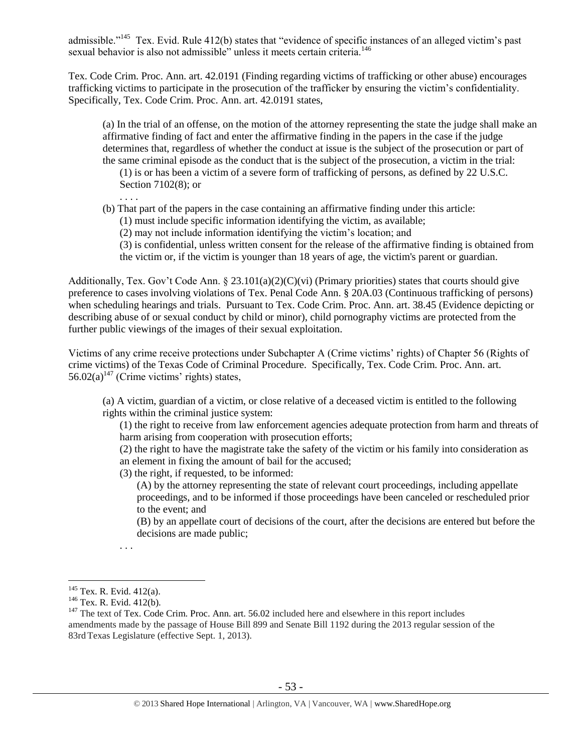admissible."[145] Tex. Evid. Rule 412(b) states that "evidence of specific instances of an alleged victim's past sexual behavior is also not admissible" unless it meets certain criteria.[146]

Tex. Code Crim. Proc. Ann. art. 42.0191 (Finding regarding victims of trafficking or other abuse) encourages trafficking victims to participate in the prosecution of the trafficker by ensuring the victim's confidentiality. Specifically, Tex. Code Crim. Proc. Ann. art. 42.0191 states,

> (a) In the trial of an offense, on the motion of the attorney representing the state the judge shall make an affirmative finding of fact and enter the affirmative finding in the papers in the case if the judge determines that, regardless of whether the conduct at issue is the subject of the prosecution or part of the same criminal episode as the conduct that is the subject of the prosecution, a victim in the trial:
>
> > (1) is or has been a victim of a severe form of trafficking of persons, as defined by 22 U.S.C. Section 7102(8); or
> >
> > . . . .
>
> (b) That part of the papers in the case containing an affirmative finding under this article:
>
> > (1) must include specific information identifying the victim, as available;
> >
> > (2) may not include information identifying the victim's location; and
> >
> > (3) is confidential, unless written consent for the release of the affirmative finding is obtained from the victim or, if the victim is younger than 18 years of age, the victim's parent or guardian.

Additionally, Tex. Gov't Code Ann. § 23.101(a)(2)(C)(vi) (Primary priorities) states that courts should give preference to cases involving violations of Tex. Penal Code Ann. § 20A.03 (Continuous trafficking of persons) when scheduling hearings and trials. Pursuant to Tex. Code Crim. Proc. Ann. art. 38.45 (Evidence depicting or describing abuse of or sexual conduct by child or minor), child pornography victims are protected from the further public viewings of the images of their sexual exploitation.

Victims of any crime receive protections under Subchapter A (Crime victims' rights) of Chapter 56 (Rights of crime victims) of the Texas Code of Criminal Procedure. Specifically, Tex. Code Crim. Proc. Ann. art. 56.02(a)[147] (Crime victims' rights) states,

> (a) A victim, guardian of a victim, or close relative of a deceased victim is entitled to the following rights within the criminal justice system:
>
> > (1) the right to receive from law enforcement agencies adequate protection from harm and threats of harm arising from cooperation with prosecution efforts;
> >
> > (2) the right to have the magistrate take the safety of the victim or his family into consideration as an element in fixing the amount of bail for the accused;
> >
> > (3) the right, if requested, to be informed:
> >
> > > (A) by the attorney representing the state of relevant court proceedings, including appellate proceedings, and to be informed if those proceedings have been canceled or rescheduled prior to the event; and
> > >
> > > (B) by an appellate court of decisions of the court, after the decisions are entered but before the decisions are made public;
> >
> > . . .

---

[145] Tex. R. Evid. 412(a).

[146] Tex. R. Evid. 412(b).

[147] The text of Tex. Code Crim. Proc. Ann. art. 56.02 included here and elsewhere in this report includes amendments made by the passage of House Bill 899 and Senate Bill 1192 during the 2013 regular session of the 83rd Texas Legislature (effective Sept. 1, 2013).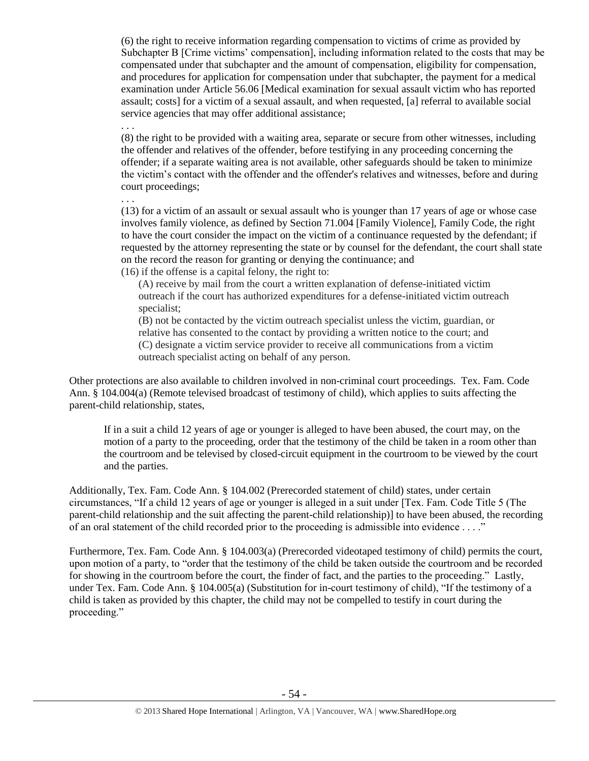> (6) the right to receive information regarding compensation to victims of crime as provided by Subchapter B [Crime victims' compensation], including information related to the costs that may be compensated under that subchapter and the amount of compensation, eligibility for compensation, and procedures for application for compensation under that subchapter, the payment for a medical examination under Article 56.06 [Medical examination for sexual assault victim who has reported assault; costs] for a victim of a sexual assault, and when requested, [a] referral to available social service agencies that may offer additional assistance;
>
> . . .
>
> (8) the right to be provided with a waiting area, separate or secure from other witnesses, including the offender and relatives of the offender, before testifying in any proceeding concerning the offender; if a separate waiting area is not available, other safeguards should be taken to minimize the victim's contact with the offender and the offender's relatives and witnesses, before and during court proceedings;
>
> . . .
>
> (13) for a victim of an assault or sexual assault who is younger than 17 years of age or whose case involves family violence, as defined by Section 71.004 [Family Violence], Family Code, the right to have the court consider the impact on the victim of a continuance requested by the defendant; if requested by the attorney representing the state or by counsel for the defendant, the court shall state on the record the reason for granting or denying the continuance; and
>
> (16) if the offense is a capital felony, the right to:
>
> > (A) receive by mail from the court a written explanation of defense-initiated victim outreach if the court has authorized expenditures for a defense-initiated victim outreach specialist;
> >
> > (B) not be contacted by the victim outreach specialist unless the victim, guardian, or relative has consented to the contact by providing a written notice to the court; and
> >
> > (C) designate a victim service provider to receive all communications from a victim outreach specialist acting on behalf of any person.

Other protections are also available to children involved in non-criminal court proceedings. Tex. Fam. Code Ann. § 104.004(a) (Remote televised broadcast of testimony of child), which applies to suits affecting the parent-child relationship, states,

> If in a suit a child 12 years of age or younger is alleged to have been abused, the court may, on the motion of a party to the proceeding, order that the testimony of the child be taken in a room other than the courtroom and be televised by closed-circuit equipment in the courtroom to be viewed by the court and the parties.

Additionally, Tex. Fam. Code Ann. § 104.002 (Prerecorded statement of child) states, under certain circumstances, "If a child 12 years of age or younger is alleged in a suit under [Tex. Fam. Code Title 5 (The parent-child relationship and the suit affecting the parent-child relationship)] to have been abused, the recording of an oral statement of the child recorded prior to the proceeding is admissible into evidence . . . ."

Furthermore, Tex. Fam. Code Ann. § 104.003(a) (Prerecorded videotaped testimony of child) permits the court, upon motion of a party, to "order that the testimony of the child be taken outside the courtroom and be recorded for showing in the courtroom before the court, the finder of fact, and the parties to the proceeding." Lastly, under Tex. Fam. Code Ann. § 104.005(a) (Substitution for in-court testimony of child), "If the testimony of a child is taken as provided by this chapter, the child may not be compelled to testify in court during the proceeding."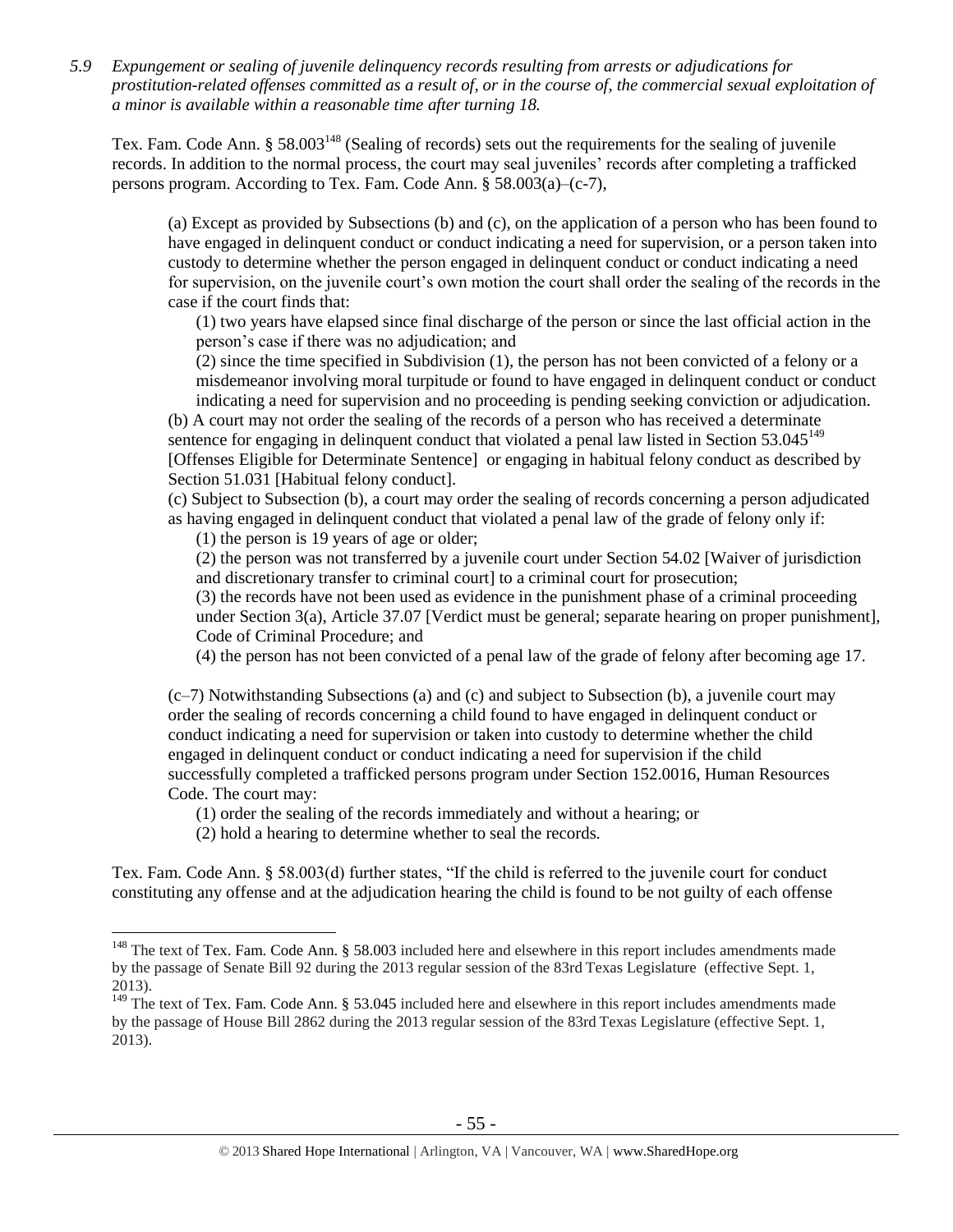*5.9 Expungement or sealing of juvenile delinquency records resulting from arrests or adjudications for prostitution-related offenses committed as a result of, or in the course of, the commercial sexual exploitation of a minor is available within a reasonable time after turning 18.*

Tex. Fam. Code Ann. § 58.003[148] (Sealing of records) sets out the requirements for the sealing of juvenile records. In addition to the normal process, the court may seal juveniles' records after completing a trafficked persons program. According to Tex. Fam. Code Ann. § 58.003(a)–(c-7),

> (a) Except as provided by Subsections (b) and (c), on the application of a person who has been found to have engaged in delinquent conduct or conduct indicating a need for supervision, or a person taken into custody to determine whether the person engaged in delinquent conduct or conduct indicating a need for supervision, on the juvenile court's own motion the court shall order the sealing of the records in the case if the court finds that:
>
> (1) two years have elapsed since final discharge of the person or since the last official action in the person's case if there was no adjudication; and
>
> (2) since the time specified in Subdivision (1), the person has not been convicted of a felony or a misdemeanor involving moral turpitude or found to have engaged in delinquent conduct or conduct indicating a need for supervision and no proceeding is pending seeking conviction or adjudication.
>
> (b) A court may not order the sealing of the records of a person who has received a determinate sentence for engaging in delinquent conduct that violated a penal law listed in Section 53.045[149] [Offenses Eligible for Determinate Sentence] or engaging in habitual felony conduct as described by Section 51.031 [Habitual felony conduct].
>
> (c) Subject to Subsection (b), a court may order the sealing of records concerning a person adjudicated as having engaged in delinquent conduct that violated a penal law of the grade of felony only if:
>
> (1) the person is 19 years of age or older;
>
> (2) the person was not transferred by a juvenile court under Section 54.02 [Waiver of jurisdiction and discretionary transfer to criminal court] to a criminal court for prosecution;
>
> (3) the records have not been used as evidence in the punishment phase of a criminal proceeding under Section 3(a), Article 37.07 [Verdict must be general; separate hearing on proper punishment], Code of Criminal Procedure; and
>
> (4) the person has not been convicted of a penal law of the grade of felony after becoming age 17.
>
> (c–7) Notwithstanding Subsections (a) and (c) and subject to Subsection (b), a juvenile court may order the sealing of records concerning a child found to have engaged in delinquent conduct or conduct indicating a need for supervision or taken into custody to determine whether the child engaged in delinquent conduct or conduct indicating a need for supervision if the child successfully completed a trafficked persons program under Section 152.0016, Human Resources Code. The court may:
>
> (1) order the sealing of the records immediately and without a hearing; or
>
> (2) hold a hearing to determine whether to seal the records.

Tex. Fam. Code Ann. § 58.003(d) further states, "If the child is referred to the juvenile court for conduct constituting any offense and at the adjudication hearing the child is found to be not guilty of each offense

---

[148] The text of Tex. Fam. Code Ann. § 58.003 included here and elsewhere in this report includes amendments made by the passage of Senate Bill 92 during the 2013 regular session of the 83rd Texas Legislature (effective Sept. 1, 2013).

[149] The text of Tex. Fam. Code Ann. § 53.045 included here and elsewhere in this report includes amendments made by the passage of House Bill 2862 during the 2013 regular session of the 83rd Texas Legislature (effective Sept. 1, 2013).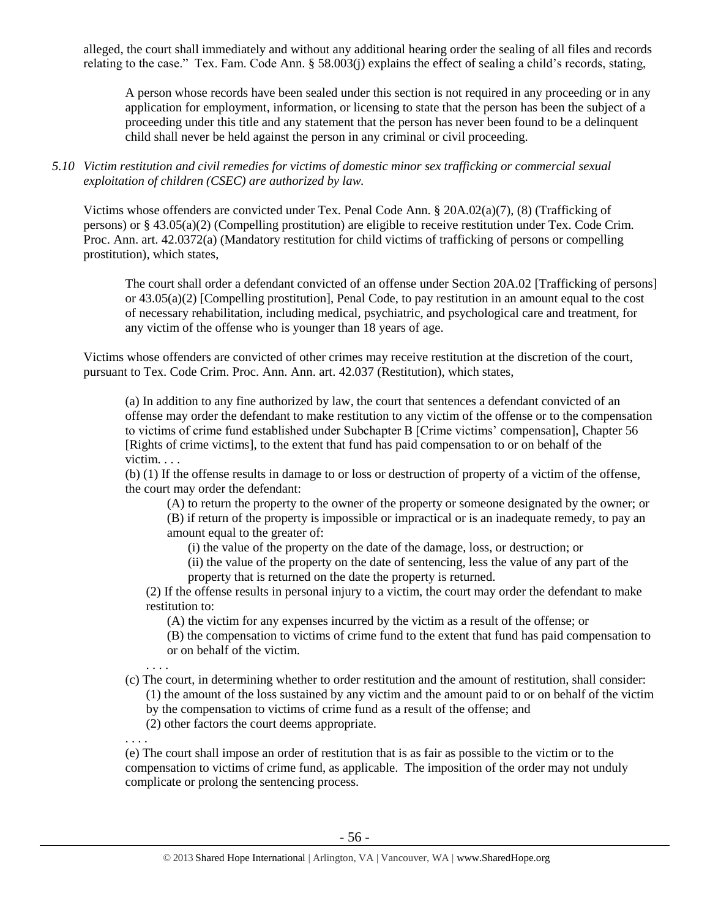alleged, the court shall immediately and without any additional hearing order the sealing of all files and records relating to the case." Tex. Fam. Code Ann. § 58.003(j) explains the effect of sealing a child's records, stating,

> A person whose records have been sealed under this section is not required in any proceeding or in any application for employment, information, or licensing to state that the person has been the subject of a proceeding under this title and any statement that the person has never been found to be a delinquent child shall never be held against the person in any criminal or civil proceeding.

*5.10 Victim restitution and civil remedies for victims of domestic minor sex trafficking or commercial sexual exploitation of children (CSEC) are authorized by law.*

Victims whose offenders are convicted under Tex. Penal Code Ann. § 20A.02(a)(7), (8) (Trafficking of persons) or § 43.05(a)(2) (Compelling prostitution) are eligible to receive restitution under Tex. Code Crim. Proc. Ann. art. 42.0372(a) (Mandatory restitution for child victims of trafficking of persons or compelling prostitution), which states,

> The court shall order a defendant convicted of an offense under Section 20A.02 [Trafficking of persons] or 43.05(a)(2) [Compelling prostitution], Penal Code, to pay restitution in an amount equal to the cost of necessary rehabilitation, including medical, psychiatric, and psychological care and treatment, for any victim of the offense who is younger than 18 years of age.

Victims whose offenders are convicted of other crimes may receive restitution at the discretion of the court, pursuant to Tex. Code Crim. Proc. Ann. Ann. art. 42.037 (Restitution), which states,

> (a) In addition to any fine authorized by law, the court that sentences a defendant convicted of an offense may order the defendant to make restitution to any victim of the offense or to the compensation to victims of crime fund established under Subchapter B [Crime victims' compensation], Chapter 56 [Rights of crime victims], to the extent that fund has paid compensation to or on behalf of the victim. . . .
>
> (b) (1) If the offense results in damage to or loss or destruction of property of a victim of the offense, the court may order the defendant:
>
> > (A) to return the property to the owner of the property or someone designated by the owner; or
> >
> > (B) if return of the property is impossible or impractical or is an inadequate remedy, to pay an amount equal to the greater of:
> >
> > > (i) the value of the property on the date of the damage, loss, or destruction; or
> > >
> > > (ii) the value of the property on the date of sentencing, less the value of any part of the property that is returned on the date the property is returned.
>
> > (2) If the offense results in personal injury to a victim, the court may order the defendant to make restitution to:
> >
> > > (A) the victim for any expenses incurred by the victim as a result of the offense; or
> > >
> > > (B) the compensation to victims of crime fund to the extent that fund has paid compensation to or on behalf of the victim.
>
> . . . .
>
> (c) The court, in determining whether to order restitution and the amount of restitution, shall consider:
>
> > (1) the amount of the loss sustained by any victim and the amount paid to or on behalf of the victim by the compensation to victims of crime fund as a result of the offense; and
> >
> > (2) other factors the court deems appropriate.
>
> . . . .
>
> (e) The court shall impose an order of restitution that is as fair as possible to the victim or to the compensation to victims of crime fund, as applicable. The imposition of the order may not unduly complicate or prolong the sentencing process.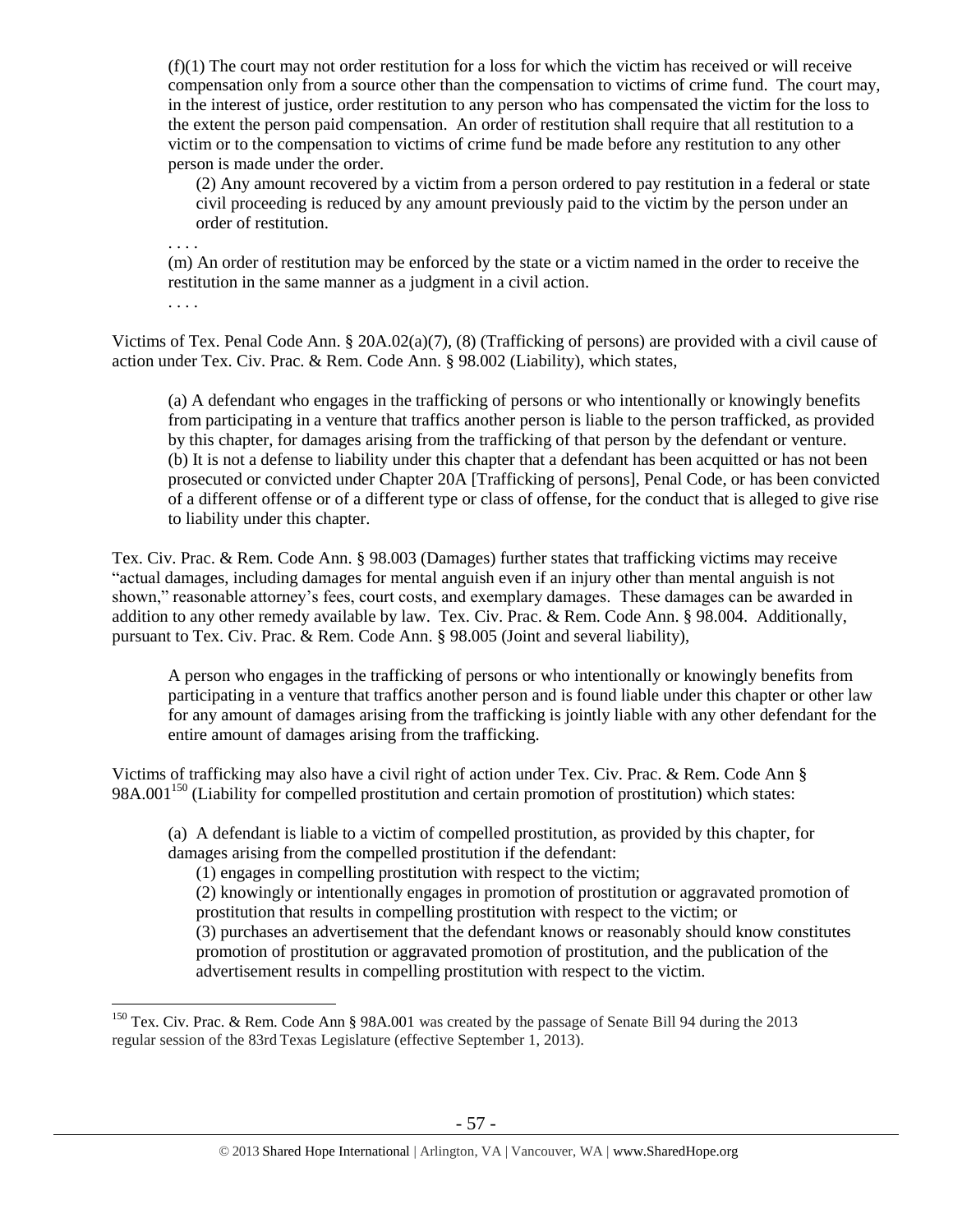(f)(1) The court may not order restitution for a loss for which the victim has received or will receive compensation only from a source other than the compensation to victims of crime fund. The court may, in the interest of justice, order restitution to any person who has compensated the victim for the loss to the extent the person paid compensation. An order of restitution shall require that all restitution to a victim or to the compensation to victims of crime fund be made before any restitution to any other person is made under the order.

> (2) Any amount recovered by a victim from a person ordered to pay restitution in a federal or state civil proceeding is reduced by any amount previously paid to the victim by the person under an order of restitution.

. . . .

(m) An order of restitution may be enforced by the state or a victim named in the order to receive the restitution in the same manner as a judgment in a civil action.

. . . .

Victims of Tex. Penal Code Ann. § 20A.02(a)(7), (8) (Trafficking of persons) are provided with a civil cause of action under Tex. Civ. Prac. & Rem. Code Ann. § 98.002 (Liability), which states,

> (a) A defendant who engages in the trafficking of persons or who intentionally or knowingly benefits from participating in a venture that traffics another person is liable to the person trafficked, as provided by this chapter, for damages arising from the trafficking of that person by the defendant or venture.
> (b) It is not a defense to liability under this chapter that a defendant has been acquitted or has not been prosecuted or convicted under Chapter 20A [Trafficking of persons], Penal Code, or has been convicted of a different offense or of a different type or class of offense, for the conduct that is alleged to give rise to liability under this chapter.

Tex. Civ. Prac. & Rem. Code Ann. § 98.003 (Damages) further states that trafficking victims may receive "actual damages, including damages for mental anguish even if an injury other than mental anguish is not shown," reasonable attorney's fees, court costs, and exemplary damages. These damages can be awarded in addition to any other remedy available by law. Tex. Civ. Prac. & Rem. Code Ann. § 98.004. Additionally, pursuant to Tex. Civ. Prac. & Rem. Code Ann. § 98.005 (Joint and several liability),

> A person who engages in the trafficking of persons or who intentionally or knowingly benefits from participating in a venture that traffics another person and is found liable under this chapter or other law for any amount of damages arising from the trafficking is jointly liable with any other defendant for the entire amount of damages arising from the trafficking.

Victims of trafficking may also have a civil right of action under Tex. Civ. Prac. & Rem. Code Ann § 98A.001[150] (Liability for compelled prostitution and certain promotion of prostitution) which states:

> (a) A defendant is liable to a victim of compelled prostitution, as provided by this chapter, for damages arising from the compelled prostitution if the defendant:
>
> (1) engages in compelling prostitution with respect to the victim;
>
> (2) knowingly or intentionally engages in promotion of prostitution or aggravated promotion of prostitution that results in compelling prostitution with respect to the victim; or
>
> (3) purchases an advertisement that the defendant knows or reasonably should know constitutes promotion of prostitution or aggravated promotion of prostitution, and the publication of the advertisement results in compelling prostitution with respect to the victim.

---

[150] Tex. Civ. Prac. & Rem. Code Ann § 98A.001 was created by the passage of Senate Bill 94 during the 2013 regular session of the 83rd Texas Legislature (effective September 1, 2013).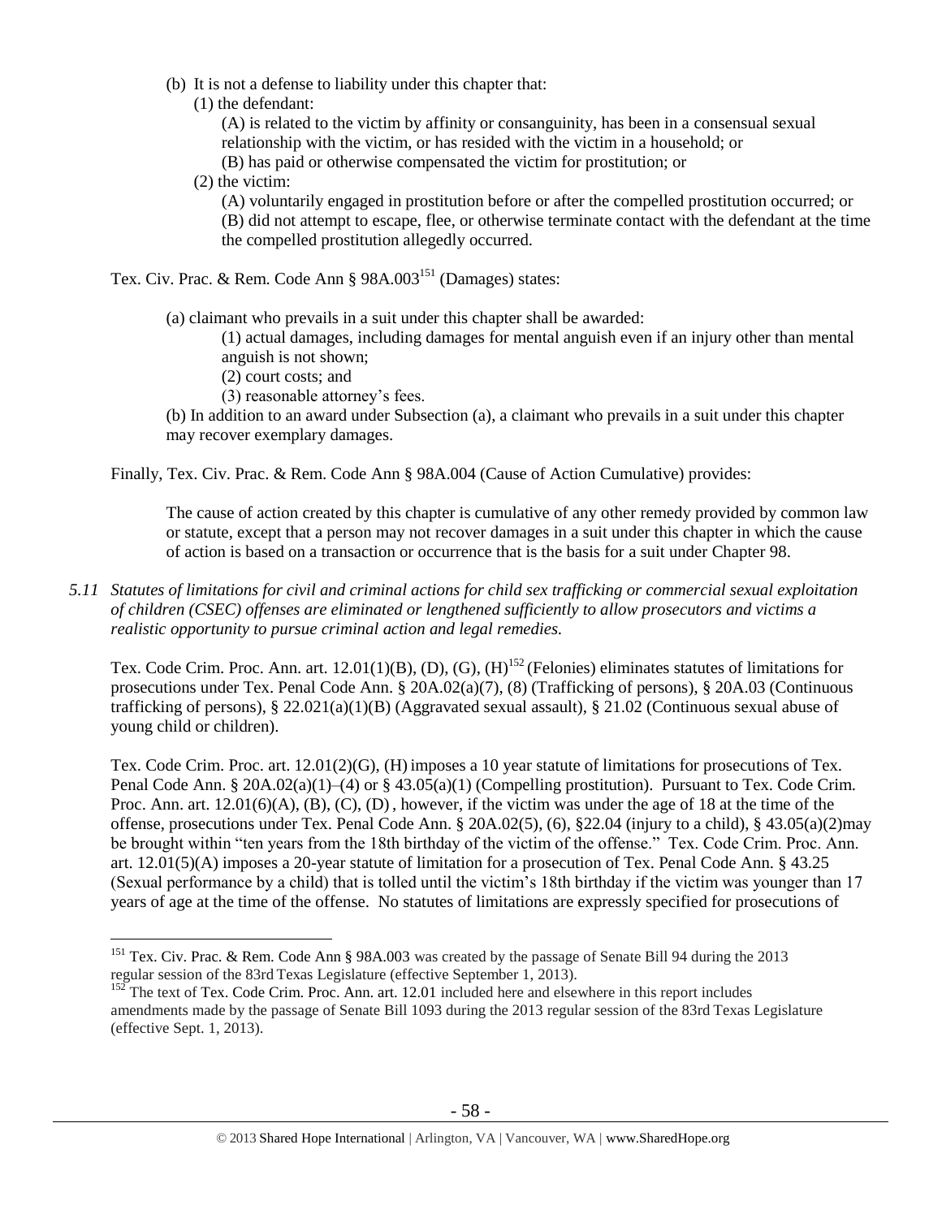(b) It is not a defense to liability under this chapter that:

(1) the defendant:

(A) is related to the victim by affinity or consanguinity, has been in a consensual sexual relationship with the victim, or has resided with the victim in a household; or

(B) has paid or otherwise compensated the victim for prostitution; or

(2) the victim:

(A) voluntarily engaged in prostitution before or after the compelled prostitution occurred; or

(B) did not attempt to escape, flee, or otherwise terminate contact with the defendant at the time the compelled prostitution allegedly occurred.

Tex. Civ. Prac. & Rem. Code Ann § 98A.003[151] (Damages) states:

(a) claimant who prevails in a suit under this chapter shall be awarded:

(1) actual damages, including damages for mental anguish even if an injury other than mental anguish is not shown;

(2) court costs; and

(3) reasonable attorney's fees.

(b) In addition to an award under Subsection (a), a claimant who prevails in a suit under this chapter may recover exemplary damages.

Finally, Tex. Civ. Prac. & Rem. Code Ann § 98A.004 (Cause of Action Cumulative) provides:

The cause of action created by this chapter is cumulative of any other remedy provided by common law or statute, except that a person may not recover damages in a suit under this chapter in which the cause of action is based on a transaction or occurrence that is the basis for a suit under Chapter 98.

*5.11 Statutes of limitations for civil and criminal actions for child sex trafficking or commercial sexual exploitation of children (CSEC) offenses are eliminated or lengthened sufficiently to allow prosecutors and victims a realistic opportunity to pursue criminal action and legal remedies.*

Tex. Code Crim. Proc. Ann. art. 12.01(1)(B), (D), (G), (H)[152] (Felonies) eliminates statutes of limitations for prosecutions under Tex. Penal Code Ann. § 20A.02(a)(7), (8) (Trafficking of persons), § 20A.03 (Continuous trafficking of persons), § 22.021(a)(1)(B) (Aggravated sexual assault), § 21.02 (Continuous sexual abuse of young child or children).

Tex. Code Crim. Proc. art. 12.01(2)(G), (H) imposes a 10 year statute of limitations for prosecutions of Tex. Penal Code Ann. § 20A.02(a)(1)–(4) or § 43.05(a)(1) (Compelling prostitution). Pursuant to Tex. Code Crim. Proc. Ann. art. 12.01(6)(A), (B), (C), (D), however, if the victim was under the age of 18 at the time of the offense, prosecutions under Tex. Penal Code Ann. § 20A.02(5), (6), §22.04 (injury to a child), § 43.05(a)(2)may be brought within "ten years from the 18th birthday of the victim of the offense." Tex. Code Crim. Proc. Ann. art. 12.01(5)(A) imposes a 20-year statute of limitation for a prosecution of Tex. Penal Code Ann. § 43.25 (Sexual performance by a child) that is tolled until the victim's 18th birthday if the victim was younger than 17 years of age at the time of the offense. No statutes of limitations are expressly specified for prosecutions of

---

[151] Tex. Civ. Prac. & Rem. Code Ann § 98A.003 was created by the passage of Senate Bill 94 during the 2013 regular session of the 83rd Texas Legislature (effective September 1, 2013).

[152] The text of Tex. Code Crim. Proc. Ann. art. 12.01 included here and elsewhere in this report includes amendments made by the passage of Senate Bill 1093 during the 2013 regular session of the 83rd Texas Legislature (effective Sept. 1, 2013).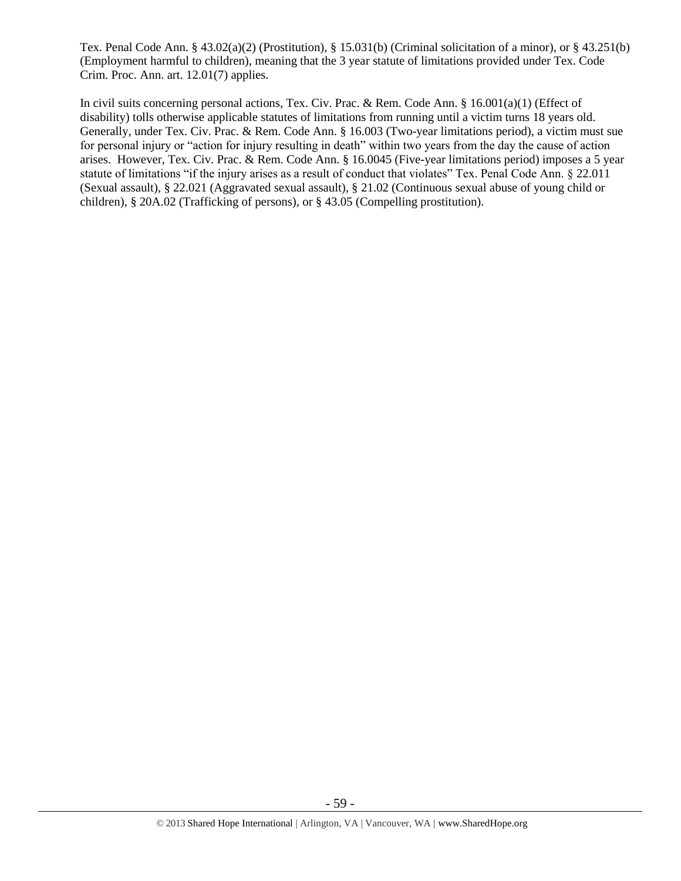Tex. Penal Code Ann. § 43.02(a)(2) (Prostitution), § 15.031(b) (Criminal solicitation of a minor), or § 43.251(b) (Employment harmful to children), meaning that the 3 year statute of limitations provided under Tex. Code Crim. Proc. Ann. art. 12.01(7) applies.

In civil suits concerning personal actions, Tex. Civ. Prac. & Rem. Code Ann. § 16.001(a)(1) (Effect of disability) tolls otherwise applicable statutes of limitations from running until a victim turns 18 years old. Generally, under Tex. Civ. Prac. & Rem. Code Ann. § 16.003 (Two-year limitations period), a victim must sue for personal injury or "action for injury resulting in death" within two years from the day the cause of action arises. However, Tex. Civ. Prac. & Rem. Code Ann. § 16.0045 (Five-year limitations period) imposes a 5 year statute of limitations "if the injury arises as a result of conduct that violates" Tex. Penal Code Ann. § 22.011 (Sexual assault), § 22.021 (Aggravated sexual assault), § 21.02 (Continuous sexual abuse of young child or children), § 20A.02 (Trafficking of persons), or § 43.05 (Compelling prostitution).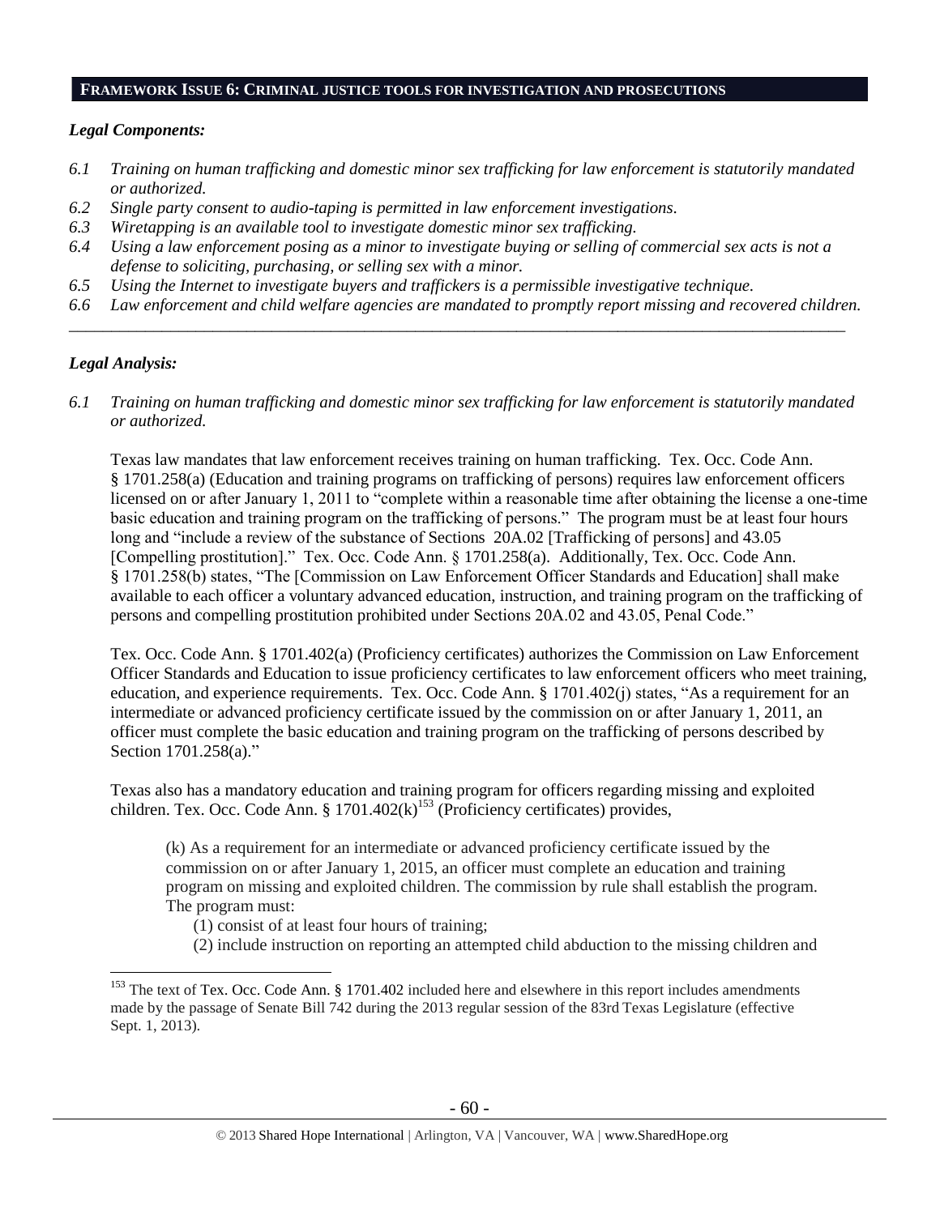## FRAMEWORK ISSUE 6: CRIMINAL JUSTICE TOOLS FOR INVESTIGATION AND PROSECUTIONS

### *Legal Components:*

*6.1 Training on human trafficking and domestic minor sex trafficking for law enforcement is statutorily mandated or authorized.*

*6.2 Single party consent to audio-taping is permitted in law enforcement investigations.*

*6.3 Wiretapping is an available tool to investigate domestic minor sex trafficking.*

*6.4 Using a law enforcement posing as a minor to investigate buying or selling of commercial sex acts is not a defense to soliciting, purchasing, or selling sex with a minor.*

*6.5 Using the Internet to investigate buyers and traffickers is a permissible investigative technique.*

*6.6 Law enforcement and child welfare agencies are mandated to promptly report missing and recovered children.*

---

### *Legal Analysis:*

*6.1 Training on human trafficking and domestic minor sex trafficking for law enforcement is statutorily mandated or authorized.*

Texas law mandates that law enforcement receives training on human trafficking. Tex. Occ. Code Ann. § 1701.258(a) (Education and training programs on trafficking of persons) requires law enforcement officers licensed on or after January 1, 2011 to "complete within a reasonable time after obtaining the license a one-time basic education and training program on the trafficking of persons." The program must be at least four hours long and "include a review of the substance of Sections 20A.02 [Trafficking of persons] and 43.05 [Compelling prostitution]." Tex. Occ. Code Ann. § 1701.258(a). Additionally, Tex. Occ. Code Ann. § 1701.258(b) states, "The [Commission on Law Enforcement Officer Standards and Education] shall make available to each officer a voluntary advanced education, instruction, and training program on the trafficking of persons and compelling prostitution prohibited under Sections 20A.02 and 43.05, Penal Code."

Tex. Occ. Code Ann. § 1701.402(a) (Proficiency certificates) authorizes the Commission on Law Enforcement Officer Standards and Education to issue proficiency certificates to law enforcement officers who meet training, education, and experience requirements. Tex. Occ. Code Ann. § 1701.402(j) states, "As a requirement for an intermediate or advanced proficiency certificate issued by the commission on or after January 1, 2011, an officer must complete the basic education and training program on the trafficking of persons described by Section 1701.258(a)."

Texas also has a mandatory education and training program for officers regarding missing and exploited children. Tex. Occ. Code Ann. § 1701.402(k)[153] (Proficiency certificates) provides,

> (k) As a requirement for an intermediate or advanced proficiency certificate issued by the commission on or after January 1, 2015, an officer must complete an education and training program on missing and exploited children. The commission by rule shall establish the program. The program must:
>
> (1) consist of at least four hours of training;
>
> (2) include instruction on reporting an attempted child abduction to the missing children and

---

[153] The text of Tex. Occ. Code Ann. § 1701.402 included here and elsewhere in this report includes amendments made by the passage of Senate Bill 742 during the 2013 regular session of the 83rd Texas Legislature (effective Sept. 1, 2013).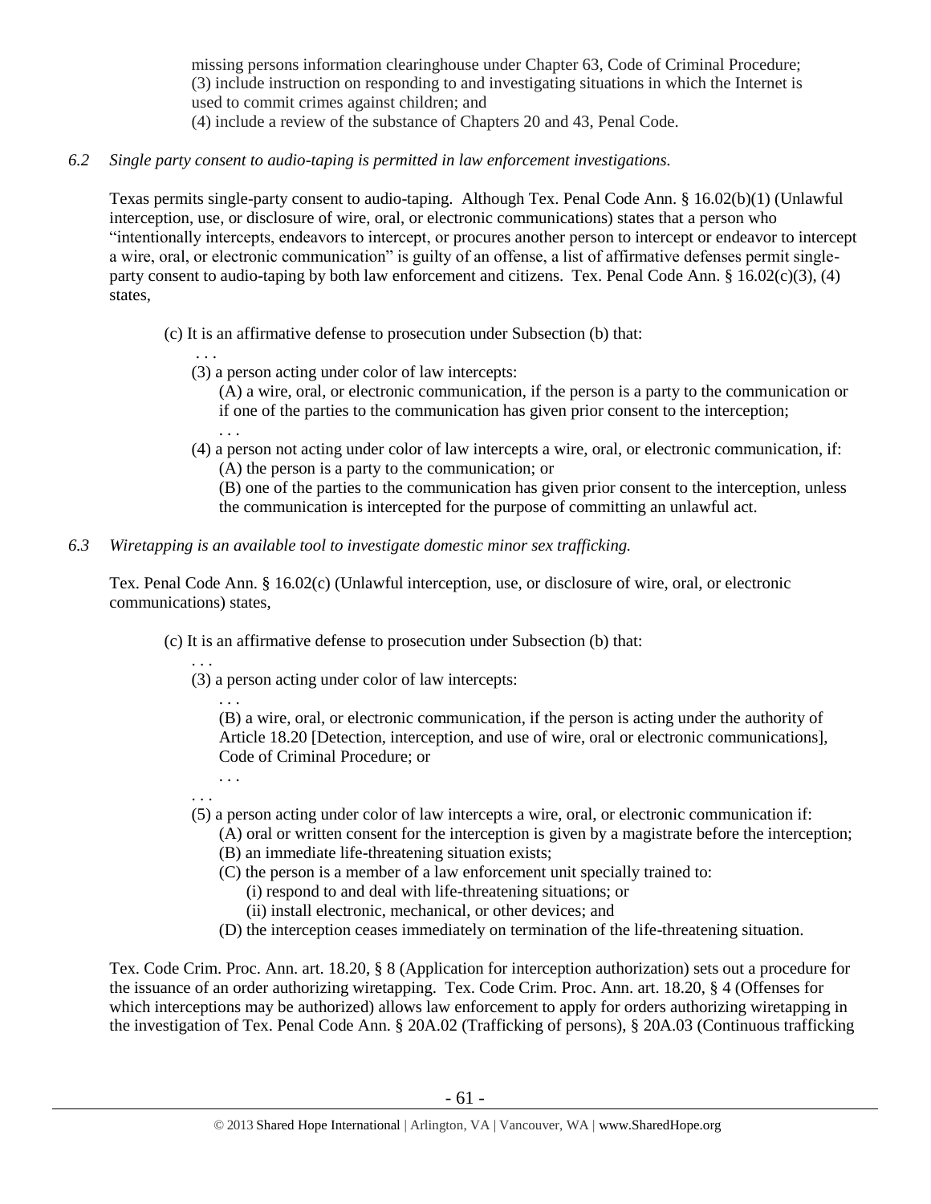missing persons information clearinghouse under Chapter 63, Code of Criminal Procedure;
(3) include instruction on responding to and investigating situations in which the Internet is used to commit crimes against children; and
(4) include a review of the substance of Chapters 20 and 43, Penal Code.

*6.2 Single party consent to audio-taping is permitted in law enforcement investigations.*

Texas permits single-party consent to audio-taping. Although Tex. Penal Code Ann. § 16.02(b)(1) (Unlawful interception, use, or disclosure of wire, oral, or electronic communications) states that a person who "intentionally intercepts, endeavors to intercept, or procures another person to intercept or endeavor to intercept a wire, oral, or electronic communication" is guilty of an offense, a list of affirmative defenses permit single-party consent to audio-taping by both law enforcement and citizens. Tex. Penal Code Ann. § 16.02(c)(3), (4) states,

> (c) It is an affirmative defense to prosecution under Subsection (b) that:
> . . .
> (3) a person acting under color of law intercepts:
> (A) a wire, oral, or electronic communication, if the person is a party to the communication or if one of the parties to the communication has given prior consent to the interception;
> . . .
> (4) a person not acting under color of law intercepts a wire, oral, or electronic communication, if:
> (A) the person is a party to the communication; or
> (B) one of the parties to the communication has given prior consent to the interception, unless the communication is intercepted for the purpose of committing an unlawful act.

*6.3 Wiretapping is an available tool to investigate domestic minor sex trafficking.*

Tex. Penal Code Ann. § 16.02(c) (Unlawful interception, use, or disclosure of wire, oral, or electronic communications) states,

> (c) It is an affirmative defense to prosecution under Subsection (b) that:
> . . .
> (3) a person acting under color of law intercepts:
> . . .
> (B) a wire, oral, or electronic communication, if the person is acting under the authority of Article 18.20 [Detection, interception, and use of wire, oral or electronic communications], Code of Criminal Procedure; or
> . . .
> . . .
> (5) a person acting under color of law intercepts a wire, oral, or electronic communication if:
> (A) oral or written consent for the interception is given by a magistrate before the interception;
> (B) an immediate life-threatening situation exists;
> (C) the person is a member of a law enforcement unit specially trained to:
> (i) respond to and deal with life-threatening situations; or
> (ii) install electronic, mechanical, or other devices; and
> (D) the interception ceases immediately on termination of the life-threatening situation.

Tex. Code Crim. Proc. Ann. art. 18.20, § 8 (Application for interception authorization) sets out a procedure for the issuance of an order authorizing wiretapping. Tex. Code Crim. Proc. Ann. art. 18.20, § 4 (Offenses for which interceptions may be authorized) allows law enforcement to apply for orders authorizing wiretapping in the investigation of Tex. Penal Code Ann. § 20A.02 (Trafficking of persons), § 20A.03 (Continuous trafficking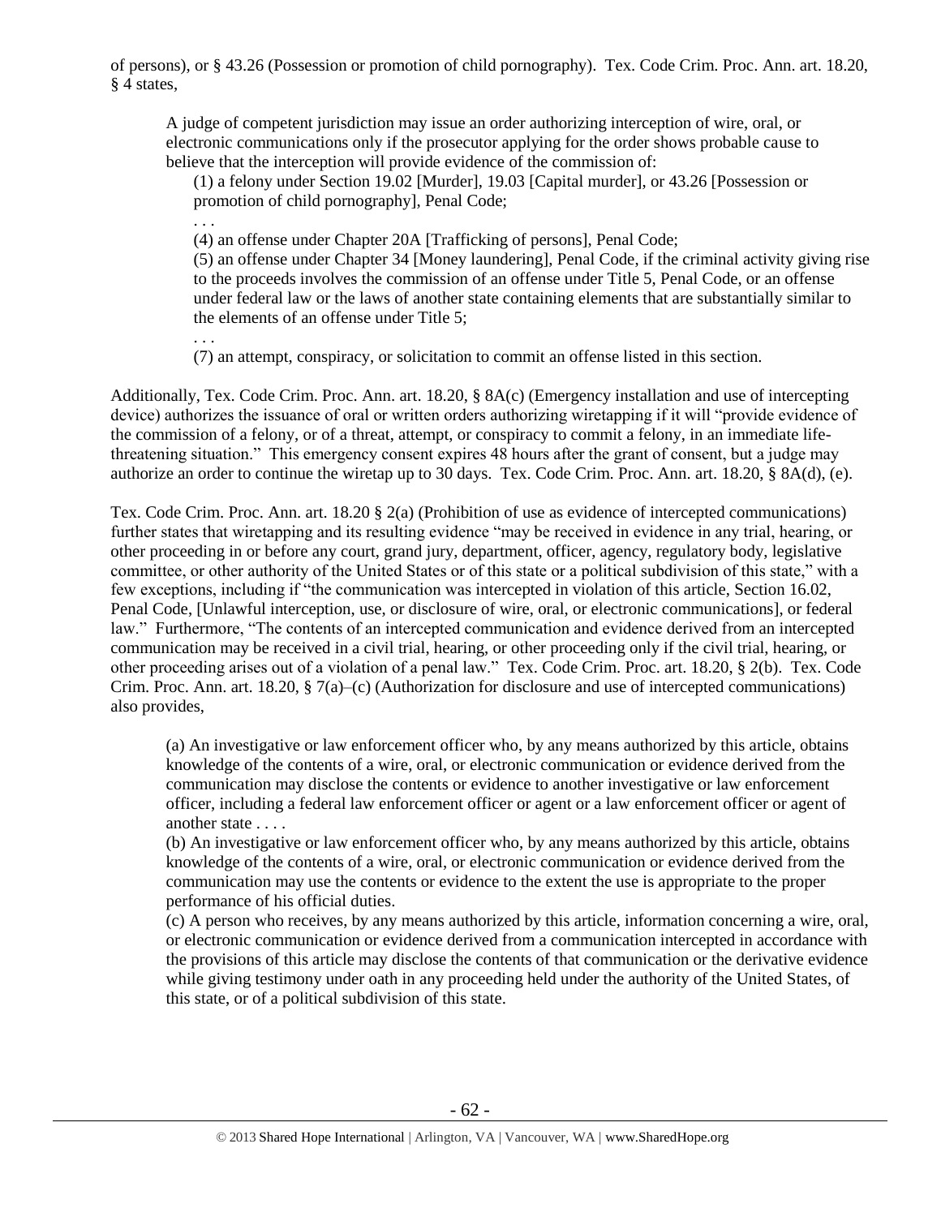of persons), or § 43.26 (Possession or promotion of child pornography). Tex. Code Crim. Proc. Ann. art. 18.20, § 4 states,

> A judge of competent jurisdiction may issue an order authorizing interception of wire, oral, or electronic communications only if the prosecutor applying for the order shows probable cause to believe that the interception will provide evidence of the commission of:
>
> (1) a felony under Section 19.02 [Murder], 19.03 [Capital murder], or 43.26 [Possession or promotion of child pornography], Penal Code;
>
> . . .
>
> (4) an offense under Chapter 20A [Trafficking of persons], Penal Code;
>
> (5) an offense under Chapter 34 [Money laundering], Penal Code, if the criminal activity giving rise to the proceeds involves the commission of an offense under Title 5, Penal Code, or an offense under federal law or the laws of another state containing elements that are substantially similar to the elements of an offense under Title 5;
>
> . . .
>
> (7) an attempt, conspiracy, or solicitation to commit an offense listed in this section.

Additionally, Tex. Code Crim. Proc. Ann. art. 18.20, § 8A(c) (Emergency installation and use of intercepting device) authorizes the issuance of oral or written orders authorizing wiretapping if it will "provide evidence of the commission of a felony, or of a threat, attempt, or conspiracy to commit a felony, in an immediate life-threatening situation." This emergency consent expires 48 hours after the grant of consent, but a judge may authorize an order to continue the wiretap up to 30 days. Tex. Code Crim. Proc. Ann. art. 18.20, § 8A(d), (e).

Tex. Code Crim. Proc. Ann. art. 18.20 § 2(a) (Prohibition of use as evidence of intercepted communications) further states that wiretapping and its resulting evidence "may be received in evidence in any trial, hearing, or other proceeding in or before any court, grand jury, department, officer, agency, regulatory body, legislative committee, or other authority of the United States or of this state or a political subdivision of this state," with a few exceptions, including if "the communication was intercepted in violation of this article, Section 16.02, Penal Code, [Unlawful interception, use, or disclosure of wire, oral, or electronic communications], or federal law." Furthermore, "The contents of an intercepted communication and evidence derived from an intercepted communication may be received in a civil trial, hearing, or other proceeding only if the civil trial, hearing, or other proceeding arises out of a violation of a penal law." Tex. Code Crim. Proc. art. 18.20, § 2(b). Tex. Code Crim. Proc. Ann. art. 18.20, § 7(a)–(c) (Authorization for disclosure and use of intercepted communications) also provides,

> (a) An investigative or law enforcement officer who, by any means authorized by this article, obtains knowledge of the contents of a wire, oral, or electronic communication or evidence derived from the communication may disclose the contents or evidence to another investigative or law enforcement officer, including a federal law enforcement officer or agent or a law enforcement officer or agent of another state . . . .
>
> (b) An investigative or law enforcement officer who, by any means authorized by this article, obtains knowledge of the contents of a wire, oral, or electronic communication or evidence derived from the communication may use the contents or evidence to the extent the use is appropriate to the proper performance of his official duties.
>
> (c) A person who receives, by any means authorized by this article, information concerning a wire, oral, or electronic communication or evidence derived from a communication intercepted in accordance with the provisions of this article may disclose the contents of that communication or the derivative evidence while giving testimony under oath in any proceeding held under the authority of the United States, of this state, or of a political subdivision of this state.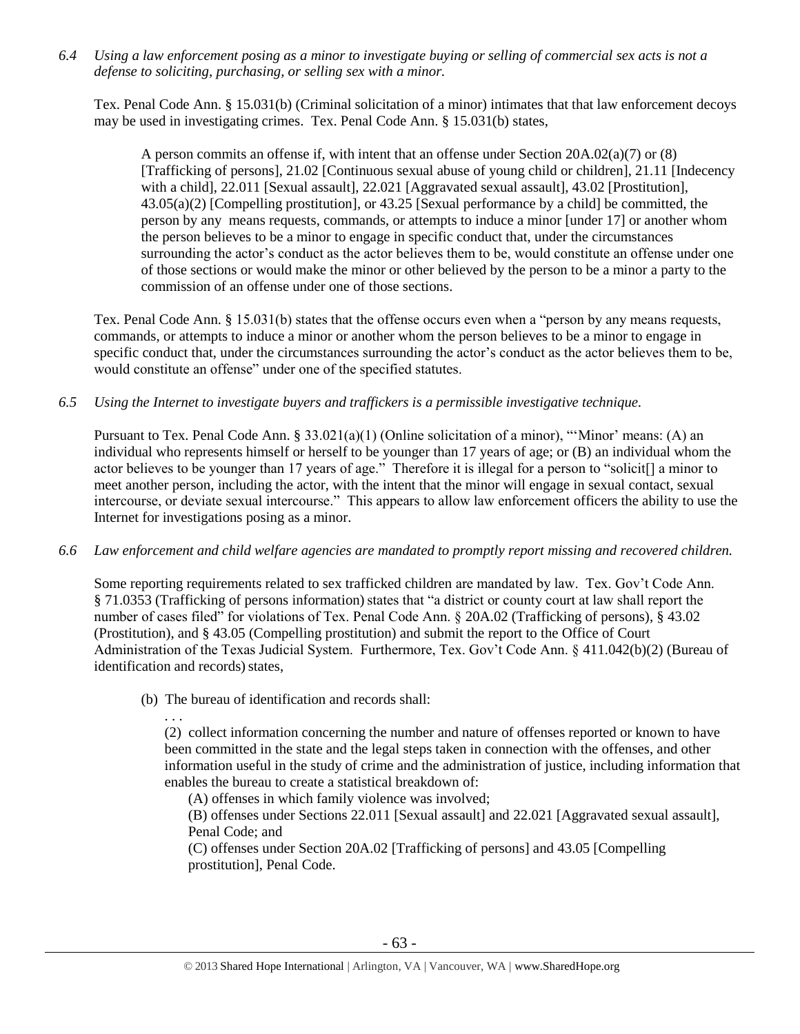*6.4 Using a law enforcement posing as a minor to investigate buying or selling of commercial sex acts is not a defense to soliciting, purchasing, or selling sex with a minor.*

Tex. Penal Code Ann. § 15.031(b) (Criminal solicitation of a minor) intimates that that law enforcement decoys may be used in investigating crimes. Tex. Penal Code Ann. § 15.031(b) states,

> A person commits an offense if, with intent that an offense under Section 20A.02(a)(7) or (8) [Trafficking of persons], 21.02 [Continuous sexual abuse of young child or children], 21.11 [Indecency with a child], 22.011 [Sexual assault], 22.021 [Aggravated sexual assault], 43.02 [Prostitution], 43.05(a)(2) [Compelling prostitution], or 43.25 [Sexual performance by a child] be committed, the person by any means requests, commands, or attempts to induce a minor [under 17] or another whom the person believes to be a minor to engage in specific conduct that, under the circumstances surrounding the actor's conduct as the actor believes them to be, would constitute an offense under one of those sections or would make the minor or other believed by the person to be a minor a party to the commission of an offense under one of those sections.

Tex. Penal Code Ann. § 15.031(b) states that the offense occurs even when a "person by any means requests, commands, or attempts to induce a minor or another whom the person believes to be a minor to engage in specific conduct that, under the circumstances surrounding the actor's conduct as the actor believes them to be, would constitute an offense" under one of the specified statutes.

*6.5 Using the Internet to investigate buyers and traffickers is a permissible investigative technique.*

Pursuant to Tex. Penal Code Ann. § 33.021(a)(1) (Online solicitation of a minor), "'Minor' means: (A) an individual who represents himself or herself to be younger than 17 years of age; or (B) an individual whom the actor believes to be younger than 17 years of age." Therefore it is illegal for a person to "solicit[] a minor to meet another person, including the actor, with the intent that the minor will engage in sexual contact, sexual intercourse, or deviate sexual intercourse." This appears to allow law enforcement officers the ability to use the Internet for investigations posing as a minor.

*6.6 Law enforcement and child welfare agencies are mandated to promptly report missing and recovered children.*

Some reporting requirements related to sex trafficked children are mandated by law. Tex. Gov't Code Ann. § 71.0353 (Trafficking of persons information) states that "a district or county court at law shall report the number of cases filed" for violations of Tex. Penal Code Ann. § 20A.02 (Trafficking of persons), § 43.02 (Prostitution), and § 43.05 (Compelling prostitution) and submit the report to the Office of Court Administration of the Texas Judicial System. Furthermore, Tex. Gov't Code Ann. § 411.042(b)(2) (Bureau of identification and records) states,

> (b) The bureau of identification and records shall:
>
> . . .
>
> (2) collect information concerning the number and nature of offenses reported or known to have been committed in the state and the legal steps taken in connection with the offenses, and other information useful in the study of crime and the administration of justice, including information that enables the bureau to create a statistical breakdown of:
>
> (A) offenses in which family violence was involved;
>
> (B) offenses under Sections 22.011 [Sexual assault] and 22.021 [Aggravated sexual assault], Penal Code; and
>
> (C) offenses under Section 20A.02 [Trafficking of persons] and 43.05 [Compelling prostitution], Penal Code.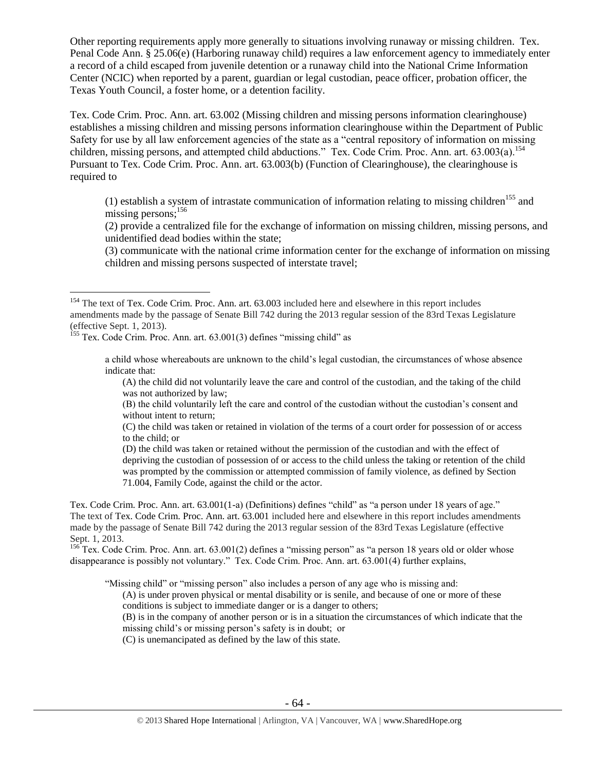Other reporting requirements apply more generally to situations involving runaway or missing children. Tex. Penal Code Ann. § 25.06(e) (Harboring runaway child) requires a law enforcement agency to immediately enter a record of a child escaped from juvenile detention or a runaway child into the National Crime Information Center (NCIC) when reported by a parent, guardian or legal custodian, peace officer, probation officer, the Texas Youth Council, a foster home, or a detention facility.

Tex. Code Crim. Proc. Ann. art. 63.002 (Missing children and missing persons information clearinghouse) establishes a missing children and missing persons information clearinghouse within the Department of Public Safety for use by all law enforcement agencies of the state as a "central repository of information on missing children, missing persons, and attempted child abductions." Tex. Code Crim. Proc. Ann. art. 63.003(a).[154] Pursuant to Tex. Code Crim. Proc. Ann. art. 63.003(b) (Function of Clearinghouse), the clearinghouse is required to

> (1) establish a system of intrastate communication of information relating to missing children[155] and missing persons;[156]
>
> (2) provide a centralized file for the exchange of information on missing children, missing persons, and unidentified dead bodies within the state;
>
> (3) communicate with the national crime information center for the exchange of information on missing children and missing persons suspected of interstate travel;

---

[154] The text of Tex. Code Crim. Proc. Ann. art. 63.003 included here and elsewhere in this report includes amendments made by the passage of Senate Bill 742 during the 2013 regular session of the 83rd Texas Legislature (effective Sept. 1, 2013).

[155] Tex. Code Crim. Proc. Ann. art. 63.001(3) defines "missing child" as

> a child whose whereabouts are unknown to the child's legal custodian, the circumstances of whose absence indicate that:
>
> (A) the child did not voluntarily leave the care and control of the custodian, and the taking of the child was not authorized by law;
>
> (B) the child voluntarily left the care and control of the custodian without the custodian's consent and without intent to return;
>
> (C) the child was taken or retained in violation of the terms of a court order for possession of or access to the child; or
>
> (D) the child was taken or retained without the permission of the custodian and with the effect of depriving the custodian of possession of or access to the child unless the taking or retention of the child was prompted by the commission or attempted commission of family violence, as defined by Section 71.004, Family Code, against the child or the actor.

Tex. Code Crim. Proc. Ann. art. 63.001(1-a) (Definitions) defines "child" as "a person under 18 years of age." The text of Tex. Code Crim. Proc. Ann. art. 63.001 included here and elsewhere in this report includes amendments made by the passage of Senate Bill 742 during the 2013 regular session of the 83rd Texas Legislature (effective Sept. 1, 2013.

[156] Tex. Code Crim. Proc. Ann. art. 63.001(2) defines a "missing person" as "a person 18 years old or older whose disappearance is possibly not voluntary." Tex. Code Crim. Proc. Ann. art. 63.001(4) further explains,

> "Missing child" or "missing person" also includes a person of any age who is missing and:
>
> (A) is under proven physical or mental disability or is senile, and because of one or more of these conditions is subject to immediate danger or is a danger to others;
>
> (B) is in the company of another person or is in a situation the circumstances of which indicate that the missing child's or missing person's safety is in doubt; or
>
> (C) is unemancipated as defined by the law of this state.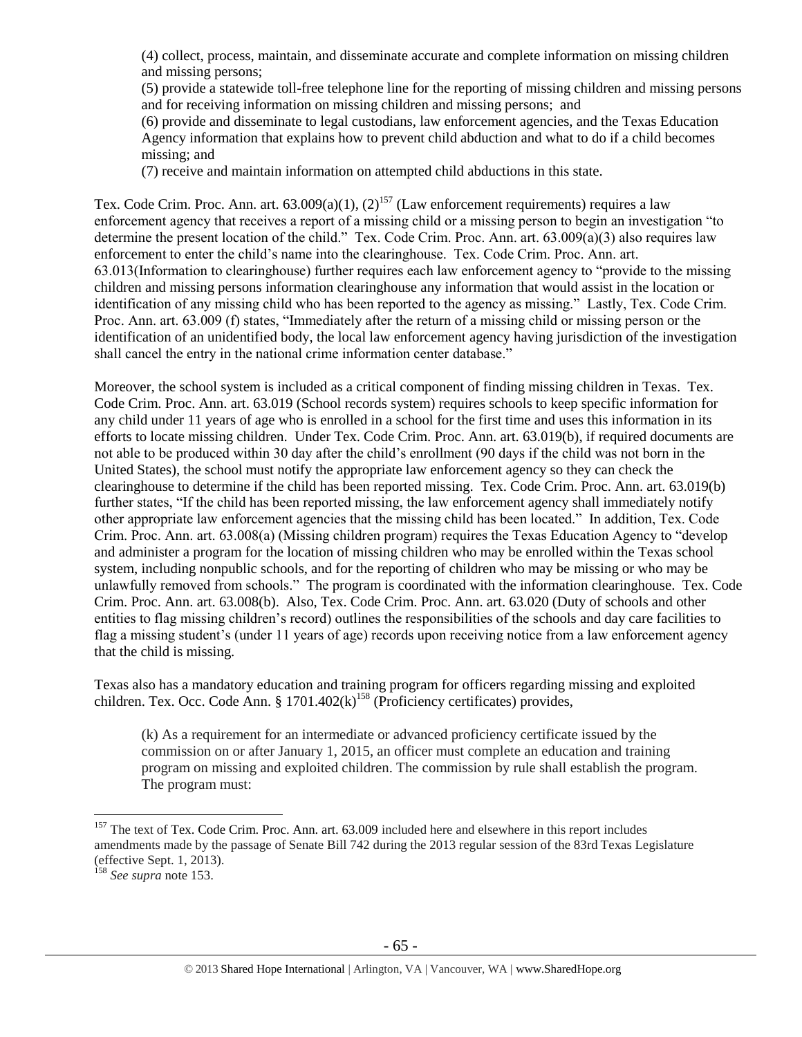(4) collect, process, maintain, and disseminate accurate and complete information on missing children and missing persons;

(5) provide a statewide toll-free telephone line for the reporting of missing children and missing persons and for receiving information on missing children and missing persons; and

(6) provide and disseminate to legal custodians, law enforcement agencies, and the Texas Education Agency information that explains how to prevent child abduction and what to do if a child becomes missing; and

(7) receive and maintain information on attempted child abductions in this state.

Tex. Code Crim. Proc. Ann. art. 63.009(a)(1), (2)[157] (Law enforcement requirements) requires a law enforcement agency that receives a report of a missing child or a missing person to begin an investigation "to determine the present location of the child." Tex. Code Crim. Proc. Ann. art. 63.009(a)(3) also requires law enforcement to enter the child's name into the clearinghouse. Tex. Code Crim. Proc. Ann. art. 63.013(Information to clearinghouse) further requires each law enforcement agency to "provide to the missing children and missing persons information clearinghouse any information that would assist in the location or identification of any missing child who has been reported to the agency as missing." Lastly, Tex. Code Crim. Proc. Ann. art. 63.009 (f) states, "Immediately after the return of a missing child or missing person or the identification of an unidentified body, the local law enforcement agency having jurisdiction of the investigation shall cancel the entry in the national crime information center database."

Moreover, the school system is included as a critical component of finding missing children in Texas. Tex. Code Crim. Proc. Ann. art. 63.019 (School records system) requires schools to keep specific information for any child under 11 years of age who is enrolled in a school for the first time and uses this information in its efforts to locate missing children. Under Tex. Code Crim. Proc. Ann. art. 63.019(b), if required documents are not able to be produced within 30 day after the child's enrollment (90 days if the child was not born in the United States), the school must notify the appropriate law enforcement agency so they can check the clearinghouse to determine if the child has been reported missing. Tex. Code Crim. Proc. Ann. art. 63.019(b) further states, "If the child has been reported missing, the law enforcement agency shall immediately notify other appropriate law enforcement agencies that the missing child has been located." In addition, Tex. Code Crim. Proc. Ann. art. 63.008(a) (Missing children program) requires the Texas Education Agency to "develop and administer a program for the location of missing children who may be enrolled within the Texas school system, including nonpublic schools, and for the reporting of children who may be missing or who may be unlawfully removed from schools." The program is coordinated with the information clearinghouse. Tex. Code Crim. Proc. Ann. art. 63.008(b). Also, Tex. Code Crim. Proc. Ann. art. 63.020 (Duty of schools and other entities to flag missing children's record) outlines the responsibilities of the schools and day care facilities to flag a missing student's (under 11 years of age) records upon receiving notice from a law enforcement agency that the child is missing.

Texas also has a mandatory education and training program for officers regarding missing and exploited children. Tex. Occ. Code Ann. § 1701.402(k)[158] (Proficiency certificates) provides,

> (k) As a requirement for an intermediate or advanced proficiency certificate issued by the commission on or after January 1, 2015, an officer must complete an education and training program on missing and exploited children. The commission by rule shall establish the program. The program must:

---

[157] The text of Tex. Code Crim. Proc. Ann. art. 63.009 included here and elsewhere in this report includes amendments made by the passage of Senate Bill 742 during the 2013 regular session of the 83rd Texas Legislature (effective Sept. 1, 2013).

[158] *See supra* note 153.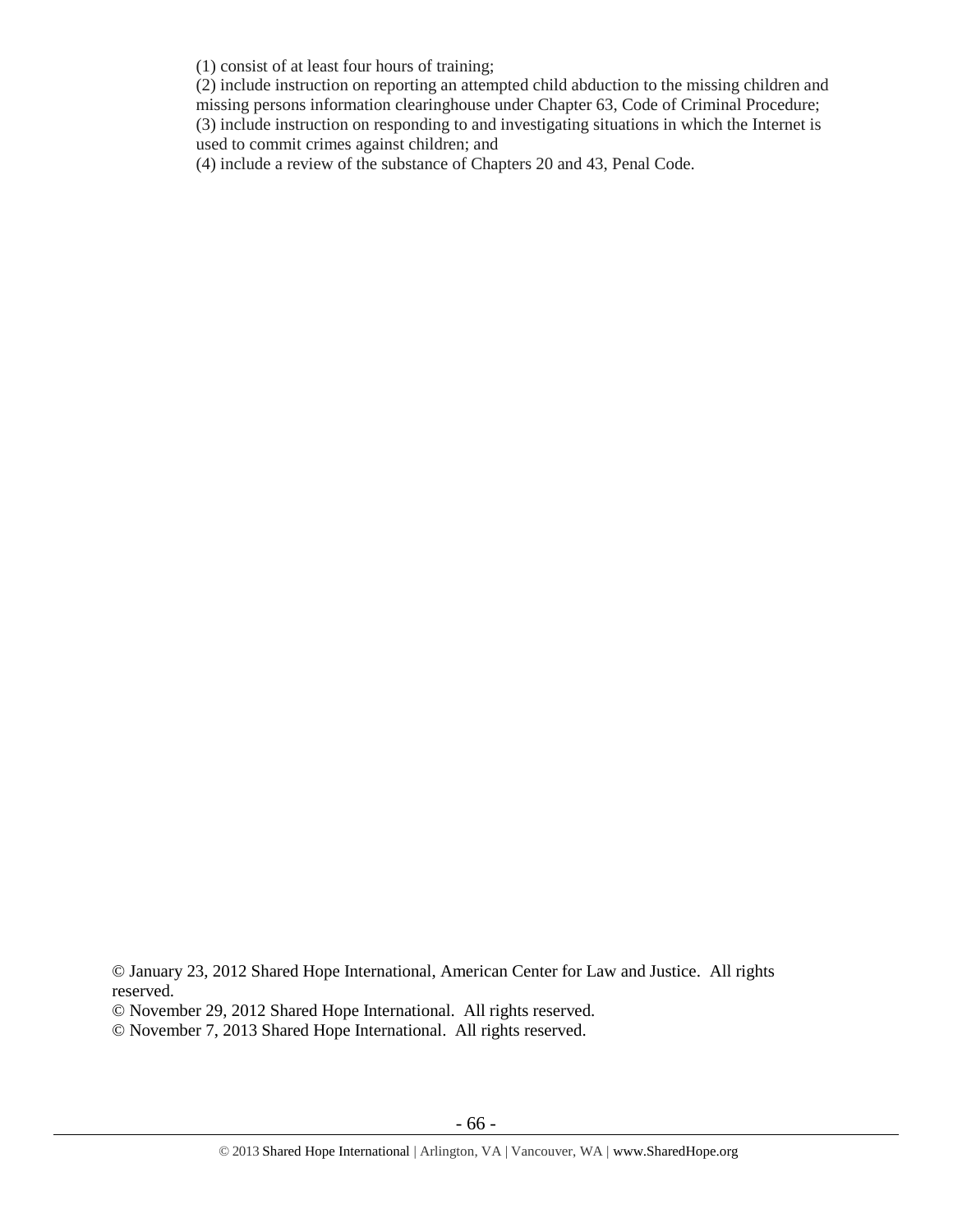(1) consist of at least four hours of training;
(2) include instruction on reporting an attempted child abduction to the missing children and missing persons information clearinghouse under Chapter 63, Code of Criminal Procedure;
(3) include instruction on responding to and investigating situations in which the Internet is used to commit crimes against children; and
(4) include a review of the substance of Chapters 20 and 43, Penal Code.

© January 23, 2012 Shared Hope International, American Center for Law and Justice. All rights reserved.
© November 29, 2012 Shared Hope International. All rights reserved.
© November 7, 2013 Shared Hope International. All rights reserved.